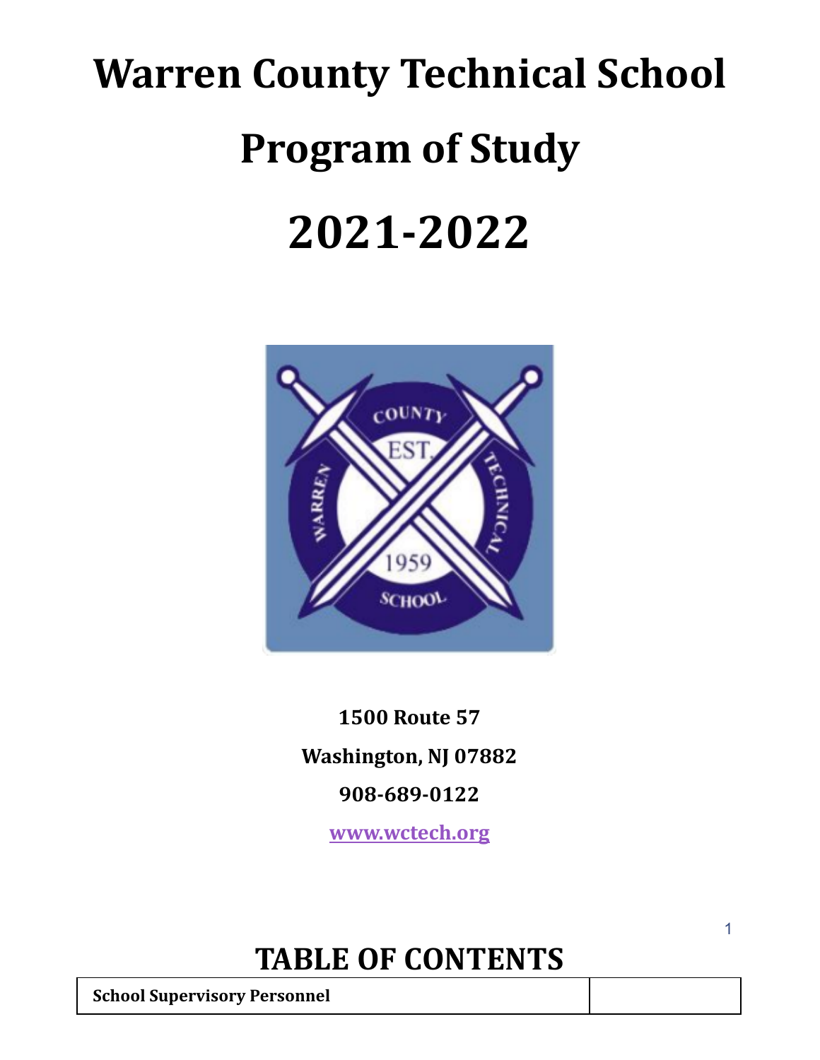# Warren County Technical School

# Program of Study

# 2021-2022

**1500 Route 57**

**Washington, NJ 07882**

**908-689-0122**

**www.wctech.org**

## TABLE OF CONTENTS

| School Supervisory Personnel | |
| --- | --- |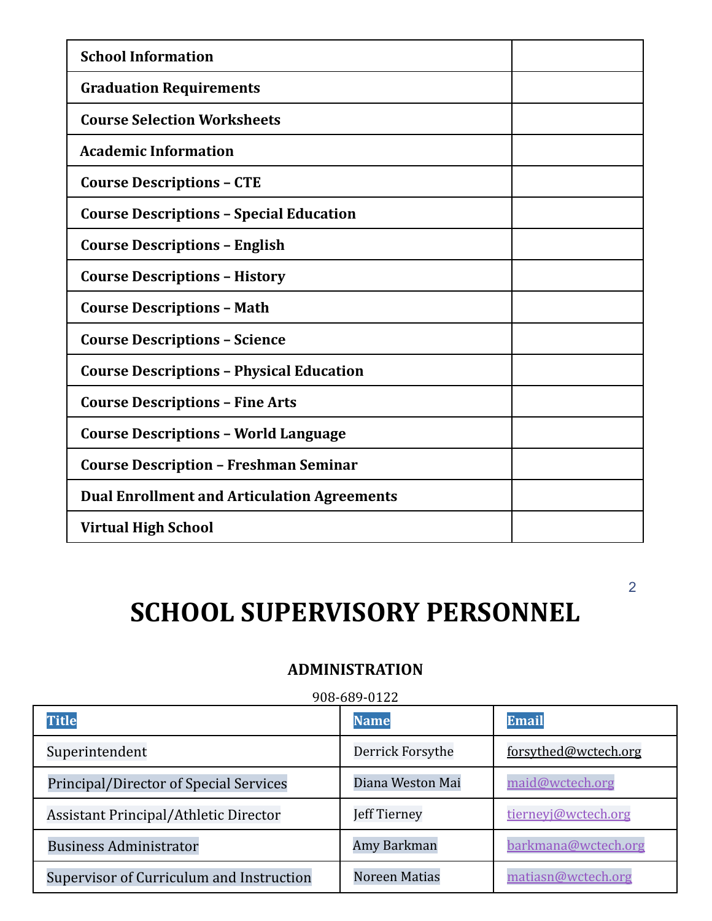| | |
|---|---|
| **School Information** | |
| **Graduation Requirements** | |
| **Course Selection Worksheets** | |
| **Academic Information** | |
| **Course Descriptions – CTE** | |
| **Course Descriptions – Special Education** | |
| **Course Descriptions – English** | |
| **Course Descriptions – History** | |
| **Course Descriptions – Math** | |
| **Course Descriptions – Science** | |
| **Course Descriptions – Physical Education** | |
| **Course Descriptions – Fine Arts** | |
| **Course Descriptions – World Language** | |
| **Course Description – Freshman Seminar** | |
| **Dual Enrollment and Articulation Agreements** | |
| **Virtual High School** | |

# SCHOOL SUPERVISORY PERSONNEL

### ADMINISTRATION

908-689-0122

| Title | Name | Email |
|---|---|---|
| Superintendent | Derrick Forsythe | forsythed@wctech.org |
| Principal/Director of Special Services | Diana Weston Mai | maid@wctech.org |
| Assistant Principal/Athletic Director | Jeff Tierney | tierneyj@wctech.org |
| Business Administrator | Amy Barkman | barkmana@wctech.org |
| Supervisor of Curriculum and Instruction | Noreen Matias | matiasn@wctech.org |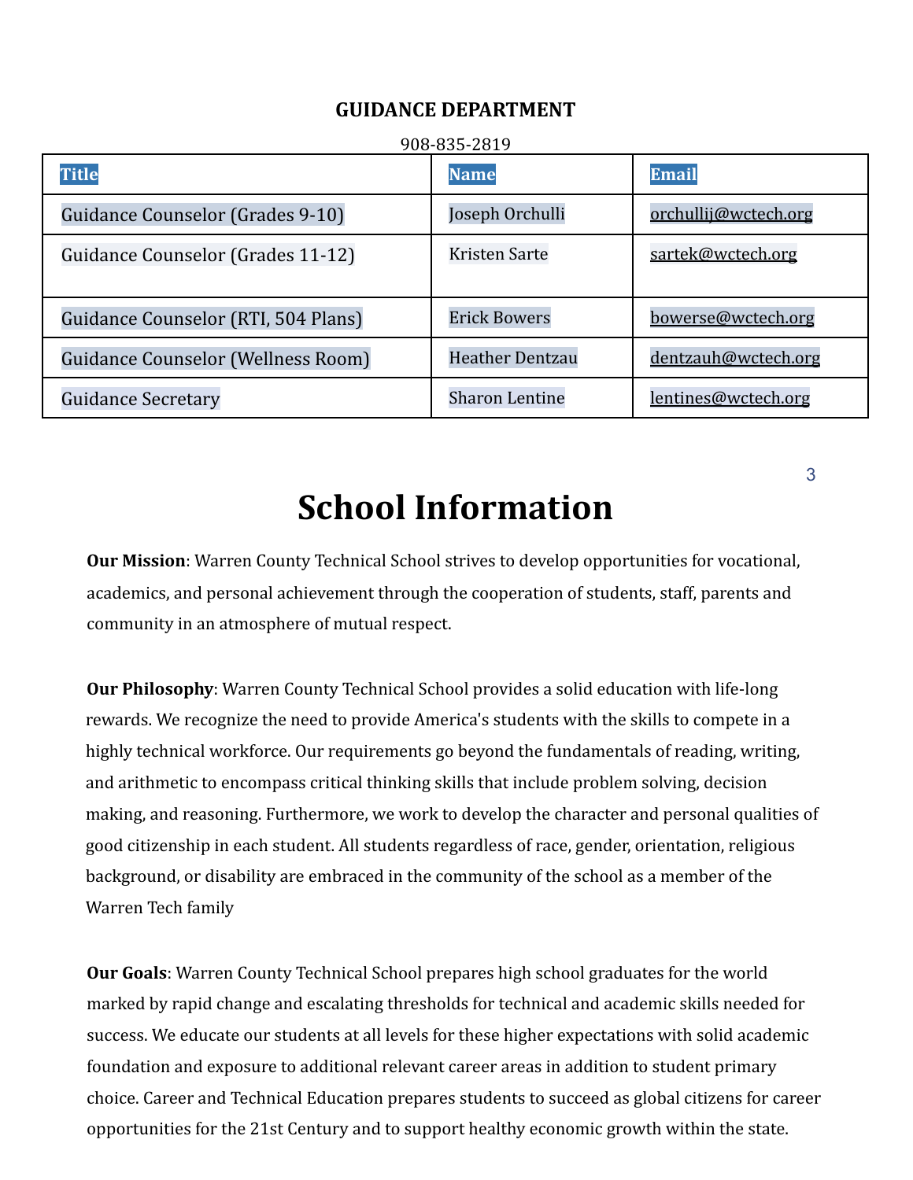**GUIDANCE DEPARTMENT**

908-835-2819

| Title | Name | Email |
|---|---|---|
| Guidance Counselor (Grades 9-10) | Joseph Orchulli | orchullij@wctech.org |
| Guidance Counselor (Grades 11-12) | Kristen Sarte | sartek@wctech.org |
| Guidance Counselor (RTI, 504 Plans) | Erick Bowers | bowerse@wctech.org |
| Guidance Counselor (Wellness Room) | Heather Dentzau | dentzauh@wctech.org |
| Guidance Secretary | Sharon Lentine | lentines@wctech.org |

# School Information

**Our Mission**: Warren County Technical School strives to develop opportunities for vocational, academics, and personal achievement through the cooperation of students, staff, parents and community in an atmosphere of mutual respect.

**Our Philosophy**: Warren County Technical School provides a solid education with life-long rewards. We recognize the need to provide America's students with the skills to compete in a highly technical workforce. Our requirements go beyond the fundamentals of reading, writing, and arithmetic to encompass critical thinking skills that include problem solving, decision making, and reasoning. Furthermore, we work to develop the character and personal qualities of good citizenship in each student. All students regardless of race, gender, orientation, religious background, or disability are embraced in the community of the school as a member of the Warren Tech family

**Our Goals**: Warren County Technical School prepares high school graduates for the world marked by rapid change and escalating thresholds for technical and academic skills needed for success. We educate our students at all levels for these higher expectations with solid academic foundation and exposure to additional relevant career areas in addition to student primary choice. Career and Technical Education prepares students to succeed as global citizens for career opportunities for the 21st Century and to support healthy economic growth within the state.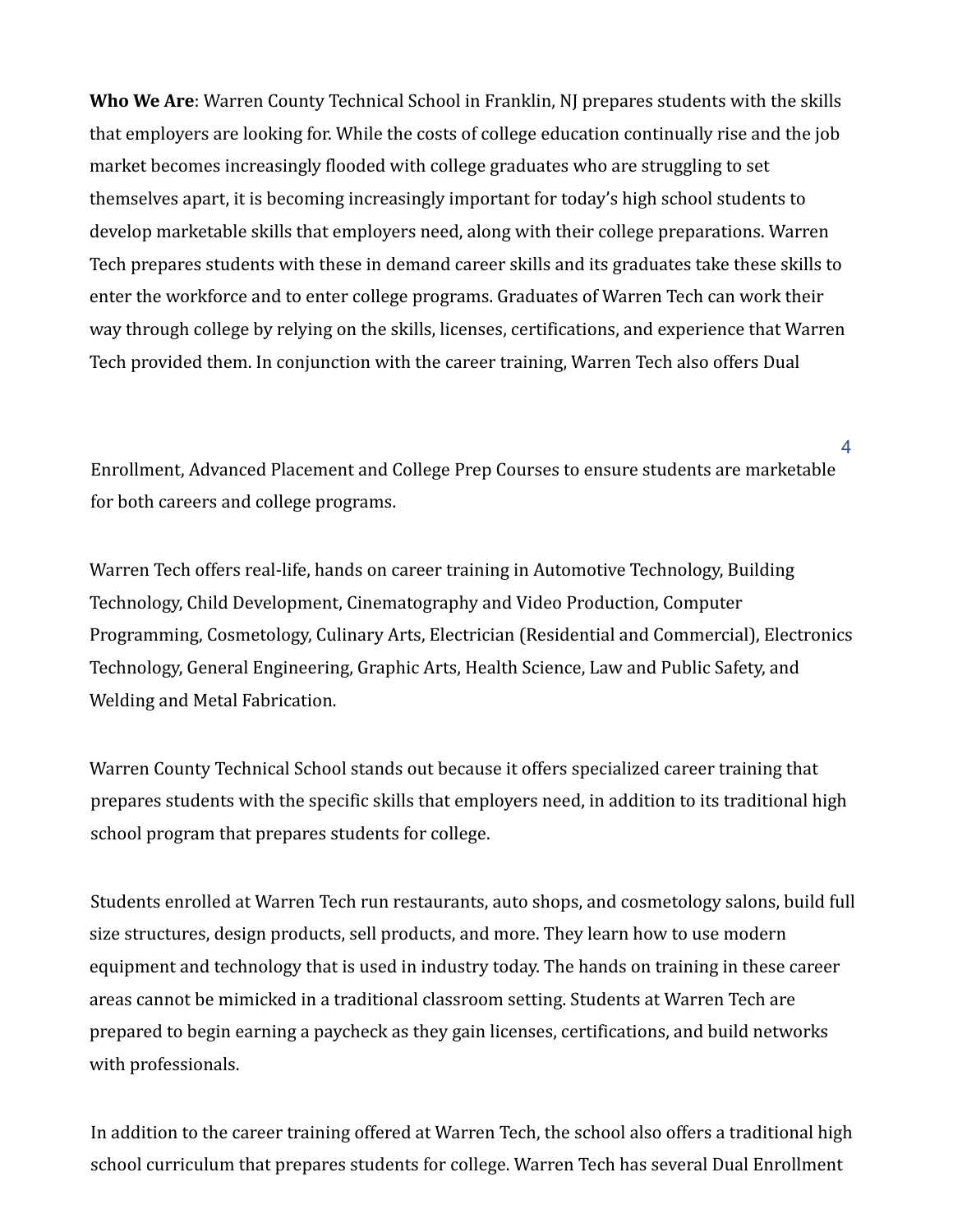**Who We Are**: Warren County Technical School in Franklin, NJ prepares students with the skills that employers are looking for. While the costs of college education continually rise and the job market becomes increasingly flooded with college graduates who are struggling to set themselves apart, it is becoming increasingly important for today's high school students to develop marketable skills that employers need, along with their college preparations. Warren Tech prepares students with these in demand career skills and its graduates take these skills to enter the workforce and to enter college programs. Graduates of Warren Tech can work their way through college by relying on the skills, licenses, certifications, and experience that Warren Tech provided them. In conjunction with the career training, Warren Tech also offers Dual Enrollment, Advanced Placement and College Prep Courses to ensure students are marketable for both careers and college programs.

Warren Tech offers real-life, hands on career training in Automotive Technology, Building Technology, Child Development, Cinematography and Video Production, Computer Programming, Cosmetology, Culinary Arts, Electrician (Residential and Commercial), Electronics Technology, General Engineering, Graphic Arts, Health Science, Law and Public Safety, and Welding and Metal Fabrication.

Warren County Technical School stands out because it offers specialized career training that prepares students with the specific skills that employers need, in addition to its traditional high school program that prepares students for college.

Students enrolled at Warren Tech run restaurants, auto shops, and cosmetology salons, build full size structures, design products, sell products, and more. They learn how to use modern equipment and technology that is used in industry today. The hands on training in these career areas cannot be mimicked in a traditional classroom setting. Students at Warren Tech are prepared to begin earning a paycheck as they gain licenses, certifications, and build networks with professionals.

In addition to the career training offered at Warren Tech, the school also offers a traditional high school curriculum that prepares students for college. Warren Tech has several Dual Enrollment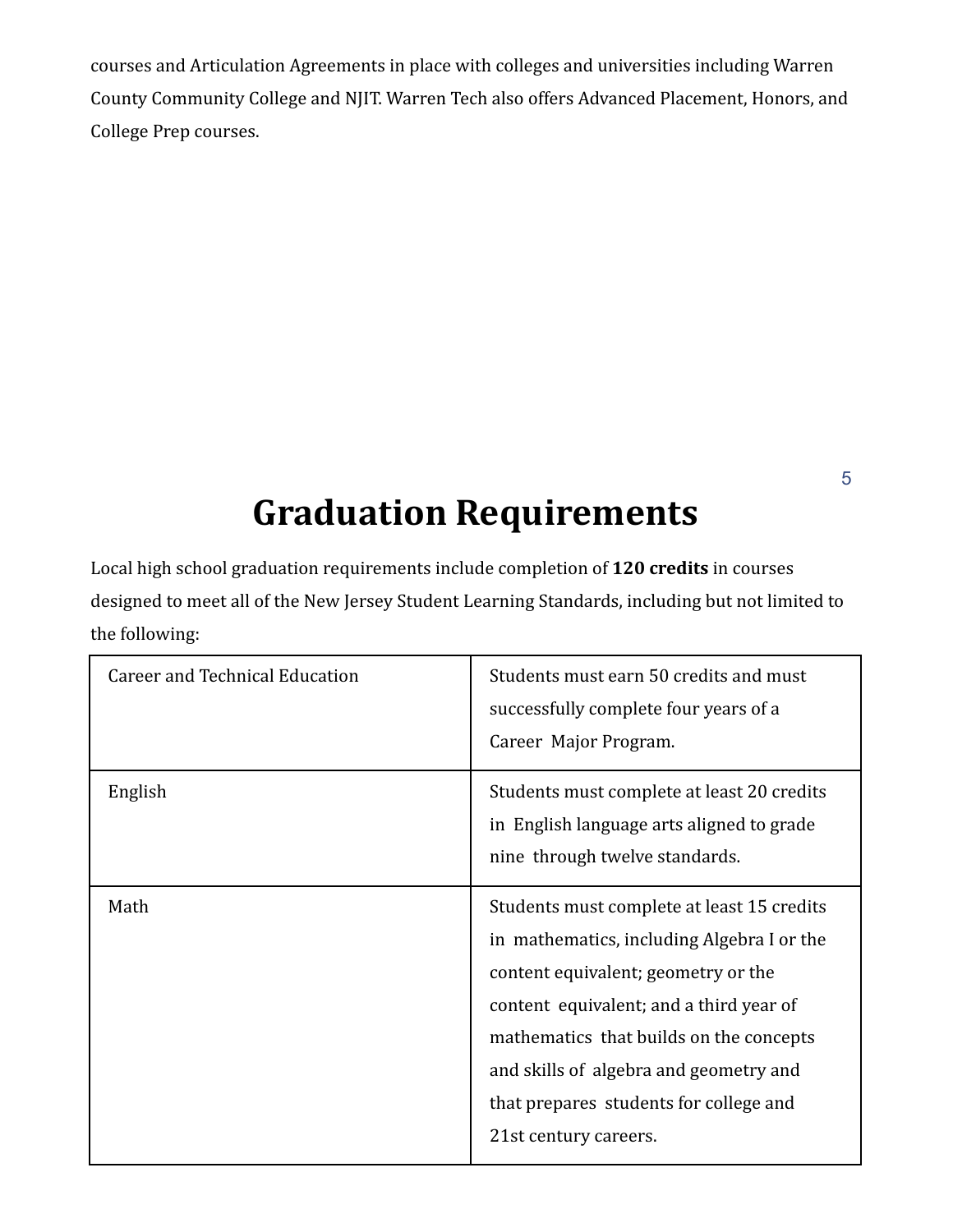courses and Articulation Agreements in place with colleges and universities including Warren County Community College and NJIT. Warren Tech also offers Advanced Placement, Honors, and College Prep courses.

# Graduation Requirements

Local high school graduation requirements include completion of **120 credits** in courses designed to meet all of the New Jersey Student Learning Standards, including but not limited to the following:

| | |
|---|---|
| Career and Technical Education | Students must earn 50 credits and must successfully complete four years of a Career Major Program. |
| English | Students must complete at least 20 credits in English language arts aligned to grade nine through twelve standards. |
| Math | Students must complete at least 15 credits in mathematics, including Algebra I or the content equivalent; geometry or the content equivalent; and a third year of mathematics that builds on the concepts and skills of algebra and geometry and that prepares students for college and 21st century careers. |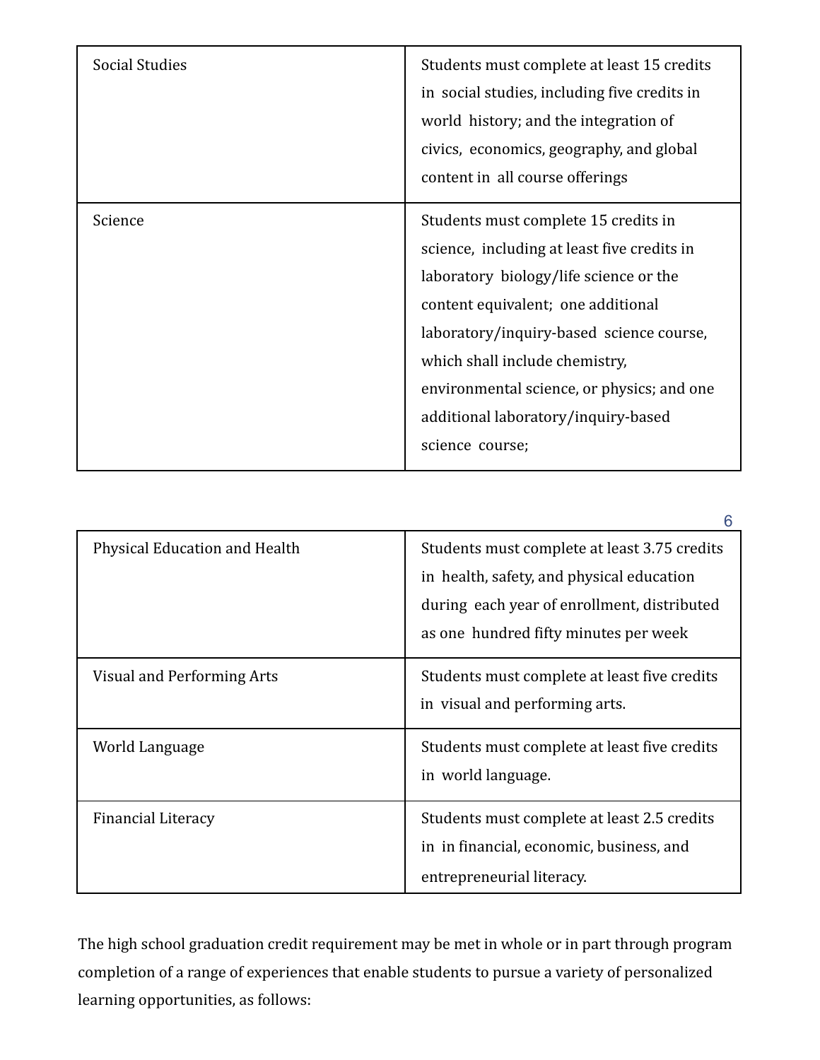| | |
|---|---|
| Social Studies | Students must complete at least 15 credits in social studies, including five credits in world history; and the integration of civics, economics, geography, and global content in all course offerings |
| Science | Students must complete 15 credits in science, including at least five credits in laboratory biology/life science or the content equivalent; one additional laboratory/inquiry-based science course, which shall include chemistry, environmental science, or physics; and one additional laboratory/inquiry-based science course; |
| Physical Education and Health | Students must complete at least 3.75 credits in health, safety, and physical education during each year of enrollment, distributed as one hundred fifty minutes per week |
| Visual and Performing Arts | Students must complete at least five credits in visual and performing arts. |
| World Language | Students must complete at least five credits in world language. |
| Financial Literacy | Students must complete at least 2.5 credits in in financial, economic, business, and entrepreneurial literacy. |

The high school graduation credit requirement may be met in whole or in part through program completion of a range of experiences that enable students to pursue a variety of personalized learning opportunities, as follows: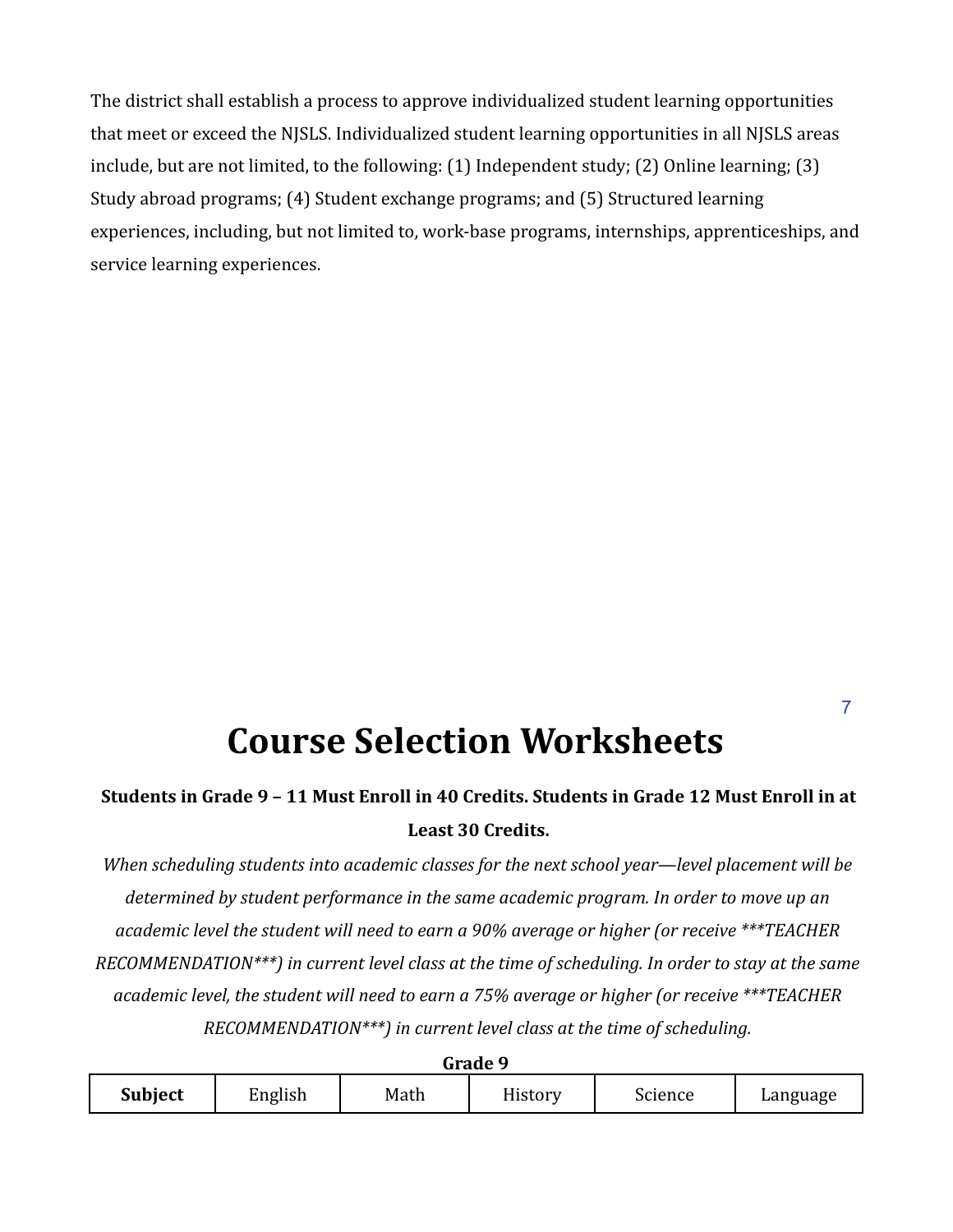The district shall establish a process to approve individualized student learning opportunities that meet or exceed the NJSLS. Individualized student learning opportunities in all NJSLS areas include, but are not limited, to the following: (1) Independent study; (2) Online learning; (3) Study abroad programs; (4) Student exchange programs; and (5) Structured learning experiences, including, but not limited to, work-base programs, internships, apprenticeships, and service learning experiences.

# Course Selection Worksheets

**Students in Grade 9 – 11 Must Enroll in 40 Credits. Students in Grade 12 Must Enroll in at Least 30 Credits.**

*When scheduling students into academic classes for the next school year—level placement will be determined by student performance in the same academic program. In order to move up an academic level the student will need to earn a 90% average or higher (or receive ***TEACHER RECOMMENDATION***) in current level class at the time of scheduling. In order to stay at the same academic level, the student will need to earn a 75% average or higher (or receive ***TEACHER RECOMMENDATION***) in current level class at the time of scheduling.*

**Grade 9**

| **Subject** | English | Math | History | Science | Language |
|---|---|---|---|---|---|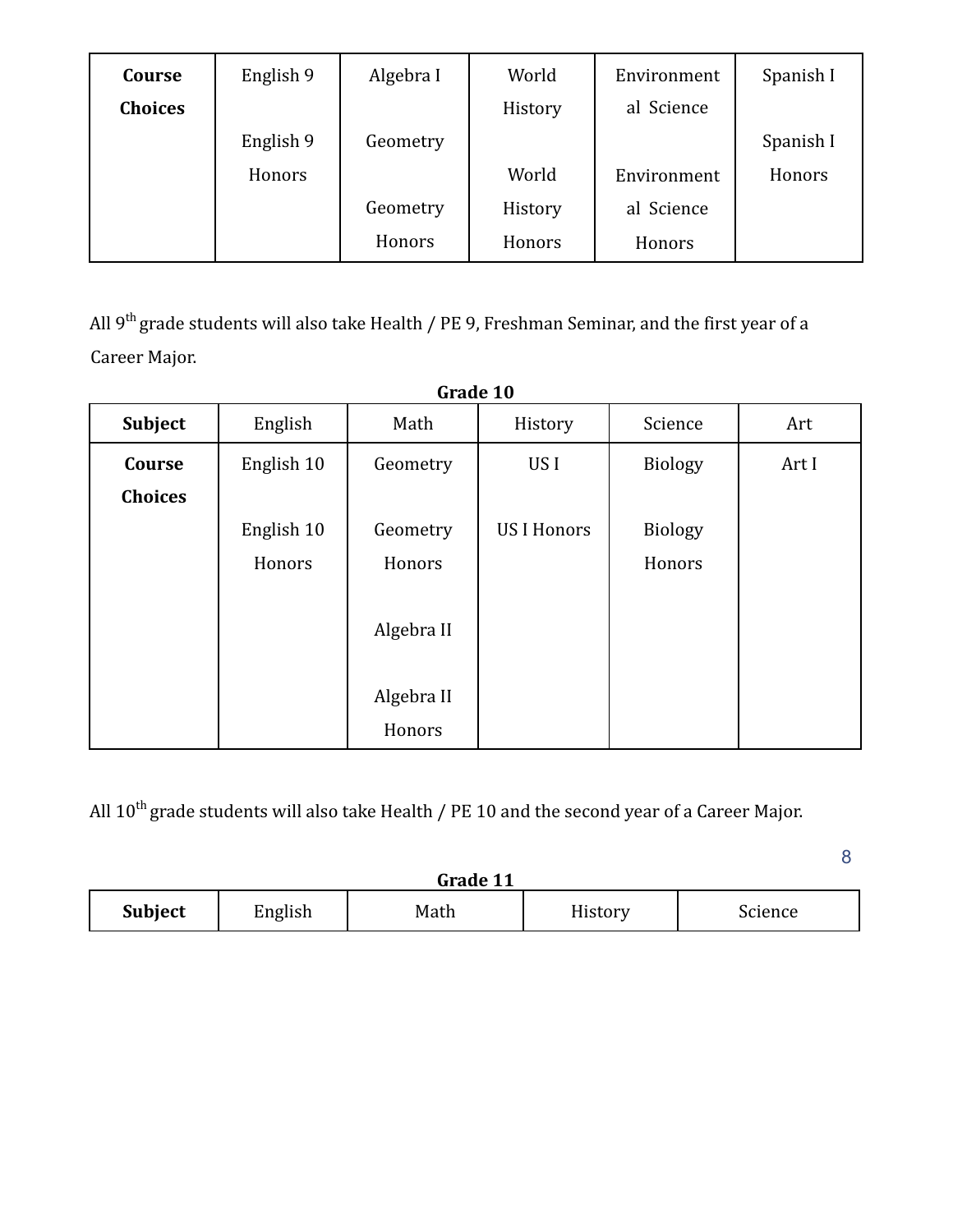| Course Choices | English 9<br><br>English 9 Honors | Algebra I<br><br>Geometry<br><br>Geometry Honors | World History<br><br>World History Honors | Environmental Science<br><br>Environmental Science Honors | Spanish I<br><br>Spanish I Honors |
|---|---|---|---|---|---|

All 9th grade students will also take Health / PE 9, Freshman Seminar, and the first year of a Career Major.

**Grade 10**

| Subject | English | Math | History | Science | Art |
|---|---|---|---|---|---|
| **Course Choices** | English 10<br><br>English 10 Honors | Geometry<br><br>Geometry Honors<br><br>Algebra II<br><br>Algebra II Honors | US I<br><br>US I Honors | Biology<br><br>Biology Honors | Art I |

All 10th grade students will also take Health / PE 10 and the second year of a Career Major.

**Grade 11**

| Subject | English | Math | History | Science |
|---|---|---|---|---|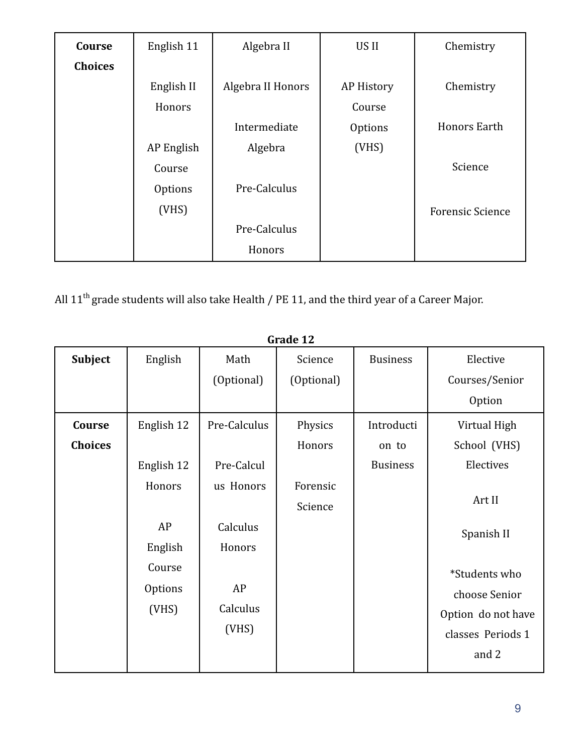| Course Choices | English 11<br><br>English II Honors<br><br>AP English Course Options (VHS) | Algebra II<br><br>Algebra II Honors<br><br>Intermediate Algebra<br><br>Pre-Calculus<br><br>Pre-Calculus Honors | US II<br><br>AP History Course Options (VHS) | Chemistry<br><br>Chemistry<br><br>Honors Earth<br><br>Science<br><br>Forensic Science |
|---|---|---|---|---|

All 11th grade students will also take Health / PE 11, and the third year of a Career Major.

**Grade 12**

| Subject | English | Math (Optional) | Science (Optional) | Business | Elective Courses/Senior Option |
|---|---|---|---|---|---|
| **Course Choices** | English 12<br><br>English 12 Honors<br><br>AP English Course Options (VHS) | Pre-Calculus<br><br>Pre-Calculus Honors<br><br>Calculus Honors<br><br>AP Calculus (VHS) | Physics Honors<br><br>Forensic Science | Introduction to Business | Virtual High School (VHS) Electives<br><br>Art II<br><br>Spanish II<br><br>*Students who choose Senior Option do not have classes Periods 1 and 2 |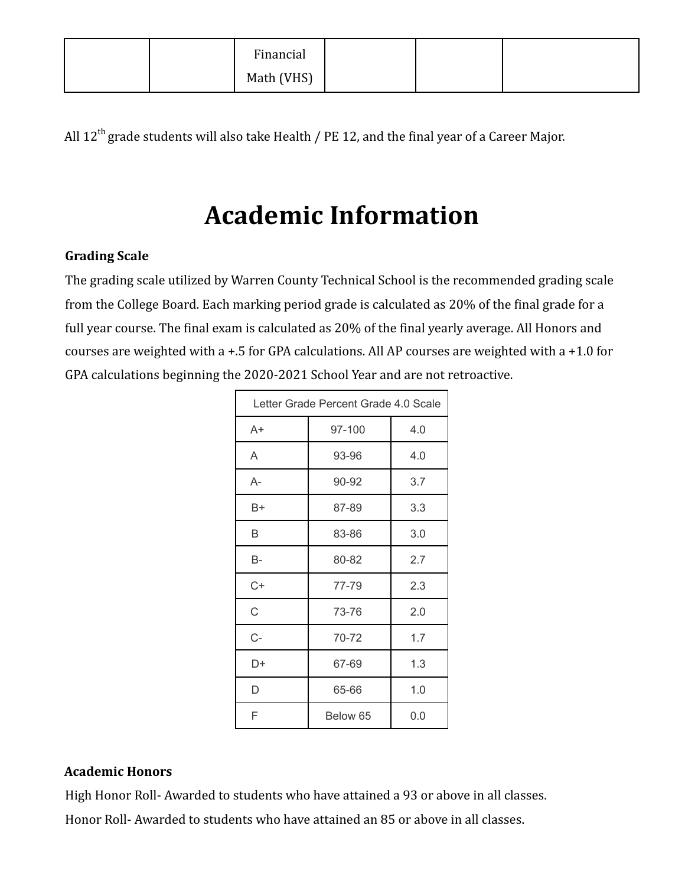| | | Financial Math (VHS) | | | |
|---|---|---|---|---|---|

All 12th grade students will also take Health / PE 12, and the final year of a Career Major.

# Academic Information

**Grading Scale**

The grading scale utilized by Warren County Technical School is the recommended grading scale from the College Board. Each marking period grade is calculated as 20% of the final grade for a full year course. The final exam is calculated as 20% of the final yearly average. All Honors and courses are weighted with a +.5 for GPA calculations. All AP courses are weighted with a +1.0 for GPA calculations beginning the 2020-2021 School Year and are not retroactive.

| Letter Grade | Percent Grade | 4.0 Scale |
|---|---|---|
| A+ | 97-100 | 4.0 |
| A | 93-96 | 4.0 |
| A- | 90-92 | 3.7 |
| B+ | 87-89 | 3.3 |
| B | 83-86 | 3.0 |
| B- | 80-82 | 2.7 |
| C+ | 77-79 | 2.3 |
| C | 73-76 | 2.0 |
| C- | 70-72 | 1.7 |
| D+ | 67-69 | 1.3 |
| D | 65-66 | 1.0 |
| F | Below 65 | 0.0 |

**Academic Honors**

High Honor Roll- Awarded to students who have attained a 93 or above in all classes.

Honor Roll- Awarded to students who have attained an 85 or above in all classes.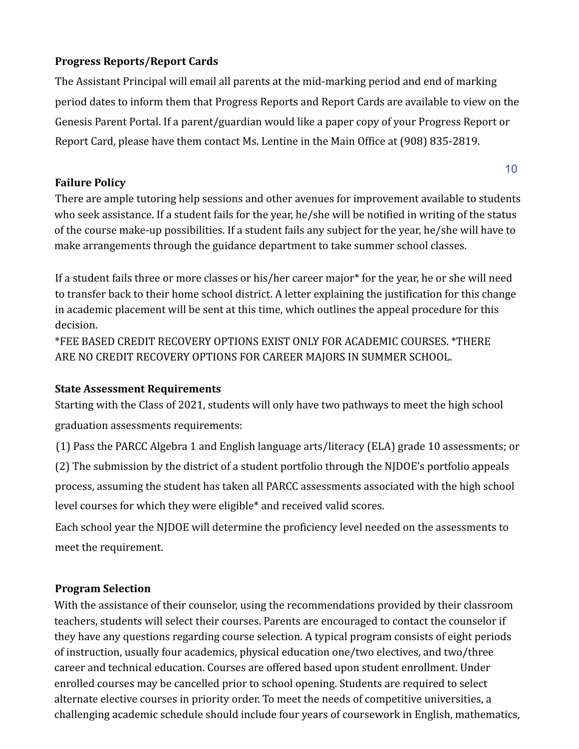**Progress Reports/Report Cards**

The Assistant Principal will email all parents at the mid-marking period and end of marking period dates to inform them that Progress Reports and Report Cards are available to view on the Genesis Parent Portal. If a parent/guardian would like a paper copy of your Progress Report or Report Card, please have them contact Ms. Lentine in the Main Office at (908) 835-2819.

**Failure Policy**

There are ample tutoring help sessions and other avenues for improvement available to students who seek assistance. If a student fails for the year, he/she will be notified in writing of the status of the course make-up possibilities. If a student fails any subject for the year, he/she will have to make arrangements through the guidance department to take summer school classes.

If a student fails three or more classes or his/her career major* for the year, he or she will need to transfer back to their home school district. A letter explaining the justification for this change in academic placement will be sent at this time, which outlines the appeal procedure for this decision.

*FEE BASED CREDIT RECOVERY OPTIONS EXIST ONLY FOR ACADEMIC COURSES. *THERE ARE NO CREDIT RECOVERY OPTIONS FOR CAREER MAJORS IN SUMMER SCHOOL.

**State Assessment Requirements**

Starting with the Class of 2021, students will only have two pathways to meet the high school graduation assessments requirements:

(1) Pass the PARCC Algebra 1 and English language arts/literacy (ELA) grade 10 assessments; or

(2) The submission by the district of a student portfolio through the NJDOE's portfolio appeals process, assuming the student has taken all PARCC assessments associated with the high school level courses for which they were eligible* and received valid scores.

Each school year the NJDOE will determine the proficiency level needed on the assessments to meet the requirement.

**Program Selection**

With the assistance of their counselor, using the recommendations provided by their classroom teachers, students will select their courses. Parents are encouraged to contact the counselor if they have any questions regarding course selection. A typical program consists of eight periods of instruction, usually four academics, physical education one/two electives, and two/three career and technical education. Courses are offered based upon student enrollment. Under enrolled courses may be cancelled prior to school opening. Students are required to select alternate elective courses in priority order. To meet the needs of competitive universities, a challenging academic schedule should include four years of coursework in English, mathematics,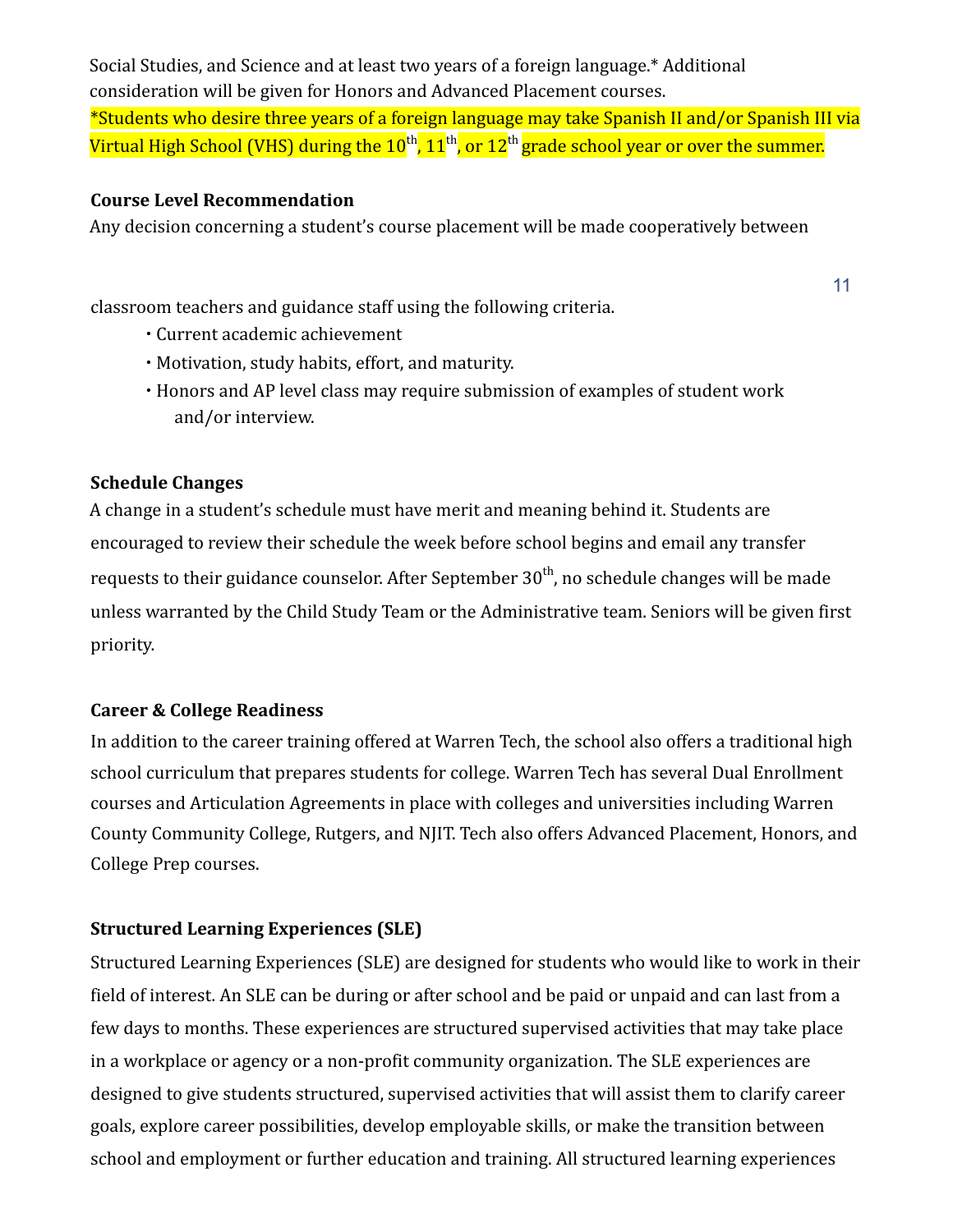Social Studies, and Science and at least two years of a foreign language.* Additional consideration will be given for Honors and Advanced Placement courses.

*Students who desire three years of a foreign language may take Spanish II and/or Spanish III via Virtual High School (VHS) during the 10th, 11th, or 12th grade school year or over the summer.

**Course Level Recommendation**

Any decision concerning a student's course placement will be made cooperatively between classroom teachers and guidance staff using the following criteria.

- Current academic achievement
- Motivation, study habits, effort, and maturity.
- Honors and AP level class may require submission of examples of student work and/or interview.

**Schedule Changes**

A change in a student's schedule must have merit and meaning behind it. Students are encouraged to review their schedule the week before school begins and email any transfer requests to their guidance counselor. After September 30th, no schedule changes will be made unless warranted by the Child Study Team or the Administrative team. Seniors will be given first priority.

**Career & College Readiness**

In addition to the career training offered at Warren Tech, the school also offers a traditional high school curriculum that prepares students for college. Warren Tech has several Dual Enrollment courses and Articulation Agreements in place with colleges and universities including Warren County Community College, Rutgers, and NJIT. Tech also offers Advanced Placement, Honors, and College Prep courses.

**Structured Learning Experiences (SLE)**

Structured Learning Experiences (SLE) are designed for students who would like to work in their field of interest. An SLE can be during or after school and be paid or unpaid and can last from a few days to months. These experiences are structured supervised activities that may take place in a workplace or agency or a non-profit community organization. The SLE experiences are designed to give students structured, supervised activities that will assist them to clarify career goals, explore career possibilities, develop employable skills, or make the transition between school and employment or further education and training. All structured learning experiences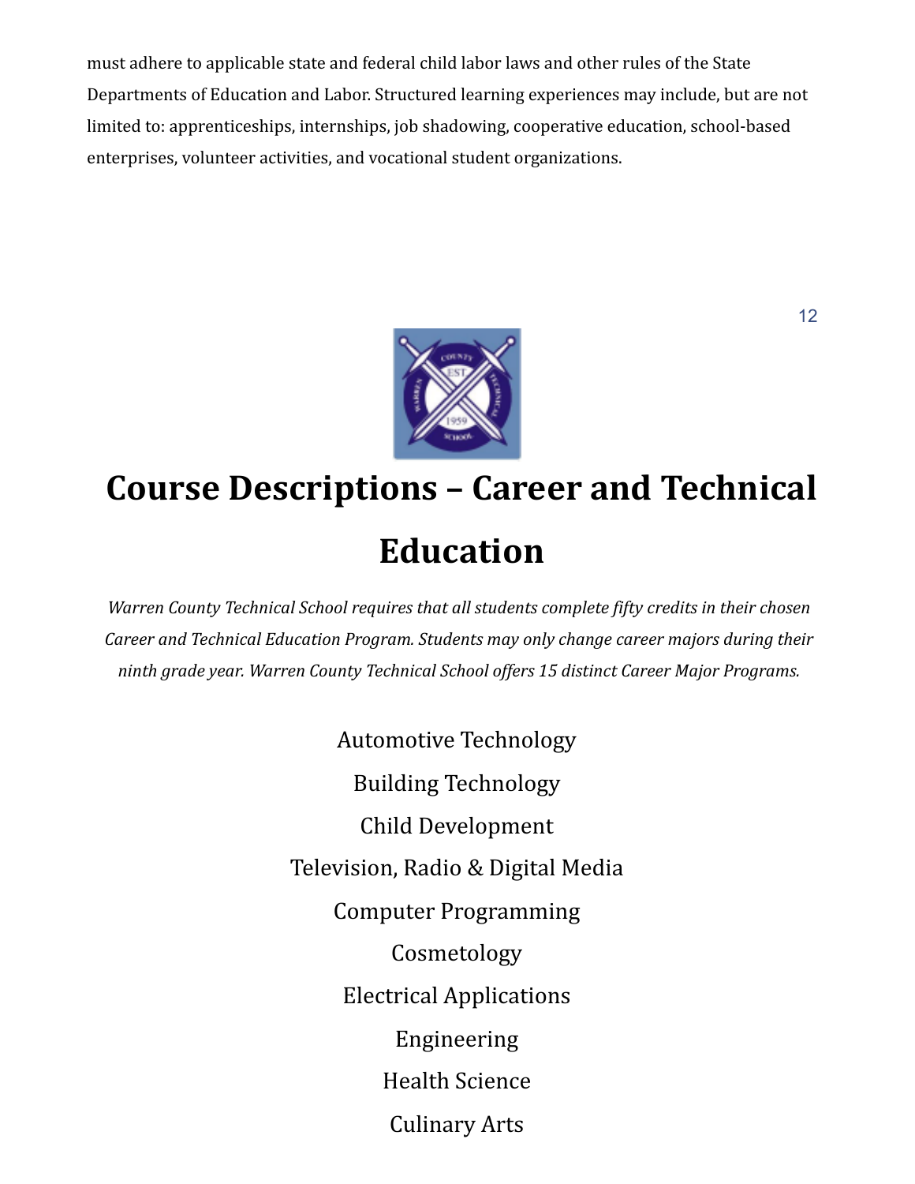must adhere to applicable state and federal child labor laws and other rules of the State Departments of Education and Labor. Structured learning experiences may include, but are not limited to: apprenticeships, internships, job shadowing, cooperative education, school-based enterprises, volunteer activities, and vocational student organizations.

# Course Descriptions – Career and Technical Education

*Warren County Technical School requires that all students complete fifty credits in their chosen Career and Technical Education Program. Students may only change career majors during their ninth grade year. Warren County Technical School offers 15 distinct Career Major Programs.*

Automotive Technology

Building Technology

Child Development

Television, Radio & Digital Media

Computer Programming

Cosmetology

Electrical Applications

Engineering

Health Science

Culinary Arts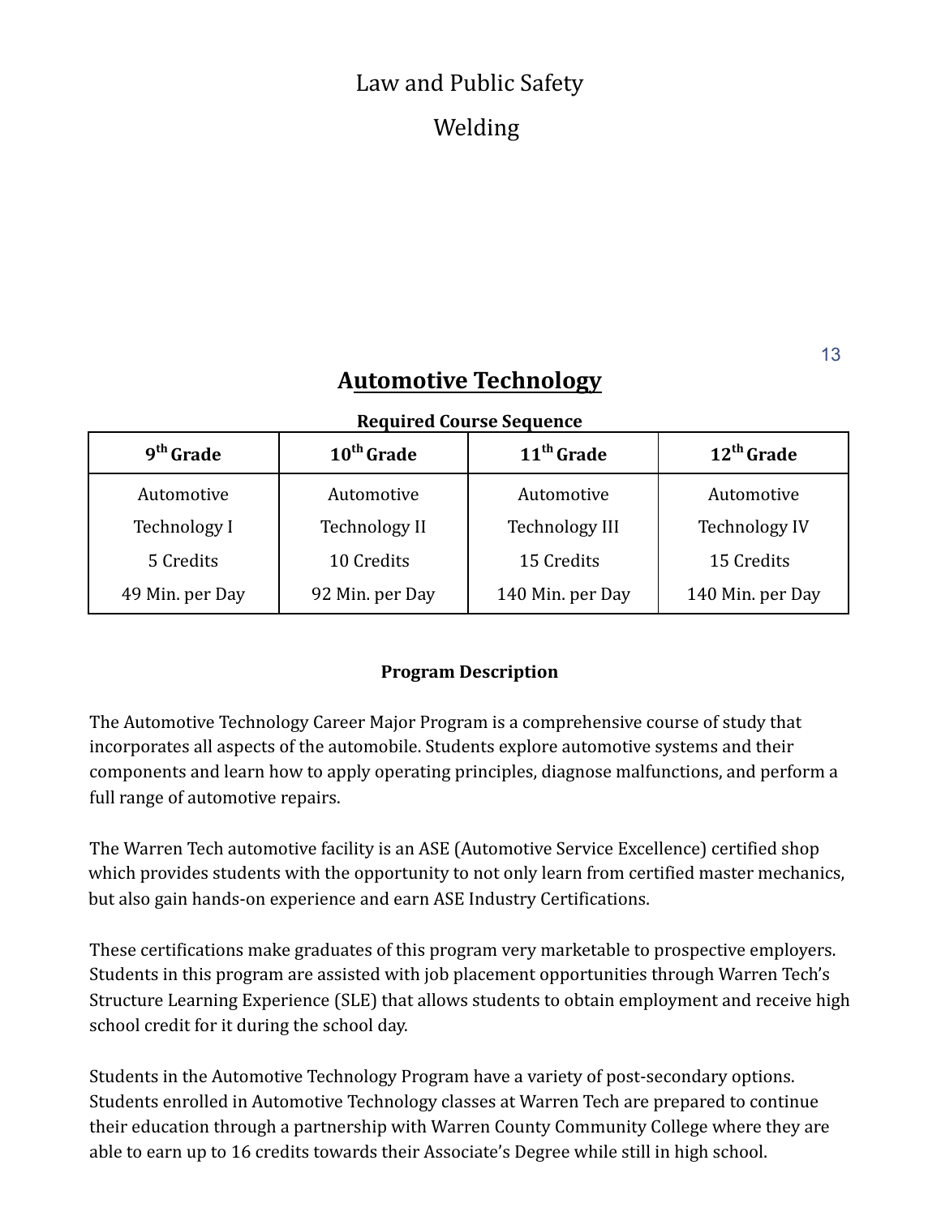Law and Public Safety

Welding

# Automotive Technology

**Required Course Sequence**

| 9th Grade | 10th Grade | 11th Grade | 12th Grade |
|---|---|---|---|
| Automotive Technology I<br>5 Credits<br>49 Min. per Day | Automotive Technology II<br>10 Credits<br>92 Min. per Day | Automotive Technology III<br>15 Credits<br>140 Min. per Day | Automotive Technology IV<br>15 Credits<br>140 Min. per Day |

**Program Description**

The Automotive Technology Career Major Program is a comprehensive course of study that incorporates all aspects of the automobile. Students explore automotive systems and their components and learn how to apply operating principles, diagnose malfunctions, and perform a full range of automotive repairs.

The Warren Tech automotive facility is an ASE (Automotive Service Excellence) certified shop which provides students with the opportunity to not only learn from certified master mechanics, but also gain hands-on experience and earn ASE Industry Certifications.

These certifications make graduates of this program very marketable to prospective employers. Students in this program are assisted with job placement opportunities through Warren Tech's Structure Learning Experience (SLE) that allows students to obtain employment and receive high school credit for it during the school day.

Students in the Automotive Technology Program have a variety of post-secondary options. Students enrolled in Automotive Technology classes at Warren Tech are prepared to continue their education through a partnership with Warren County Community College where they are able to earn up to 16 credits towards their Associate's Degree while still in high school.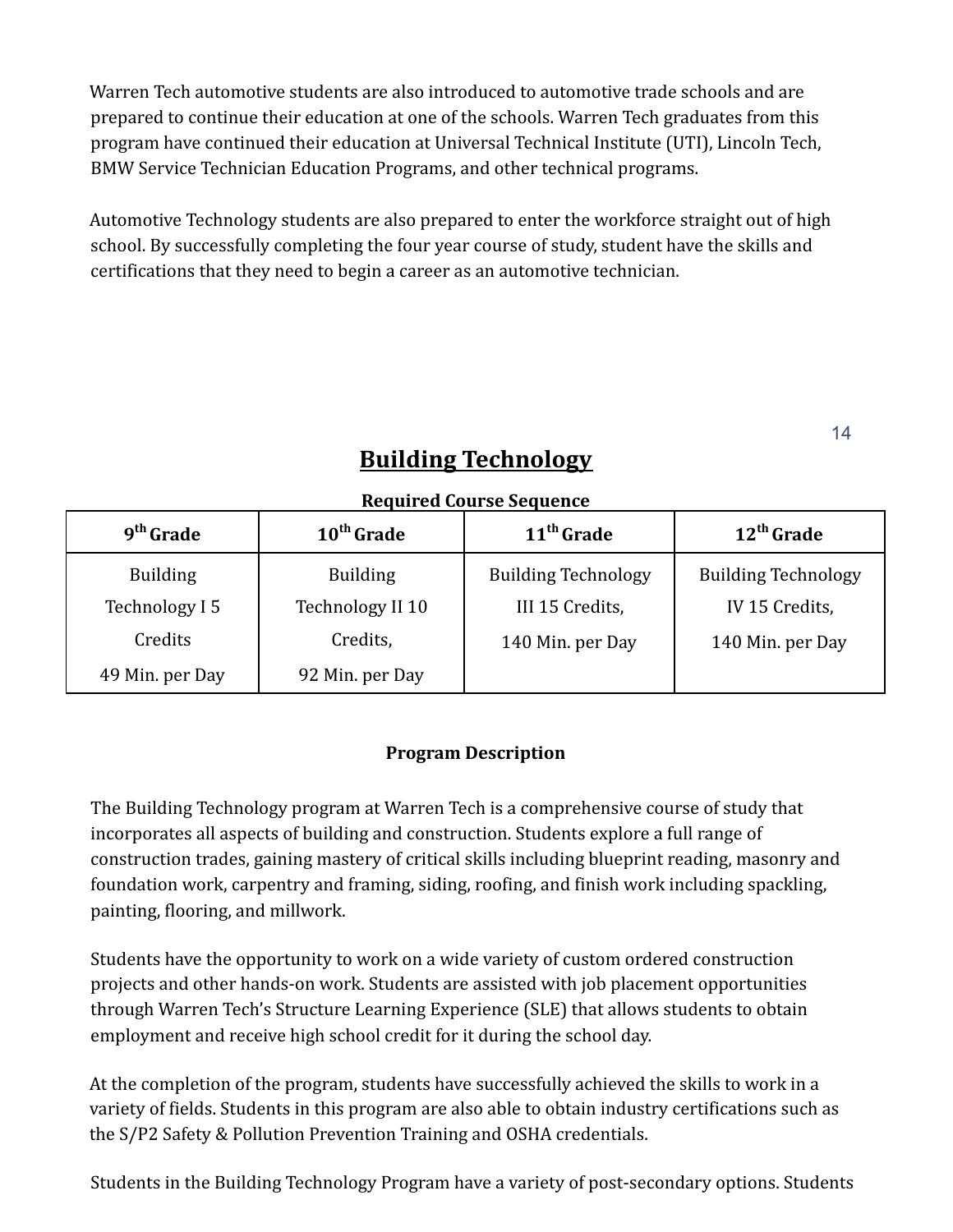Warren Tech automotive students are also introduced to automotive trade schools and are prepared to continue their education at one of the schools. Warren Tech graduates from this program have continued their education at Universal Technical Institute (UTI), Lincoln Tech, BMW Service Technician Education Programs, and other technical programs.

Automotive Technology students are also prepared to enter the workforce straight out of high school. By successfully completing the four year course of study, student have the skills and certifications that they need to begin a career as an automotive technician.

## Building Technology

**Required Course Sequence**

| 9th Grade | 10th Grade | 11th Grade | 12th Grade |
|---|---|---|---|
| Building Technology I 5 Credits 49 Min. per Day | Building Technology II 10 Credits, 92 Min. per Day | Building Technology III 15 Credits, 140 Min. per Day | Building Technology IV 15 Credits, 140 Min. per Day |

**Program Description**

The Building Technology program at Warren Tech is a comprehensive course of study that incorporates all aspects of building and construction. Students explore a full range of construction trades, gaining mastery of critical skills including blueprint reading, masonry and foundation work, carpentry and framing, siding, roofing, and finish work including spackling, painting, flooring, and millwork.

Students have the opportunity to work on a wide variety of custom ordered construction projects and other hands-on work. Students are assisted with job placement opportunities through Warren Tech's Structure Learning Experience (SLE) that allows students to obtain employment and receive high school credit for it during the school day.

At the completion of the program, students have successfully achieved the skills to work in a variety of fields. Students in this program are also able to obtain industry certifications such as the S/P2 Safety & Pollution Prevention Training and OSHA credentials.

Students in the Building Technology Program have a variety of post-secondary options. Students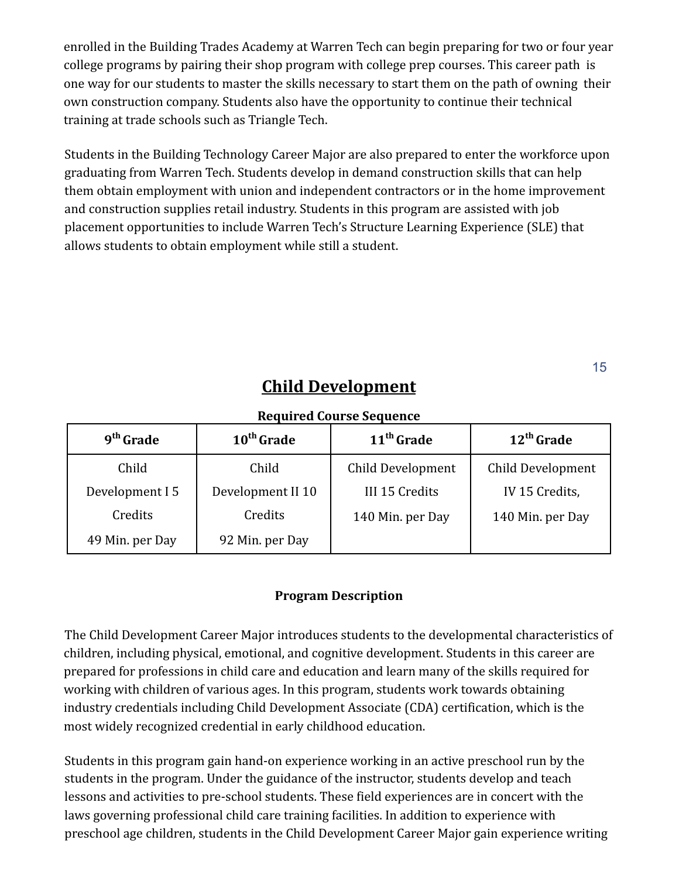enrolled in the Building Trades Academy at Warren Tech can begin preparing for two or four year college programs by pairing their shop program with college prep courses. This career path is one way for our students to master the skills necessary to start them on the path of owning their own construction company. Students also have the opportunity to continue their technical training at trade schools such as Triangle Tech.

Students in the Building Technology Career Major are also prepared to enter the workforce upon graduating from Warren Tech. Students develop in demand construction skills that can help them obtain employment with union and independent contractors or in the home improvement and construction supplies retail industry. Students in this program are assisted with job placement opportunities to include Warren Tech's Structure Learning Experience (SLE) that allows students to obtain employment while still a student.

## Child Development

**Required Course Sequence**

| 9th Grade | 10th Grade | 11th Grade | 12th Grade |
|---|---|---|---|
| Child Development I 5 Credits 49 Min. per Day | Child Development II 10 Credits 92 Min. per Day | Child Development III 15 Credits 140 Min. per Day | Child Development IV 15 Credits, 140 Min. per Day |

**Program Description**

The Child Development Career Major introduces students to the developmental characteristics of children, including physical, emotional, and cognitive development. Students in this career are prepared for professions in child care and education and learn many of the skills required for working with children of various ages. In this program, students work towards obtaining industry credentials including Child Development Associate (CDA) certification, which is the most widely recognized credential in early childhood education.

Students in this program gain hand-on experience working in an active preschool run by the students in the program. Under the guidance of the instructor, students develop and teach lessons and activities to pre-school students. These field experiences are in concert with the laws governing professional child care training facilities. In addition to experience with preschool age children, students in the Child Development Career Major gain experience writing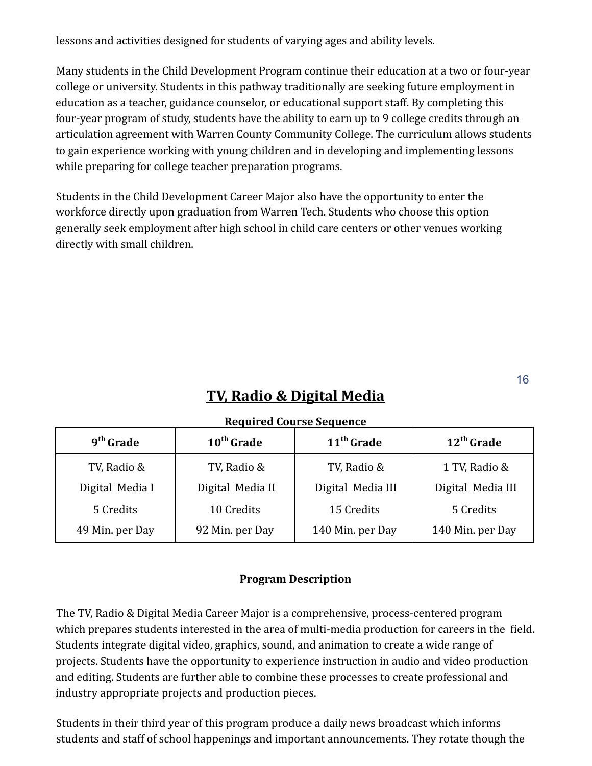lessons and activities designed for students of varying ages and ability levels.

Many students in the Child Development Program continue their education at a two or four-year college or university. Students in this pathway traditionally are seeking future employment in education as a teacher, guidance counselor, or educational support staff. By completing this four-year program of study, students have the ability to earn up to 9 college credits through an articulation agreement with Warren County Community College. The curriculum allows students to gain experience working with young children and in developing and implementing lessons while preparing for college teacher preparation programs.

Students in the Child Development Career Major also have the opportunity to enter the workforce directly upon graduation from Warren Tech. Students who choose this option generally seek employment after high school in child care centers or other venues working directly with small children.

## TV, Radio & Digital Media

**Required Course Sequence**

| 9th Grade | 10th Grade | 11th Grade | 12th Grade |
|---|---|---|---|
| TV, Radio & Digital Media I<br>5 Credits<br>49 Min. per Day | TV, Radio & Digital Media II<br>10 Credits<br>92 Min. per Day | TV, Radio & Digital Media III<br>15 Credits<br>140 Min. per Day | 1 TV, Radio & Digital Media III<br>5 Credits<br>140 Min. per Day |

**Program Description**

The TV, Radio & Digital Media Career Major is a comprehensive, process-centered program which prepares students interested in the area of multi-media production for careers in the field. Students integrate digital video, graphics, sound, and animation to create a wide range of projects. Students have the opportunity to experience instruction in audio and video production and editing. Students are further able to combine these processes to create professional and industry appropriate projects and production pieces.

Students in their third year of this program produce a daily news broadcast which informs students and staff of school happenings and important announcements. They rotate though the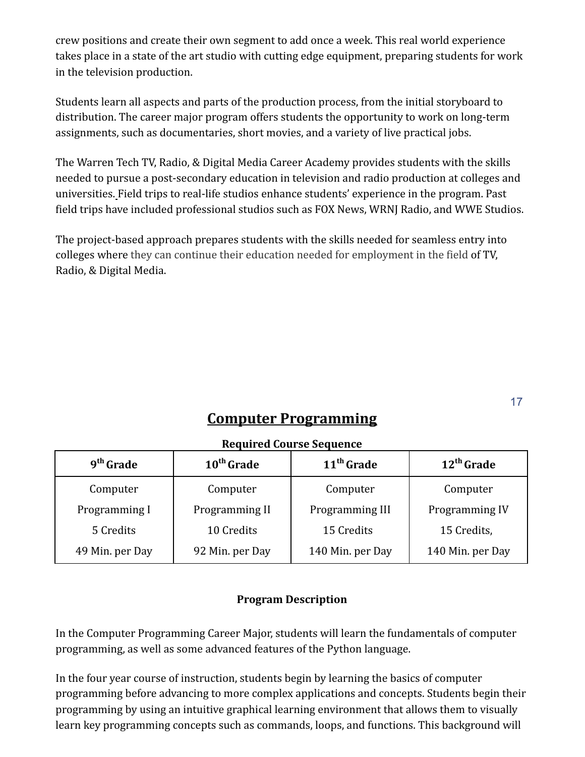crew positions and create their own segment to add once a week. This real world experience takes place in a state of the art studio with cutting edge equipment, preparing students for work in the television production.

Students learn all aspects and parts of the production process, from the initial storyboard to distribution. The career major program offers students the opportunity to work on long-term assignments, such as documentaries, short movies, and a variety of live practical jobs.

The Warren Tech TV, Radio, & Digital Media Career Academy provides students with the skills needed to pursue a post-secondary education in television and radio production at colleges and universities. Field trips to real-life studios enhance students' experience in the program. Past field trips have included professional studios such as FOX News, WRNJ Radio, and WWE Studios.

The project-based approach prepares students with the skills needed for seamless entry into colleges where they can continue their education needed for employment in the field of TV, Radio, & Digital Media.

## Computer Programming

**Required Course Sequence**

| 9th Grade | 10th Grade | 11th Grade | 12th Grade |
|---|---|---|---|
| Computer Programming I<br>5 Credits<br>49 Min. per Day | Computer Programming II<br>10 Credits<br>92 Min. per Day | Computer Programming III<br>15 Credits<br>140 Min. per Day | Computer Programming IV<br>15 Credits,<br>140 Min. per Day |

**Program Description**

In the Computer Programming Career Major, students will learn the fundamentals of computer programming, as well as some advanced features of the Python language.

In the four year course of instruction, students begin by learning the basics of computer programming before advancing to more complex applications and concepts. Students begin their programming by using an intuitive graphical learning environment that allows them to visually learn key programming concepts such as commands, loops, and functions. This background will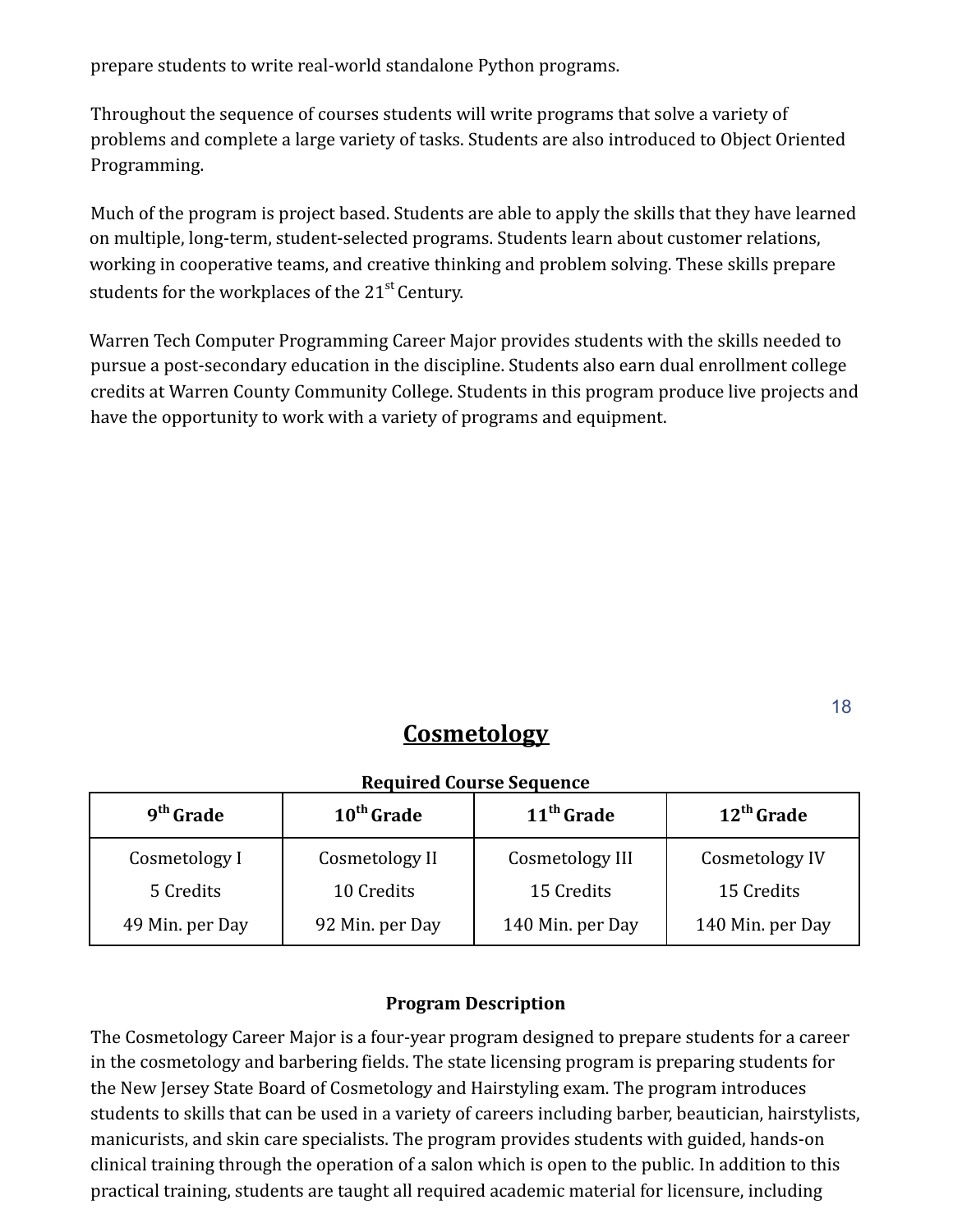prepare students to write real-world standalone Python programs.

Throughout the sequence of courses students will write programs that solve a variety of problems and complete a large variety of tasks. Students are also introduced to Object Oriented Programming.

Much of the program is project based. Students are able to apply the skills that they have learned on multiple, long-term, student-selected programs. Students learn about customer relations, working in cooperative teams, and creative thinking and problem solving. These skills prepare students for the workplaces of the 21st Century.

Warren Tech Computer Programming Career Major provides students with the skills needed to pursue a post-secondary education in the discipline. Students also earn dual enrollment college credits at Warren County Community College. Students in this program produce live projects and have the opportunity to work with a variety of programs and equipment.

# Cosmetology

**Required Course Sequence**

| 9th Grade | 10th Grade | 11th Grade | 12th Grade |
|---|---|---|---|
| Cosmetology I<br>5 Credits<br>49 Min. per Day | Cosmetology II<br>10 Credits<br>92 Min. per Day | Cosmetology III<br>15 Credits<br>140 Min. per Day | Cosmetology IV<br>15 Credits<br>140 Min. per Day |

**Program Description**

The Cosmetology Career Major is a four-year program designed to prepare students for a career in the cosmetology and barbering fields. The state licensing program is preparing students for the New Jersey State Board of Cosmetology and Hairstyling exam. The program introduces students to skills that can be used in a variety of careers including barber, beautician, hairstylists, manicurists, and skin care specialists. The program provides students with guided, hands-on clinical training through the operation of a salon which is open to the public. In addition to this practical training, students are taught all required academic material for licensure, including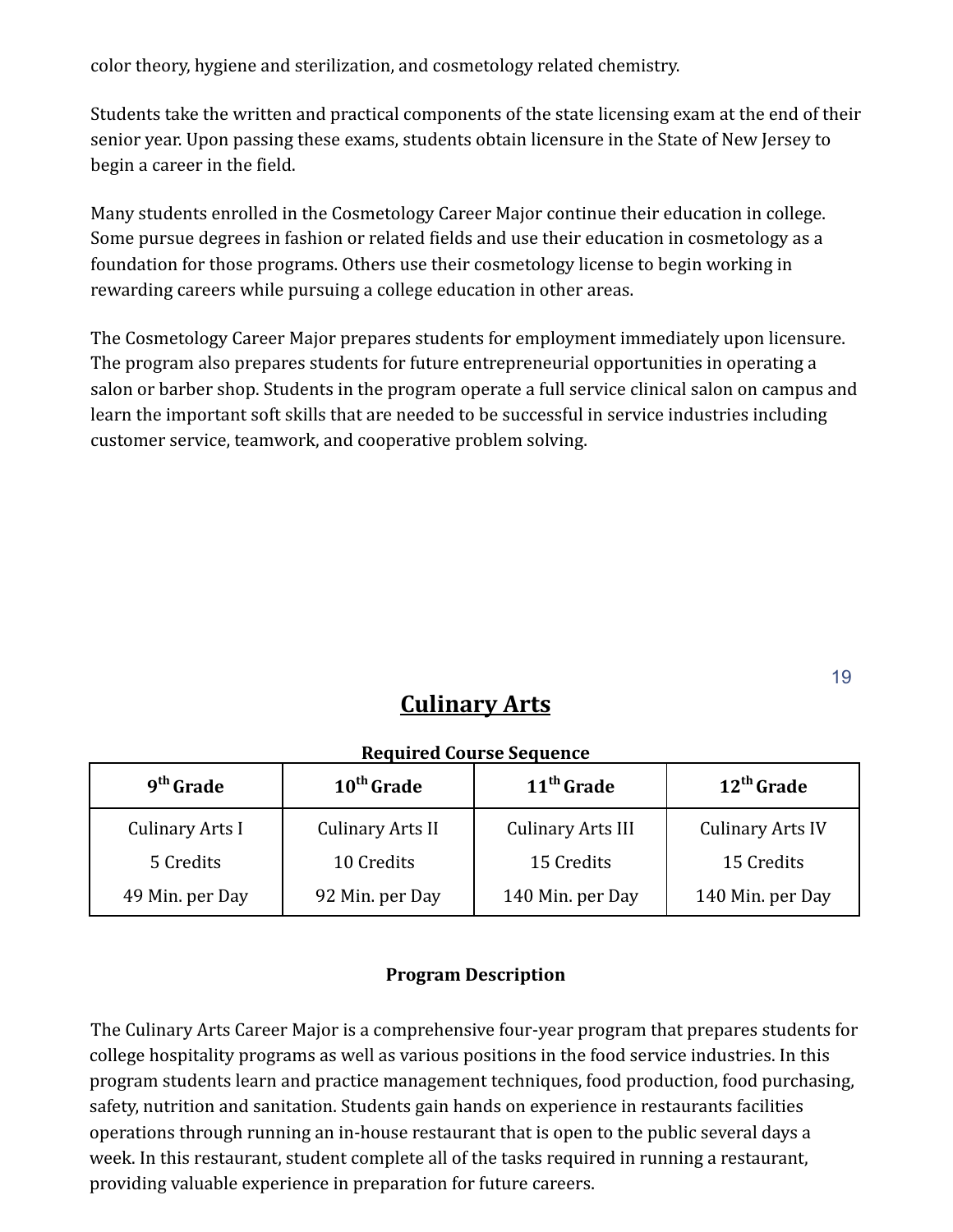color theory, hygiene and sterilization, and cosmetology related chemistry.

Students take the written and practical components of the state licensing exam at the end of their senior year. Upon passing these exams, students obtain licensure in the State of New Jersey to begin a career in the field.

Many students enrolled in the Cosmetology Career Major continue their education in college. Some pursue degrees in fashion or related fields and use their education in cosmetology as a foundation for those programs. Others use their cosmetology license to begin working in rewarding careers while pursuing a college education in other areas.

The Cosmetology Career Major prepares students for employment immediately upon licensure. The program also prepares students for future entrepreneurial opportunities in operating a salon or barber shop. Students in the program operate a full service clinical salon on campus and learn the important soft skills that are needed to be successful in service industries including customer service, teamwork, and cooperative problem solving.

## Culinary Arts

**Required Course Sequence**

| 9th Grade | 10th Grade | 11th Grade | 12th Grade |
|---|---|---|---|
| Culinary Arts I<br>5 Credits<br>49 Min. per Day | Culinary Arts II<br>10 Credits<br>92 Min. per Day | Culinary Arts III<br>15 Credits<br>140 Min. per Day | Culinary Arts IV<br>15 Credits<br>140 Min. per Day |

**Program Description**

The Culinary Arts Career Major is a comprehensive four-year program that prepares students for college hospitality programs as well as various positions in the food service industries. In this program students learn and practice management techniques, food production, food purchasing, safety, nutrition and sanitation. Students gain hands on experience in restaurants facilities operations through running an in-house restaurant that is open to the public several days a week. In this restaurant, student complete all of the tasks required in running a restaurant, providing valuable experience in preparation for future careers.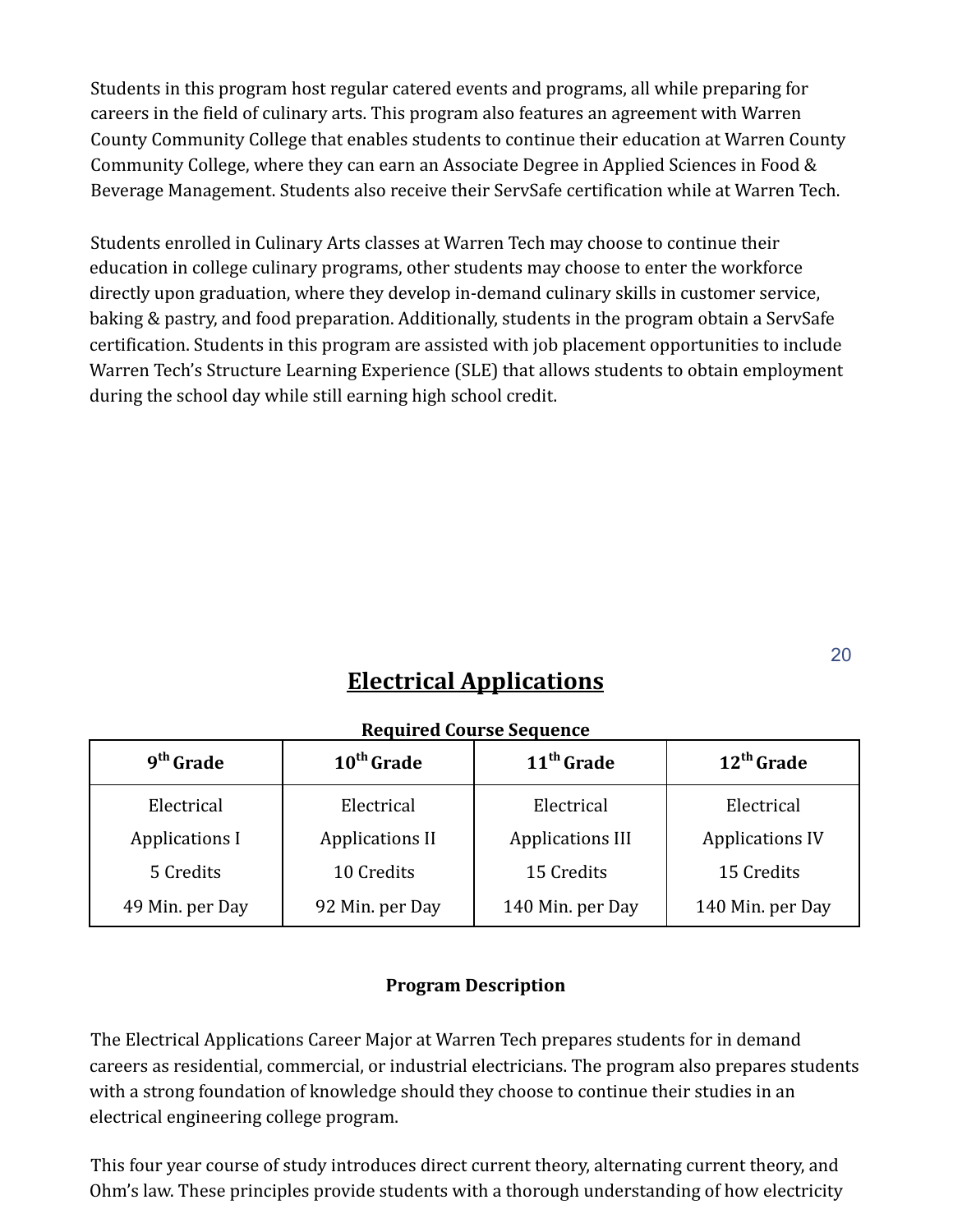Students in this program host regular catered events and programs, all while preparing for careers in the field of culinary arts. This program also features an agreement with Warren County Community College that enables students to continue their education at Warren County Community College, where they can earn an Associate Degree in Applied Sciences in Food & Beverage Management. Students also receive their ServSafe certification while at Warren Tech.

Students enrolled in Culinary Arts classes at Warren Tech may choose to continue their education in college culinary programs, other students may choose to enter the workforce directly upon graduation, where they develop in-demand culinary skills in customer service, baking & pastry, and food preparation. Additionally, students in the program obtain a ServSafe certification. Students in this program are assisted with job placement opportunities to include Warren Tech's Structure Learning Experience (SLE) that allows students to obtain employment during the school day while still earning high school credit.

## Electrical Applications

**Required Course Sequence**

| 9th Grade | 10th Grade | 11th Grade | 12th Grade |
|---|---|---|---|
| Electrical Applications I<br>5 Credits<br>49 Min. per Day | Electrical Applications II<br>10 Credits<br>92 Min. per Day | Electrical Applications III<br>15 Credits<br>140 Min. per Day | Electrical Applications IV<br>15 Credits<br>140 Min. per Day |

**Program Description**

The Electrical Applications Career Major at Warren Tech prepares students for in demand careers as residential, commercial, or industrial electricians. The program also prepares students with a strong foundation of knowledge should they choose to continue their studies in an electrical engineering college program.

This four year course of study introduces direct current theory, alternating current theory, and Ohm's law. These principles provide students with a thorough understanding of how electricity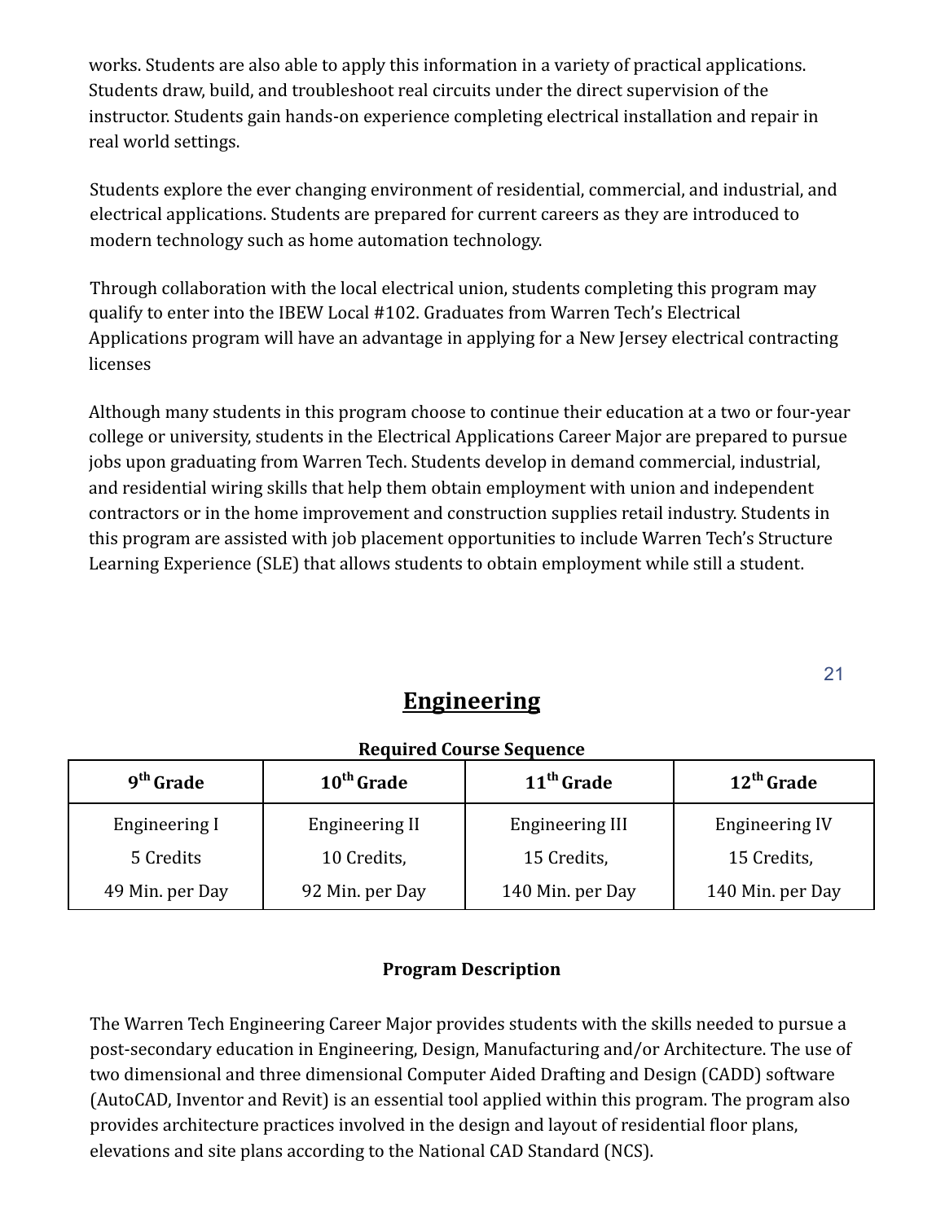works. Students are also able to apply this information in a variety of practical applications. Students draw, build, and troubleshoot real circuits under the direct supervision of the instructor. Students gain hands-on experience completing electrical installation and repair in real world settings.

Students explore the ever changing environment of residential, commercial, and industrial, and electrical applications. Students are prepared for current careers as they are introduced to modern technology such as home automation technology.

Through collaboration with the local electrical union, students completing this program may qualify to enter into the IBEW Local #102. Graduates from Warren Tech's Electrical Applications program will have an advantage in applying for a New Jersey electrical contracting licenses

Although many students in this program choose to continue their education at a two or four-year college or university, students in the Electrical Applications Career Major are prepared to pursue jobs upon graduating from Warren Tech. Students develop in demand commercial, industrial, and residential wiring skills that help them obtain employment with union and independent contractors or in the home improvement and construction supplies retail industry. Students in this program are assisted with job placement opportunities to include Warren Tech's Structure Learning Experience (SLE) that allows students to obtain employment while still a student.

## Engineering

**Required Course Sequence**

| 9th Grade | 10th Grade | 11th Grade | 12th Grade |
|---|---|---|---|
| Engineering I<br>5 Credits<br>49 Min. per Day | Engineering II<br>10 Credits,<br>92 Min. per Day | Engineering III<br>15 Credits,<br>140 Min. per Day | Engineering IV<br>15 Credits,<br>140 Min. per Day |

**Program Description**

The Warren Tech Engineering Career Major provides students with the skills needed to pursue a post-secondary education in Engineering, Design, Manufacturing and/or Architecture. The use of two dimensional and three dimensional Computer Aided Drafting and Design (CADD) software (AutoCAD, Inventor and Revit) is an essential tool applied within this program. The program also provides architecture practices involved in the design and layout of residential floor plans, elevations and site plans according to the National CAD Standard (NCS).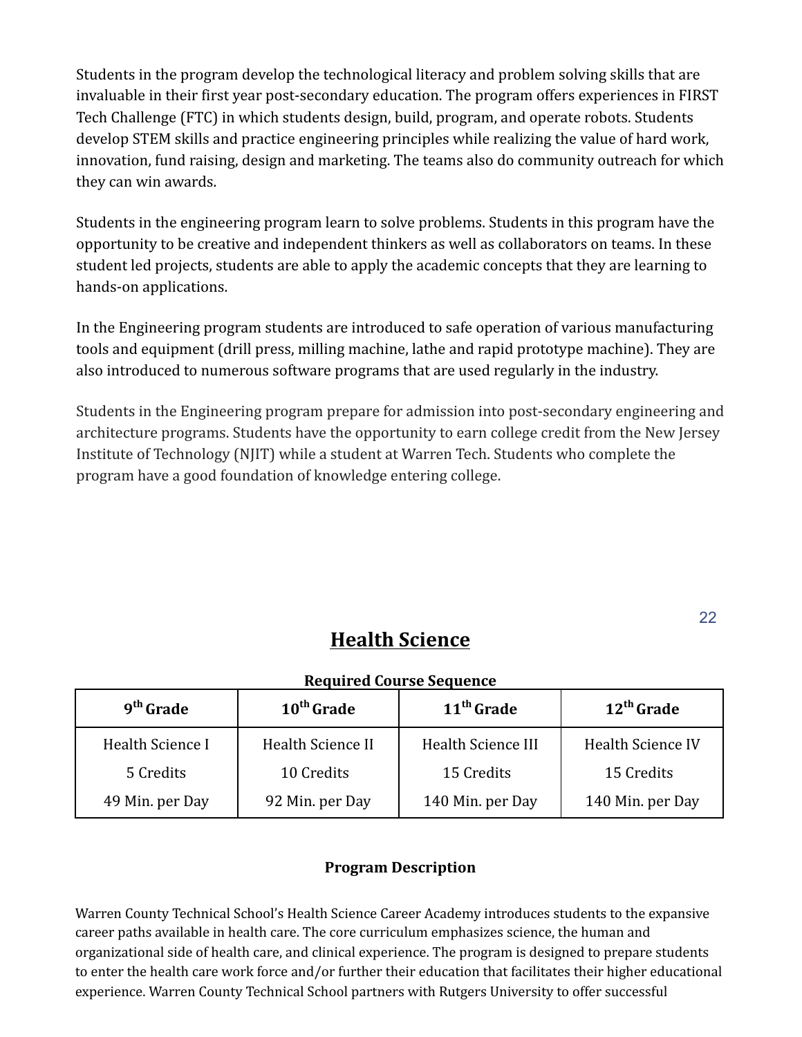Students in the program develop the technological literacy and problem solving skills that are invaluable in their first year post-secondary education. The program offers experiences in FIRST Tech Challenge (FTC) in which students design, build, program, and operate robots. Students develop STEM skills and practice engineering principles while realizing the value of hard work, innovation, fund raising, design and marketing. The teams also do community outreach for which they can win awards.

Students in the engineering program learn to solve problems. Students in this program have the opportunity to be creative and independent thinkers as well as collaborators on teams. In these student led projects, students are able to apply the academic concepts that they are learning to hands-on applications.

In the Engineering program students are introduced to safe operation of various manufacturing tools and equipment (drill press, milling machine, lathe and rapid prototype machine). They are also introduced to numerous software programs that are used regularly in the industry.

Students in the Engineering program prepare for admission into post-secondary engineering and architecture programs. Students have the opportunity to earn college credit from the New Jersey Institute of Technology (NJIT) while a student at Warren Tech. Students who complete the program have a good foundation of knowledge entering college.

# Health Science

**Required Course Sequence**

| 9th Grade | 10th Grade | 11th Grade | 12th Grade |
|---|---|---|---|
| Health Science I<br>5 Credits<br>49 Min. per Day | Health Science II<br>10 Credits<br>92 Min. per Day | Health Science III<br>15 Credits<br>140 Min. per Day | Health Science IV<br>15 Credits<br>140 Min. per Day |

**Program Description**

Warren County Technical School's Health Science Career Academy introduces students to the expansive career paths available in health care. The core curriculum emphasizes science, the human and organizational side of health care, and clinical experience. The program is designed to prepare students to enter the health care work force and/or further their education that facilitates their higher educational experience. Warren County Technical School partners with Rutgers University to offer successful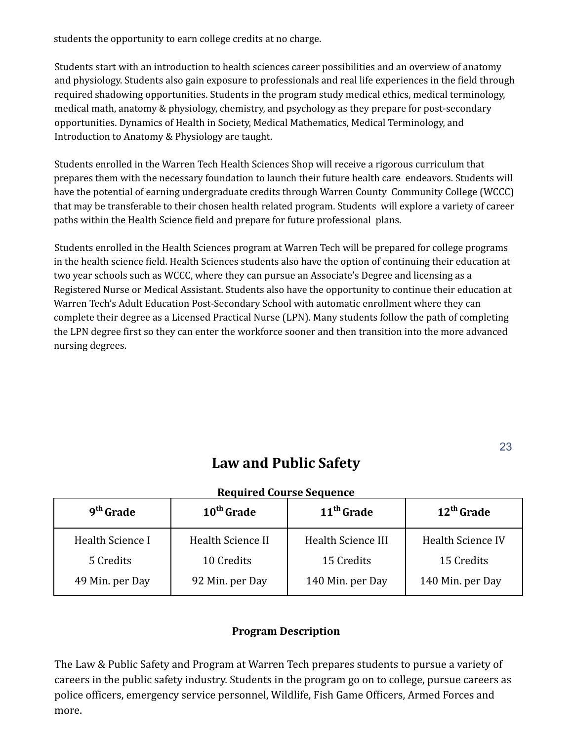students the opportunity to earn college credits at no charge.

Students start with an introduction to health sciences career possibilities and an overview of anatomy and physiology. Students also gain exposure to professionals and real life experiences in the field through required shadowing opportunities. Students in the program study medical ethics, medical terminology, medical math, anatomy & physiology, chemistry, and psychology as they prepare for post-secondary opportunities. Dynamics of Health in Society, Medical Mathematics, Medical Terminology, and Introduction to Anatomy & Physiology are taught.

Students enrolled in the Warren Tech Health Sciences Shop will receive a rigorous curriculum that prepares them with the necessary foundation to launch their future health care endeavors. Students will have the potential of earning undergraduate credits through Warren County Community College (WCCC) that may be transferable to their chosen health related program. Students will explore a variety of career paths within the Health Science field and prepare for future professional plans.

Students enrolled in the Health Sciences program at Warren Tech will be prepared for college programs in the health science field. Health Sciences students also have the option of continuing their education at two year schools such as WCCC, where they can pursue an Associate's Degree and licensing as a Registered Nurse or Medical Assistant. Students also have the opportunity to continue their education at Warren Tech's Adult Education Post-Secondary School with automatic enrollment where they can complete their degree as a Licensed Practical Nurse (LPN). Many students follow the path of completing the LPN degree first so they can enter the workforce sooner and then transition into the more advanced nursing degrees.

# Law and Public Safety

**Required Course Sequence**

| 9th Grade | 10th Grade | 11th Grade | 12th Grade |
|---|---|---|---|
| Health Science I<br>5 Credits<br>49 Min. per Day | Health Science II<br>10 Credits<br>92 Min. per Day | Health Science III<br>15 Credits<br>140 Min. per Day | Health Science IV<br>15 Credits<br>140 Min. per Day |

**Program Description**

The Law & Public Safety and Program at Warren Tech prepares students to pursue a variety of careers in the public safety industry. Students in the program go on to college, pursue careers as police officers, emergency service personnel, Wildlife, Fish Game Officers, Armed Forces and more.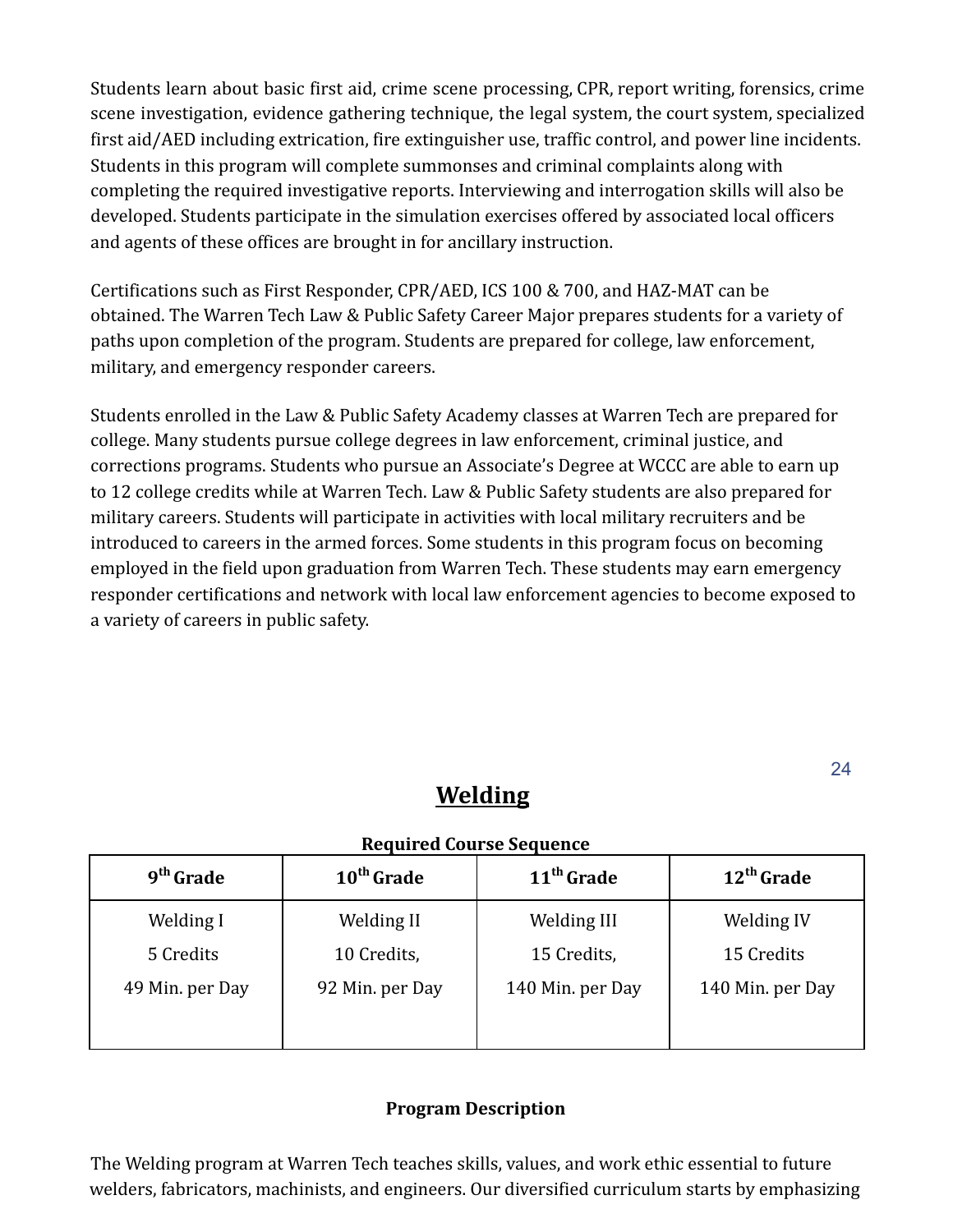Students learn about basic first aid, crime scene processing, CPR, report writing, forensics, crime scene investigation, evidence gathering technique, the legal system, the court system, specialized first aid/AED including extrication, fire extinguisher use, traffic control, and power line incidents. Students in this program will complete summonses and criminal complaints along with completing the required investigative reports. Interviewing and interrogation skills will also be developed. Students participate in the simulation exercises offered by associated local officers and agents of these offices are brought in for ancillary instruction.

Certifications such as First Responder, CPR/AED, ICS 100 & 700, and HAZ-MAT can be obtained. The Warren Tech Law & Public Safety Career Major prepares students for a variety of paths upon completion of the program. Students are prepared for college, law enforcement, military, and emergency responder careers.

Students enrolled in the Law & Public Safety Academy classes at Warren Tech are prepared for college. Many students pursue college degrees in law enforcement, criminal justice, and corrections programs. Students who pursue an Associate's Degree at WCCC are able to earn up to 12 college credits while at Warren Tech. Law & Public Safety students are also prepared for military careers. Students will participate in activities with local military recruiters and be introduced to careers in the armed forces. Some students in this program focus on becoming employed in the field upon graduation from Warren Tech. These students may earn emergency responder certifications and network with local law enforcement agencies to become exposed to a variety of careers in public safety.

## Welding

**Required Course Sequence**

| 9th Grade | 10th Grade | 11th Grade | 12th Grade |
|---|---|---|---|
| Welding I<br>5 Credits<br>49 Min. per Day | Welding II<br>10 Credits,<br>92 Min. per Day | Welding III<br>15 Credits,<br>140 Min. per Day | Welding IV<br>15 Credits<br>140 Min. per Day |

**Program Description**

The Welding program at Warren Tech teaches skills, values, and work ethic essential to future welders, fabricators, machinists, and engineers. Our diversified curriculum starts by emphasizing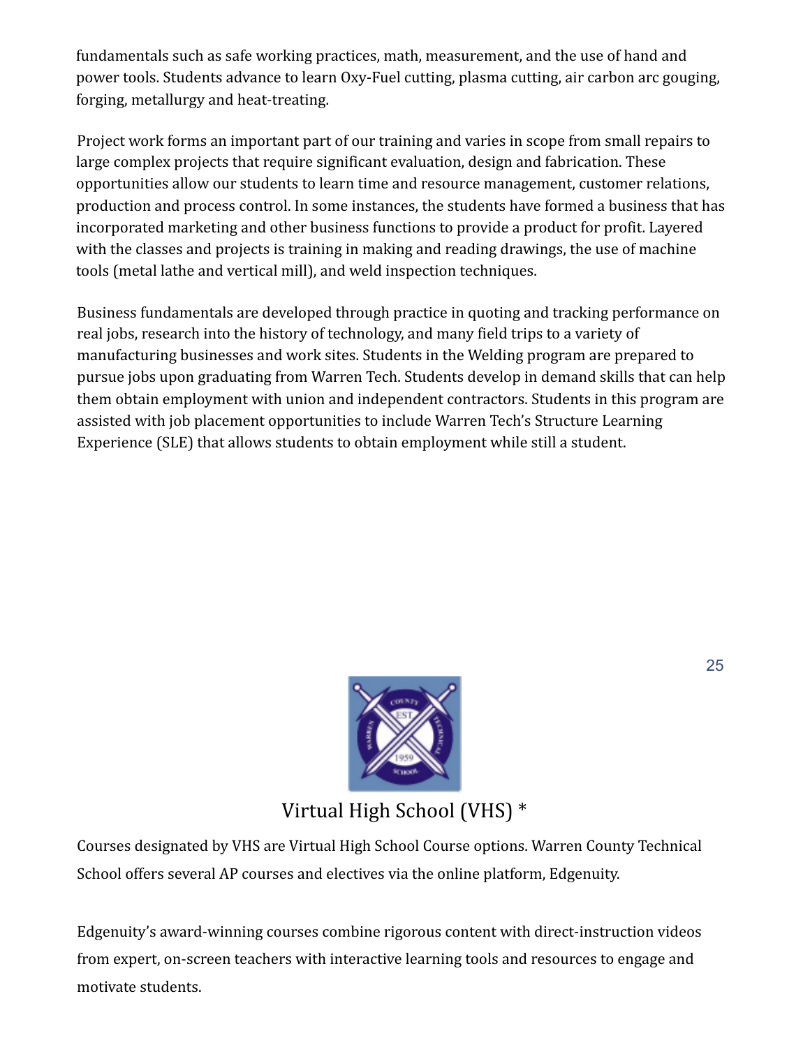fundamentals such as safe working practices, math, measurement, and the use of hand and power tools. Students advance to learn Oxy-Fuel cutting, plasma cutting, air carbon arc gouging, forging, metallurgy and heat-treating.

Project work forms an important part of our training and varies in scope from small repairs to large complex projects that require significant evaluation, design and fabrication. These opportunities allow our students to learn time and resource management, customer relations, production and process control. In some instances, the students have formed a business that has incorporated marketing and other business functions to provide a product for profit. Layered with the classes and projects is training in making and reading drawings, the use of machine tools (metal lathe and vertical mill), and weld inspection techniques.

Business fundamentals are developed through practice in quoting and tracking performance on real jobs, research into the history of technology, and many field trips to a variety of manufacturing businesses and work sites. Students in the Welding program are prepared to pursue jobs upon graduating from Warren Tech. Students develop in demand skills that can help them obtain employment with union and independent contractors. Students in this program are assisted with job placement opportunities to include Warren Tech's Structure Learning Experience (SLE) that allows students to obtain employment while still a student.

## Virtual High School (VHS) *

Courses designated by VHS are Virtual High School Course options. Warren County Technical School offers several AP courses and electives via the online platform, Edgenuity.

Edgenuity's award-winning courses combine rigorous content with direct-instruction videos from expert, on-screen teachers with interactive learning tools and resources to engage and motivate students.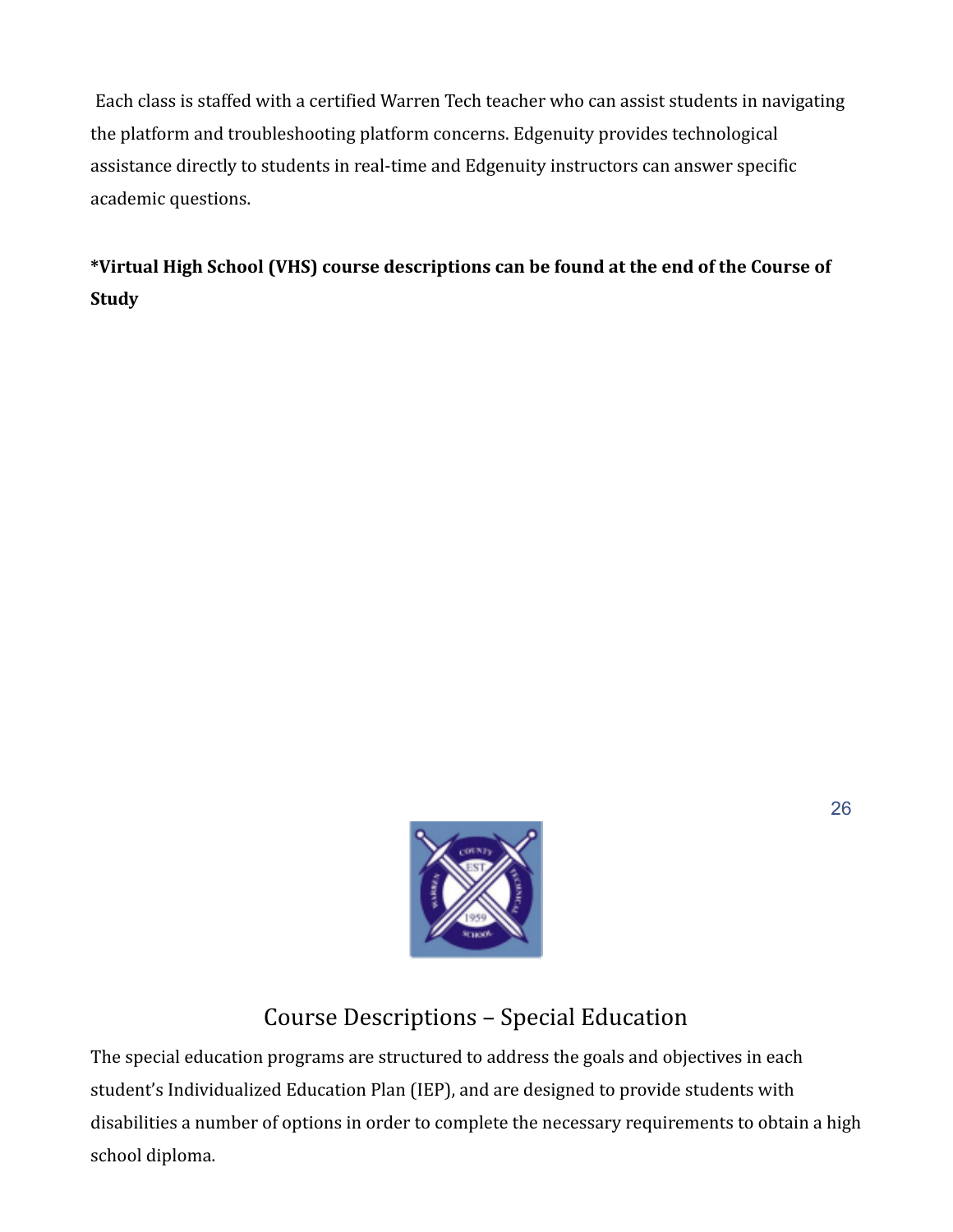Each class is staffed with a certified Warren Tech teacher who can assist students in navigating the platform and troubleshooting platform concerns. Edgenuity provides technological assistance directly to students in real-time and Edgenuity instructors can answer specific academic questions.

**\*Virtual High School (VHS) course descriptions can be found at the end of the Course of Study**

## Course Descriptions – Special Education

The special education programs are structured to address the goals and objectives in each student's Individualized Education Plan (IEP), and are designed to provide students with disabilities a number of options in order to complete the necessary requirements to obtain a high school diploma.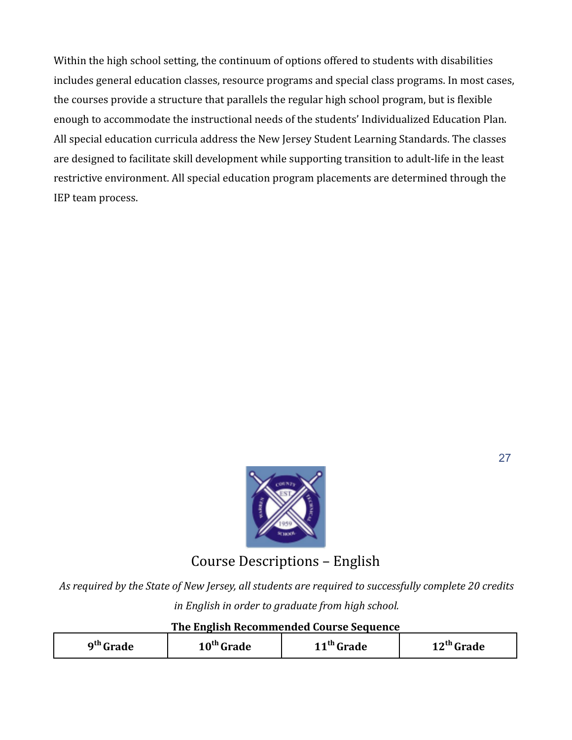Within the high school setting, the continuum of options offered to students with disabilities includes general education classes, resource programs and special class programs. In most cases, the courses provide a structure that parallels the regular high school program, but is flexible enough to accommodate the instructional needs of the students' Individualized Education Plan. All special education curricula address the New Jersey Student Learning Standards. The classes are designed to facilitate skill development while supporting transition to adult-life in the least restrictive environment. All special education program placements are determined through the IEP team process.

## Course Descriptions – English

*As required by the State of New Jersey, all students are required to successfully complete 20 credits in English in order to graduate from high school.*

**The English Recommended Course Sequence**

| 9th Grade | 10th Grade | 11th Grade | 12th Grade |
|---|---|---|---|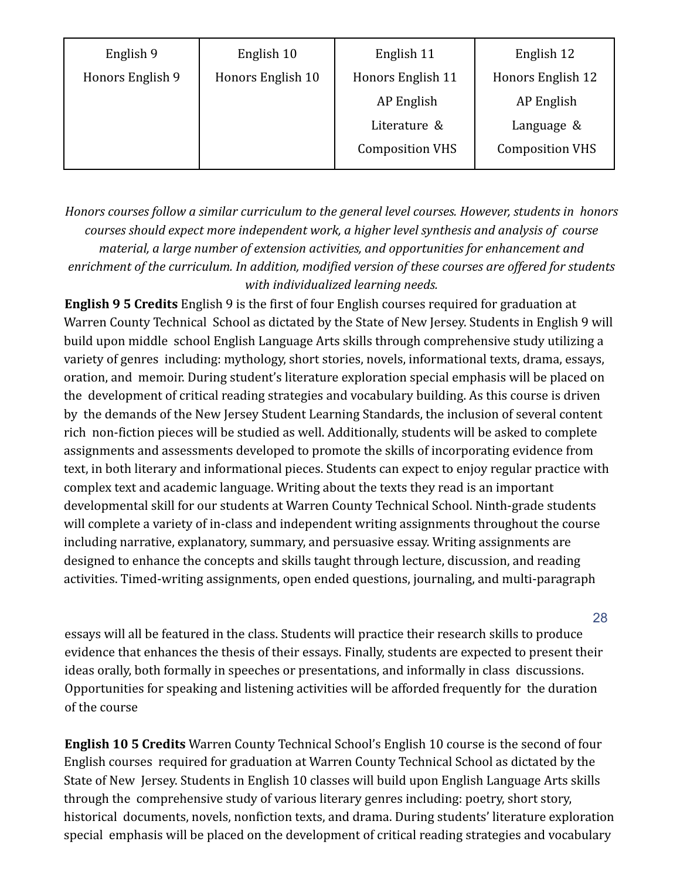| English 9<br>Honors English 9 | English 10<br>Honors English 10 | English 11<br>Honors English 11<br>AP English Literature & Composition VHS | English 12<br>Honors English 12<br>AP English Language & Composition VHS |
|---|---|---|---|

*Honors courses follow a similar curriculum to the general level courses. However, students in honors courses should expect more independent work, a higher level synthesis and analysis of course material, a large number of extension activities, and opportunities for enhancement and enrichment of the curriculum. In addition, modified version of these courses are offered for students with individualized learning needs.*

**English 9 5 Credits** English 9 is the first of four English courses required for graduation at Warren County Technical School as dictated by the State of New Jersey. Students in English 9 will build upon middle school English Language Arts skills through comprehensive study utilizing a variety of genres including: mythology, short stories, novels, informational texts, drama, essays, oration, and memoir. During student's literature exploration special emphasis will be placed on the development of critical reading strategies and vocabulary building. As this course is driven by the demands of the New Jersey Student Learning Standards, the inclusion of several content rich non-fiction pieces will be studied as well. Additionally, students will be asked to complete assignments and assessments developed to promote the skills of incorporating evidence from text, in both literary and informational pieces. Students can expect to enjoy regular practice with complex text and academic language. Writing about the texts they read is an important developmental skill for our students at Warren County Technical School. Ninth-grade students will complete a variety of in-class and independent writing assignments throughout the course including narrative, explanatory, summary, and persuasive essay. Writing assignments are designed to enhance the concepts and skills taught through lecture, discussion, and reading activities. Timed-writing assignments, open ended questions, journaling, and multi-paragraph essays will all be featured in the class. Students will practice their research skills to produce evidence that enhances the thesis of their essays. Finally, students are expected to present their ideas orally, both formally in speeches or presentations, and informally in class discussions. Opportunities for speaking and listening activities will be afforded frequently for the duration of the course

**English 10 5 Credits** Warren County Technical School's English 10 course is the second of four English courses required for graduation at Warren County Technical School as dictated by the State of New Jersey. Students in English 10 classes will build upon English Language Arts skills through the comprehensive study of various literary genres including: poetry, short story, historical documents, novels, nonfiction texts, and drama. During students' literature exploration special emphasis will be placed on the development of critical reading strategies and vocabulary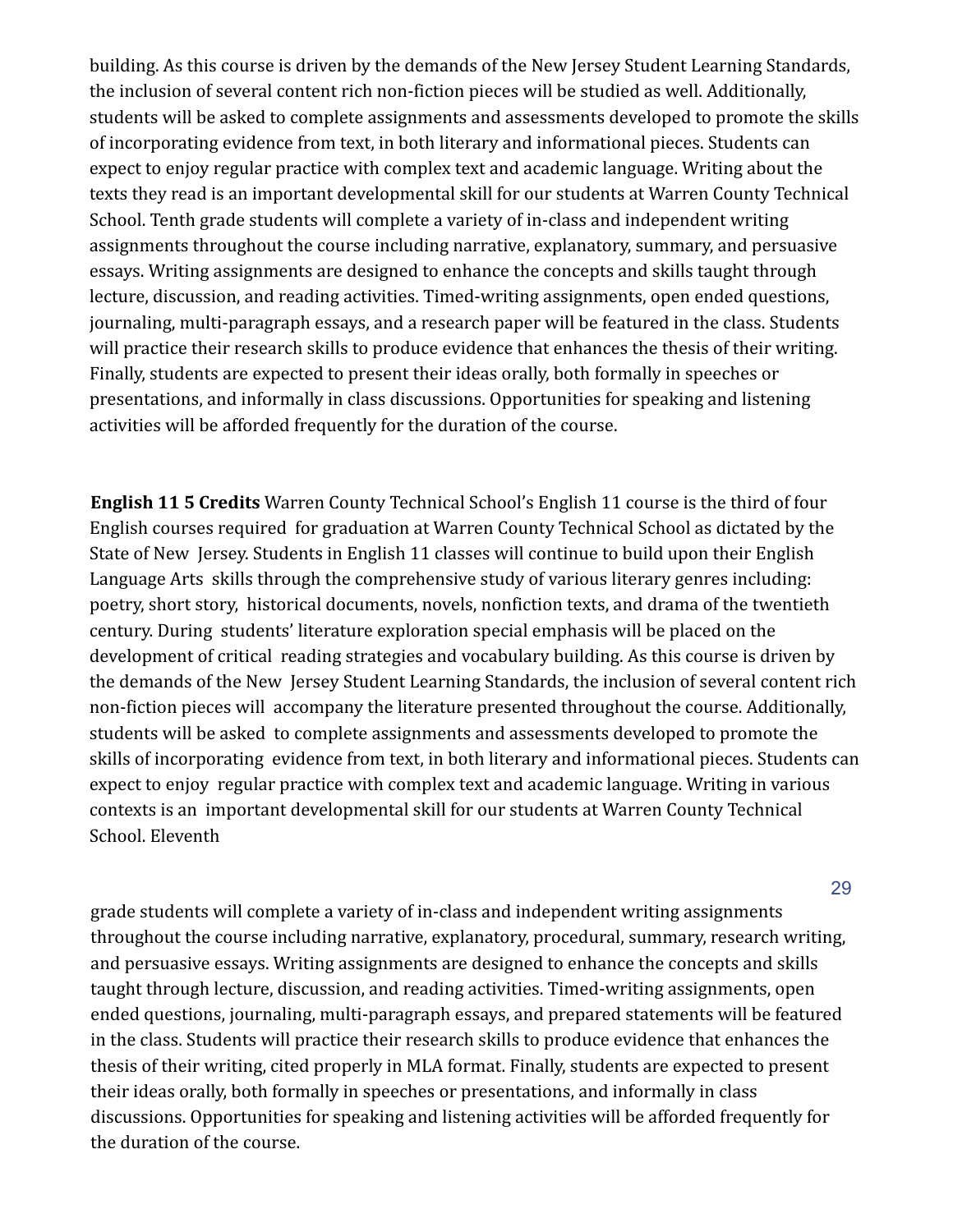building. As this course is driven by the demands of the New Jersey Student Learning Standards, the inclusion of several content rich non-fiction pieces will be studied as well. Additionally, students will be asked to complete assignments and assessments developed to promote the skills of incorporating evidence from text, in both literary and informational pieces. Students can expect to enjoy regular practice with complex text and academic language. Writing about the texts they read is an important developmental skill for our students at Warren County Technical School. Tenth grade students will complete a variety of in-class and independent writing assignments throughout the course including narrative, explanatory, summary, and persuasive essays. Writing assignments are designed to enhance the concepts and skills taught through lecture, discussion, and reading activities. Timed-writing assignments, open ended questions, journaling, multi-paragraph essays, and a research paper will be featured in the class. Students will practice their research skills to produce evidence that enhances the thesis of their writing. Finally, students are expected to present their ideas orally, both formally in speeches or presentations, and informally in class discussions. Opportunities for speaking and listening activities will be afforded frequently for the duration of the course.

**English 11 5 Credits** Warren County Technical School's English 11 course is the third of four English courses required for graduation at Warren County Technical School as dictated by the State of New Jersey. Students in English 11 classes will continue to build upon their English Language Arts skills through the comprehensive study of various literary genres including: poetry, short story, historical documents, novels, nonfiction texts, and drama of the twentieth century. During students' literature exploration special emphasis will be placed on the development of critical reading strategies and vocabulary building. As this course is driven by the demands of the New Jersey Student Learning Standards, the inclusion of several content rich non-fiction pieces will accompany the literature presented throughout the course. Additionally, students will be asked to complete assignments and assessments developed to promote the skills of incorporating evidence from text, in both literary and informational pieces. Students can expect to enjoy regular practice with complex text and academic language. Writing in various contexts is an important developmental skill for our students at Warren County Technical School. Eleventh grade students will complete a variety of in-class and independent writing assignments throughout the course including narrative, explanatory, procedural, summary, research writing, and persuasive essays. Writing assignments are designed to enhance the concepts and skills taught through lecture, discussion, and reading activities. Timed-writing assignments, open ended questions, journaling, multi-paragraph essays, and prepared statements will be featured in the class. Students will practice their research skills to produce evidence that enhances the thesis of their writing, cited properly in MLA format. Finally, students are expected to present their ideas orally, both formally in speeches or presentations, and informally in class discussions. Opportunities for speaking and listening activities will be afforded frequently for the duration of the course.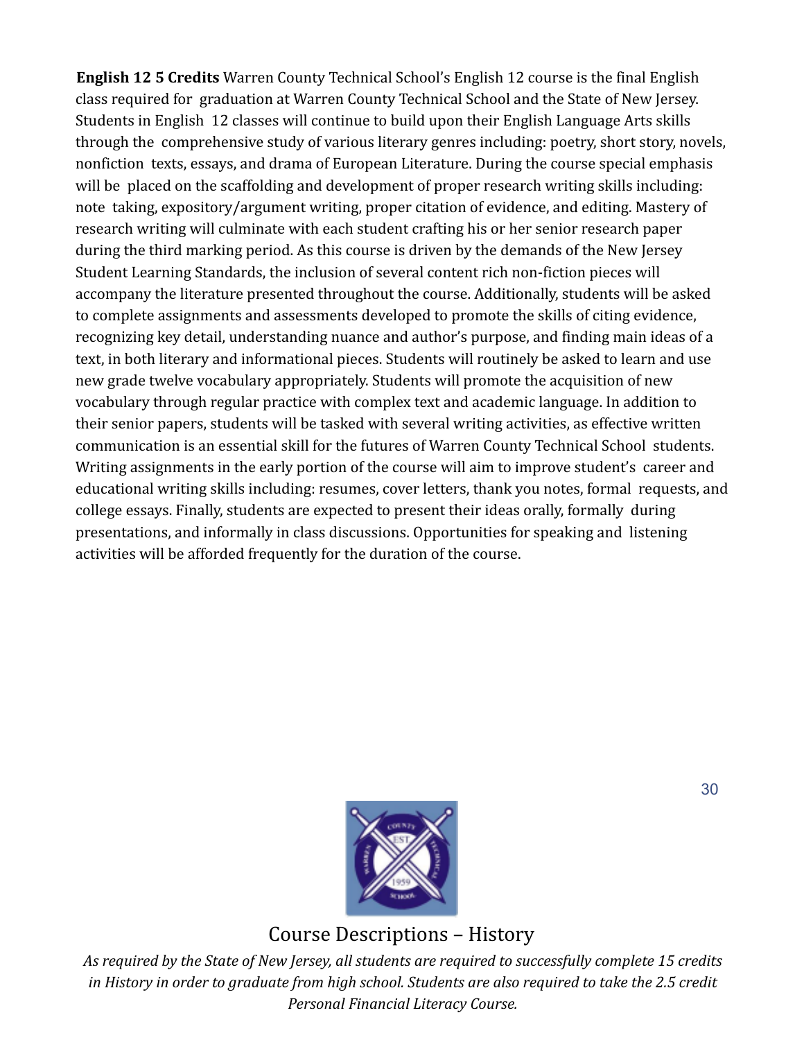**English 12 5 Credits** Warren County Technical School's English 12 course is the final English class required for graduation at Warren County Technical School and the State of New Jersey. Students in English 12 classes will continue to build upon their English Language Arts skills through the comprehensive study of various literary genres including: poetry, short story, novels, nonfiction texts, essays, and drama of European Literature. During the course special emphasis will be placed on the scaffolding and development of proper research writing skills including: note taking, expository/argument writing, proper citation of evidence, and editing. Mastery of research writing will culminate with each student crafting his or her senior research paper during the third marking period. As this course is driven by the demands of the New Jersey Student Learning Standards, the inclusion of several content rich non-fiction pieces will accompany the literature presented throughout the course. Additionally, students will be asked to complete assignments and assessments developed to promote the skills of citing evidence, recognizing key detail, understanding nuance and author's purpose, and finding main ideas of a text, in both literary and informational pieces. Students will routinely be asked to learn and use new grade twelve vocabulary appropriately. Students will promote the acquisition of new vocabulary through regular practice with complex text and academic language. In addition to their senior papers, students will be tasked with several writing activities, as effective written communication is an essential skill for the futures of Warren County Technical School students. Writing assignments in the early portion of the course will aim to improve student's career and educational writing skills including: resumes, cover letters, thank you notes, formal requests, and college essays. Finally, students are expected to present their ideas orally, formally during presentations, and informally in class discussions. Opportunities for speaking and listening activities will be afforded frequently for the duration of the course.

## Course Descriptions – History

*As required by the State of New Jersey, all students are required to successfully complete 15 credits in History in order to graduate from high school. Students are also required to take the 2.5 credit Personal Financial Literacy Course.*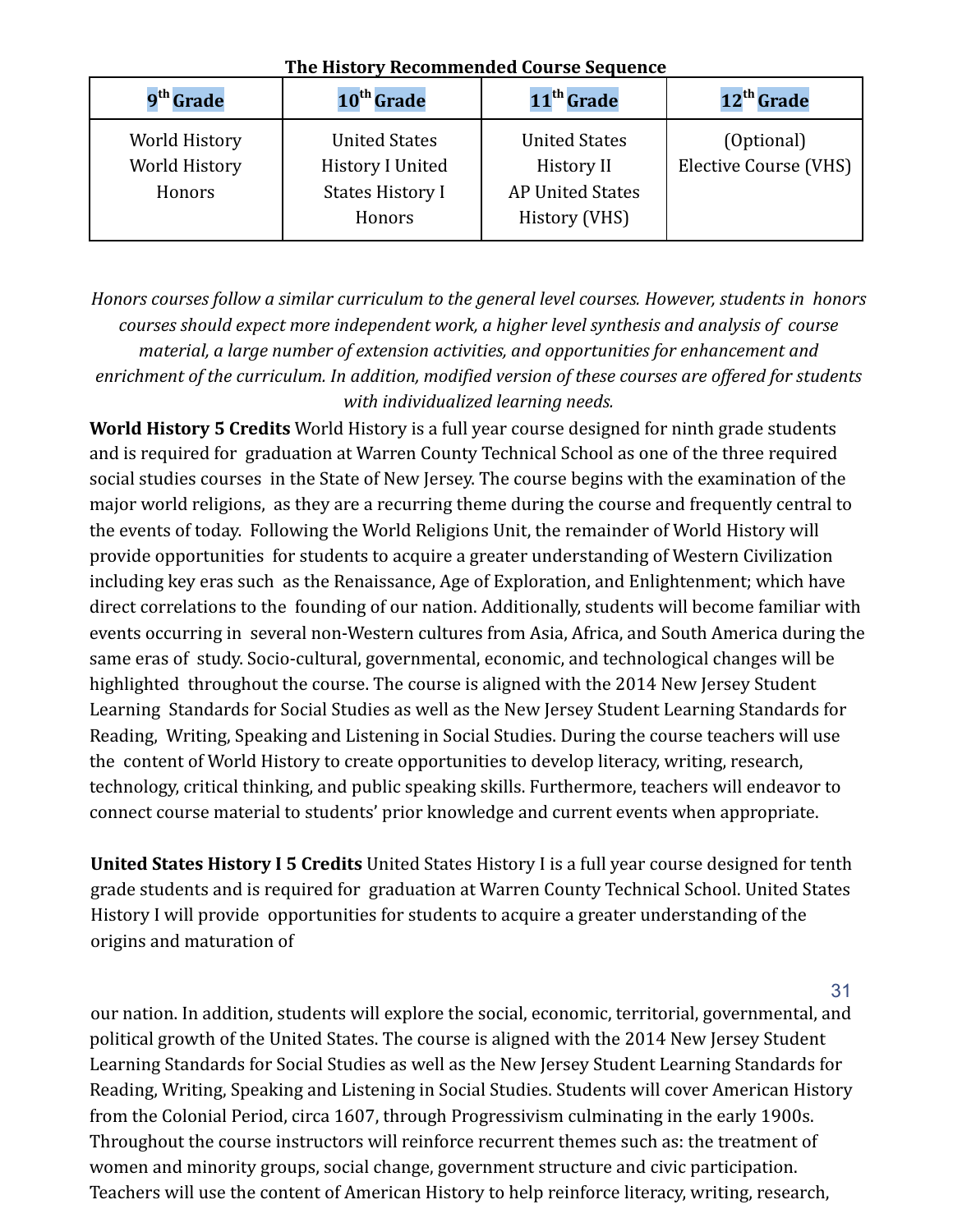**The History Recommended Course Sequence**

| 9th Grade | 10th Grade | 11th Grade | 12th Grade |
|---|---|---|---|
| World History<br>World History Honors | United States History I United States History I Honors | United States History II<br>AP United States History (VHS) | (Optional)<br>Elective Course (VHS) |

*Honors courses follow a similar curriculum to the general level courses. However, students in honors courses should expect more independent work, a higher level synthesis and analysis of course material, a large number of extension activities, and opportunities for enhancement and enrichment of the curriculum. In addition, modified version of these courses are offered for students with individualized learning needs.*

**World History 5 Credits** World History is a full year course designed for ninth grade students and is required for graduation at Warren County Technical School as one of the three required social studies courses in the State of New Jersey. The course begins with the examination of the major world religions, as they are a recurring theme during the course and frequently central to the events of today. Following the World Religions Unit, the remainder of World History will provide opportunities for students to acquire a greater understanding of Western Civilization including key eras such as the Renaissance, Age of Exploration, and Enlightenment; which have direct correlations to the founding of our nation. Additionally, students will become familiar with events occurring in several non-Western cultures from Asia, Africa, and South America during the same eras of study. Socio-cultural, governmental, economic, and technological changes will be highlighted throughout the course. The course is aligned with the 2014 New Jersey Student Learning Standards for Social Studies as well as the New Jersey Student Learning Standards for Reading, Writing, Speaking and Listening in Social Studies. During the course teachers will use the content of World History to create opportunities to develop literacy, writing, research, technology, critical thinking, and public speaking skills. Furthermore, teachers will endeavor to connect course material to students' prior knowledge and current events when appropriate.

**United States History I 5 Credits** United States History I is a full year course designed for tenth grade students and is required for graduation at Warren County Technical School. United States History I will provide opportunities for students to acquire a greater understanding of the origins and maturation of our nation. In addition, students will explore the social, economic, territorial, governmental, and political growth of the United States. The course is aligned with the 2014 New Jersey Student Learning Standards for Social Studies as well as the New Jersey Student Learning Standards for Reading, Writing, Speaking and Listening in Social Studies. Students will cover American History from the Colonial Period, circa 1607, through Progressivism culminating in the early 1900s. Throughout the course instructors will reinforce recurrent themes such as: the treatment of women and minority groups, social change, government structure and civic participation. Teachers will use the content of American History to help reinforce literacy, writing, research,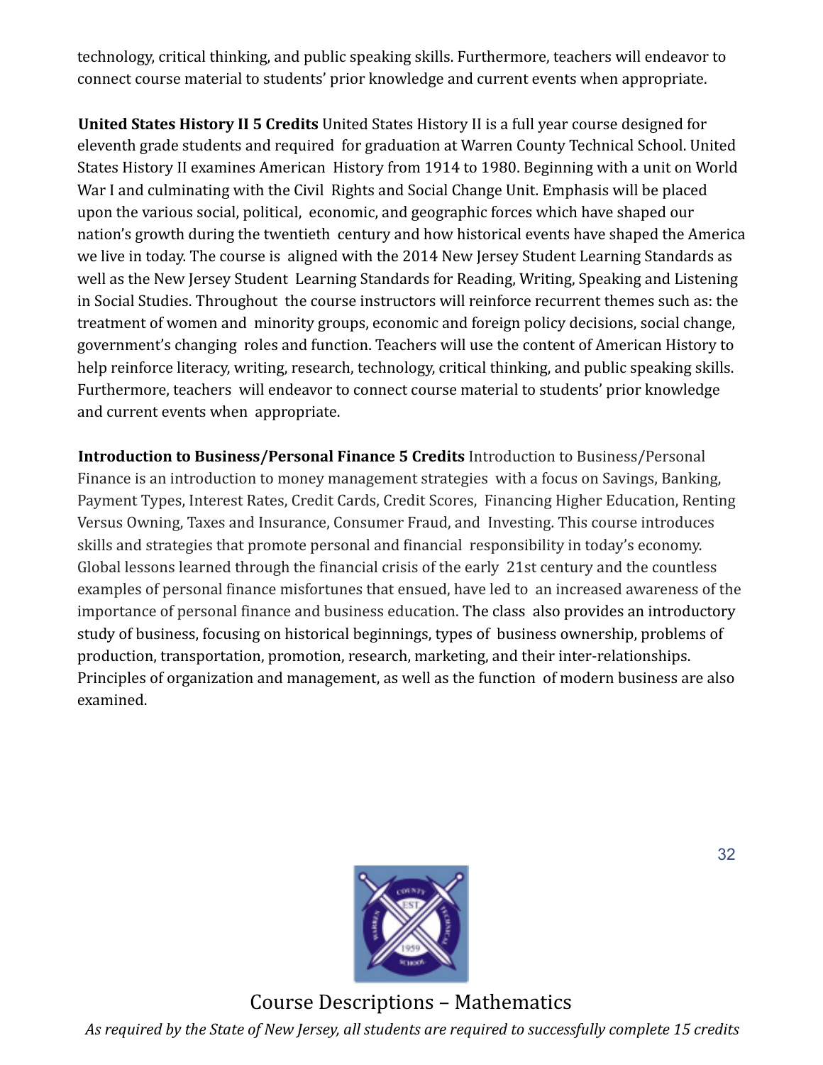technology, critical thinking, and public speaking skills. Furthermore, teachers will endeavor to connect course material to students' prior knowledge and current events when appropriate.

**United States History II 5 Credits** United States History II is a full year course designed for eleventh grade students and required for graduation at Warren County Technical School. United States History II examines American History from 1914 to 1980. Beginning with a unit on World War I and culminating with the Civil Rights and Social Change Unit. Emphasis will be placed upon the various social, political, economic, and geographic forces which have shaped our nation's growth during the twentieth century and how historical events have shaped the America we live in today. The course is aligned with the 2014 New Jersey Student Learning Standards as well as the New Jersey Student Learning Standards for Reading, Writing, Speaking and Listening in Social Studies. Throughout the course instructors will reinforce recurrent themes such as: the treatment of women and minority groups, economic and foreign policy decisions, social change, government's changing roles and function. Teachers will use the content of American History to help reinforce literacy, writing, research, technology, critical thinking, and public speaking skills. Furthermore, teachers will endeavor to connect course material to students' prior knowledge and current events when appropriate.

**Introduction to Business/Personal Finance 5 Credits** Introduction to Business/Personal Finance is an introduction to money management strategies with a focus on Savings, Banking, Payment Types, Interest Rates, Credit Cards, Credit Scores, Financing Higher Education, Renting Versus Owning, Taxes and Insurance, Consumer Fraud, and Investing. This course introduces skills and strategies that promote personal and financial responsibility in today's economy. Global lessons learned through the financial crisis of the early 21st century and the countless examples of personal finance misfortunes that ensued, have led to an increased awareness of the importance of personal finance and business education. The class also provides an introductory study of business, focusing on historical beginnings, types of business ownership, problems of production, transportation, promotion, research, marketing, and their inter-relationships. Principles of organization and management, as well as the function of modern business are also examined.

# Course Descriptions – Mathematics

*As required by the State of New Jersey, all students are required to successfully complete 15 credits*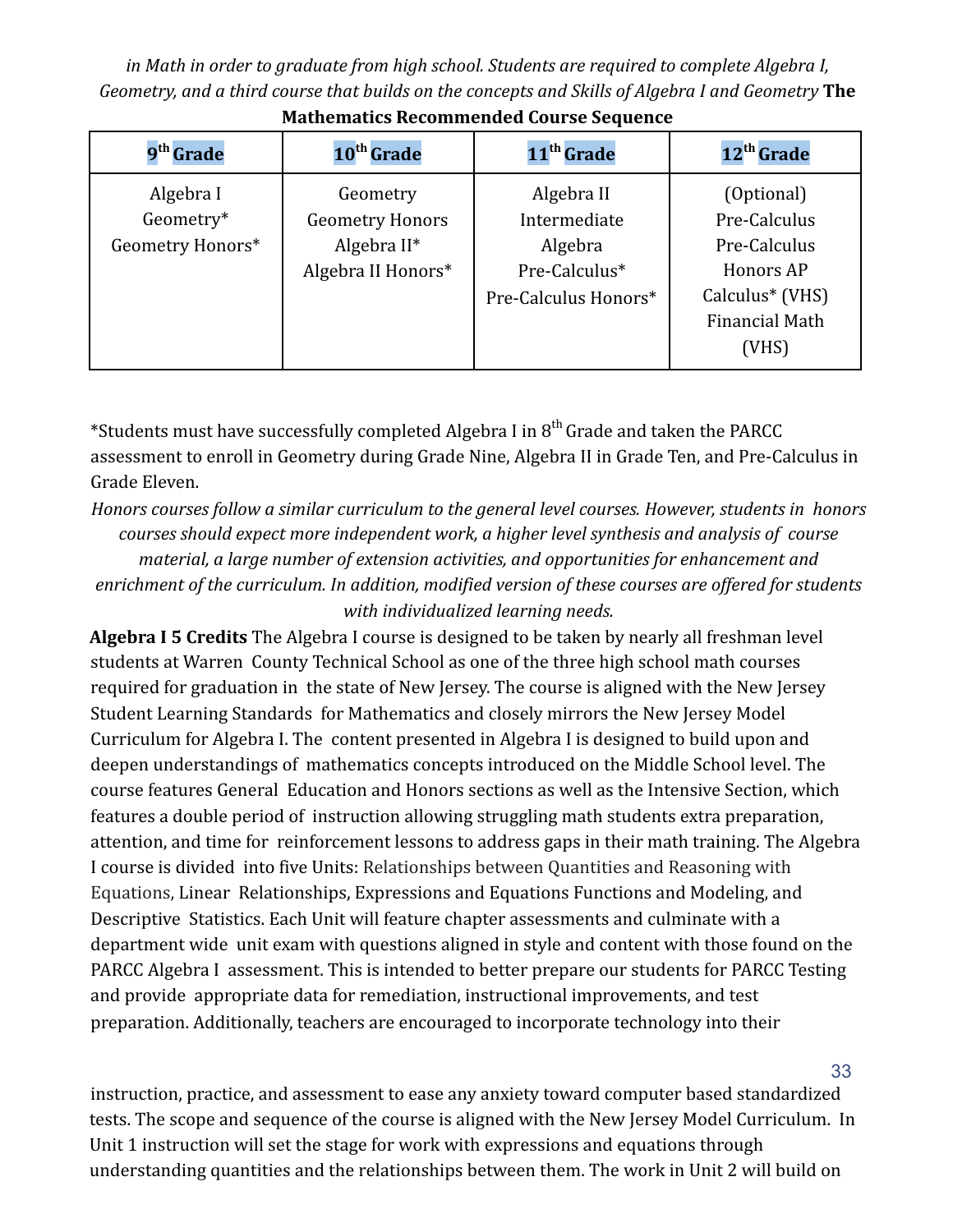*in Math in order to graduate from high school. Students are required to complete Algebra I, Geometry, and a third course that builds on the concepts and Skills of Algebra I and Geometry* **The Mathematics Recommended Course Sequence**

| 9th Grade | 10th Grade | 11th Grade | 12th Grade |
|---|---|---|---|
| Algebra I<br>Geometry*<br>Geometry Honors* | Geometry<br>Geometry Honors<br>Algebra II*<br>Algebra II Honors* | Algebra II<br>Intermediate Algebra<br>Pre-Calculus*<br>Pre-Calculus Honors* | (Optional)<br>Pre-Calculus<br>Pre-Calculus Honors AP Calculus* (VHS)<br>Financial Math (VHS) |

*Students must have successfully completed Algebra I in 8th Grade and taken the PARCC assessment to enroll in Geometry during Grade Nine, Algebra II in Grade Ten, and Pre-Calculus in Grade Eleven.

*Honors courses follow a similar curriculum to the general level courses. However, students in honors courses should expect more independent work, a higher level synthesis and analysis of course material, a large number of extension activities, and opportunities for enhancement and enrichment of the curriculum. In addition, modified version of these courses are offered for students with individualized learning needs.*

**Algebra I 5 Credits** The Algebra I course is designed to be taken by nearly all freshman level students at Warren County Technical School as one of the three high school math courses required for graduation in the state of New Jersey. The course is aligned with the New Jersey Student Learning Standards for Mathematics and closely mirrors the New Jersey Model Curriculum for Algebra I. The content presented in Algebra I is designed to build upon and deepen understandings of mathematics concepts introduced on the Middle School level. The course features General Education and Honors sections as well as the Intensive Section, which features a double period of instruction allowing struggling math students extra preparation, attention, and time for reinforcement lessons to address gaps in their math training. The Algebra I course is divided into five Units: Relationships between Quantities and Reasoning with Equations, Linear Relationships, Expressions and Equations Functions and Modeling, and Descriptive Statistics. Each Unit will feature chapter assessments and culminate with a department wide unit exam with questions aligned in style and content with those found on the PARCC Algebra I assessment. This is intended to better prepare our students for PARCC Testing and provide appropriate data for remediation, instructional improvements, and test preparation. Additionally, teachers are encouraged to incorporate technology into their instruction, practice, and assessment to ease any anxiety toward computer based standardized tests. The scope and sequence of the course is aligned with the New Jersey Model Curriculum. In Unit 1 instruction will set the stage for work with expressions and equations through understanding quantities and the relationships between them. The work in Unit 2 will build on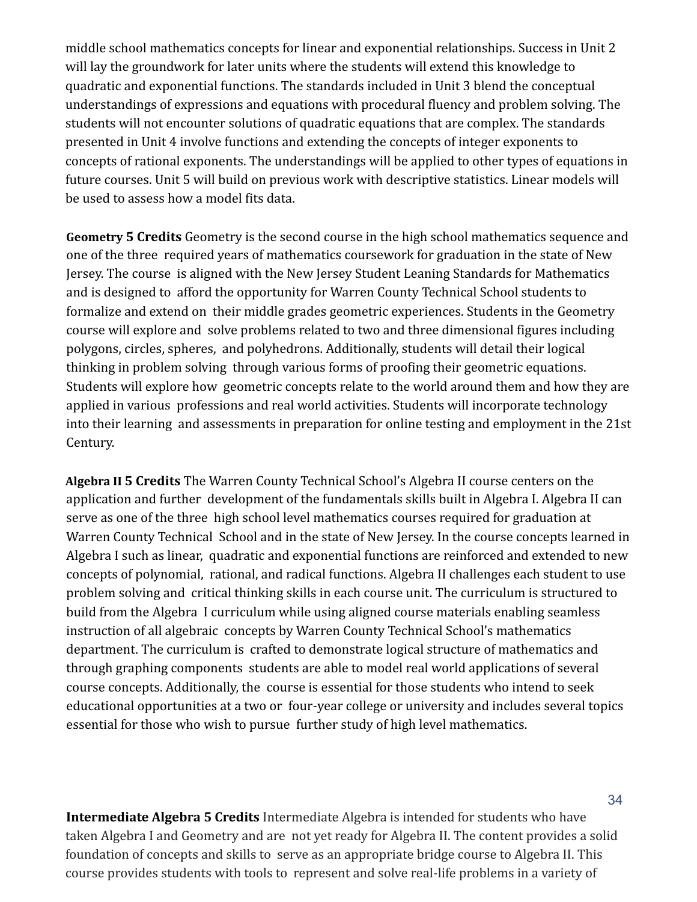middle school mathematics concepts for linear and exponential relationships. Success in Unit 2 will lay the groundwork for later units where the students will extend this knowledge to quadratic and exponential functions. The standards included in Unit 3 blend the conceptual understandings of expressions and equations with procedural fluency and problem solving. The students will not encounter solutions of quadratic equations that are complex. The standards presented in Unit 4 involve functions and extending the concepts of integer exponents to concepts of rational exponents. The understandings will be applied to other types of equations in future courses. Unit 5 will build on previous work with descriptive statistics. Linear models will be used to assess how a model fits data.

**Geometry 5 Credits** Geometry is the second course in the high school mathematics sequence and one of the three required years of mathematics coursework for graduation in the state of New Jersey. The course is aligned with the New Jersey Student Leaning Standards for Mathematics and is designed to afford the opportunity for Warren County Technical School students to formalize and extend on their middle grades geometric experiences. Students in the Geometry course will explore and solve problems related to two and three dimensional figures including polygons, circles, spheres, and polyhedrons. Additionally, students will detail their logical thinking in problem solving through various forms of proofing their geometric equations. Students will explore how geometric concepts relate to the world around them and how they are applied in various professions and real world activities. Students will incorporate technology into their learning and assessments in preparation for online testing and employment in the 21st Century.

**Algebra II 5 Credits** The Warren County Technical School's Algebra II course centers on the application and further development of the fundamentals skills built in Algebra I. Algebra II can serve as one of the three high school level mathematics courses required for graduation at Warren County Technical School and in the state of New Jersey. In the course concepts learned in Algebra I such as linear, quadratic and exponential functions are reinforced and extended to new concepts of polynomial, rational, and radical functions. Algebra II challenges each student to use problem solving and critical thinking skills in each course unit. The curriculum is structured to build from the Algebra I curriculum while using aligned course materials enabling seamless instruction of all algebraic concepts by Warren County Technical School's mathematics department. The curriculum is crafted to demonstrate logical structure of mathematics and through graphing components students are able to model real world applications of several course concepts. Additionally, the course is essential for those students who intend to seek educational opportunities at a two or four-year college or university and includes several topics essential for those who wish to pursue further study of high level mathematics.

**Intermediate Algebra 5 Credits** Intermediate Algebra is intended for students who have taken Algebra I and Geometry and are not yet ready for Algebra II. The content provides a solid foundation of concepts and skills to serve as an appropriate bridge course to Algebra II. This course provides students with tools to represent and solve real-life problems in a variety of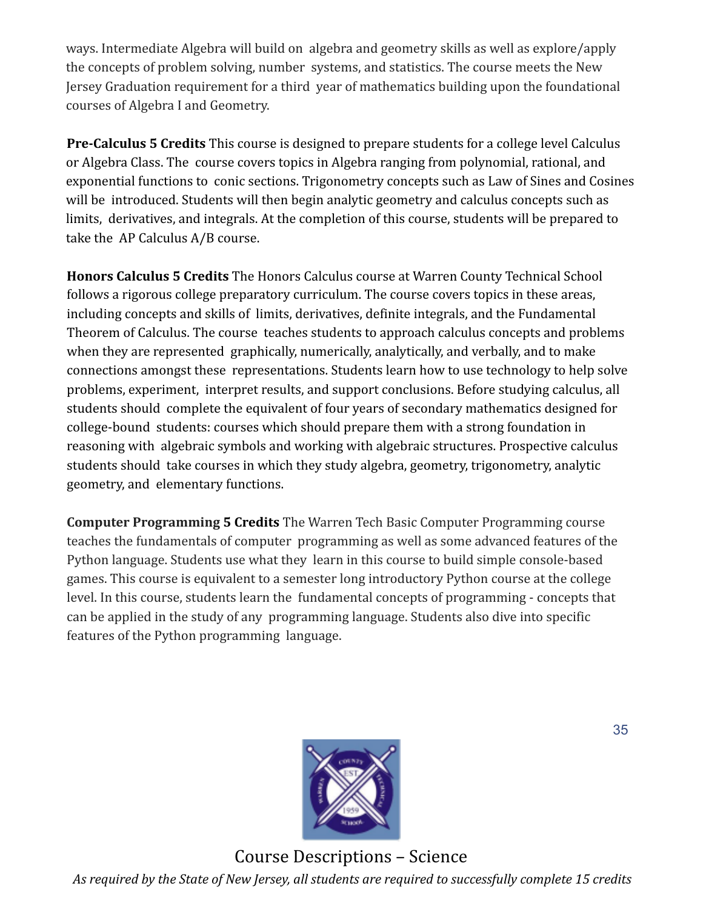ways. Intermediate Algebra will build on algebra and geometry skills as well as explore/apply the concepts of problem solving, number systems, and statistics. The course meets the New Jersey Graduation requirement for a third year of mathematics building upon the foundational courses of Algebra I and Geometry.

**Pre-Calculus 5 Credits** This course is designed to prepare students for a college level Calculus or Algebra Class. The course covers topics in Algebra ranging from polynomial, rational, and exponential functions to conic sections. Trigonometry concepts such as Law of Sines and Cosines will be introduced. Students will then begin analytic geometry and calculus concepts such as limits, derivatives, and integrals. At the completion of this course, students will be prepared to take the AP Calculus A/B course.

**Honors Calculus 5 Credits** The Honors Calculus course at Warren County Technical School follows a rigorous college preparatory curriculum. The course covers topics in these areas, including concepts and skills of limits, derivatives, definite integrals, and the Fundamental Theorem of Calculus. The course teaches students to approach calculus concepts and problems when they are represented graphically, numerically, analytically, and verbally, and to make connections amongst these representations. Students learn how to use technology to help solve problems, experiment, interpret results, and support conclusions. Before studying calculus, all students should complete the equivalent of four years of secondary mathematics designed for college-bound students: courses which should prepare them with a strong foundation in reasoning with algebraic symbols and working with algebraic structures. Prospective calculus students should take courses in which they study algebra, geometry, trigonometry, analytic geometry, and elementary functions.

**Computer Programming 5 Credits** The Warren Tech Basic Computer Programming course teaches the fundamentals of computer programming as well as some advanced features of the Python language. Students use what they learn in this course to build simple console-based games. This course is equivalent to a semester long introductory Python course at the college level. In this course, students learn the fundamental concepts of programming - concepts that can be applied in the study of any programming language. Students also dive into specific features of the Python programming language.

# Course Descriptions – Science

*As required by the State of New Jersey, all students are required to successfully complete 15 credits*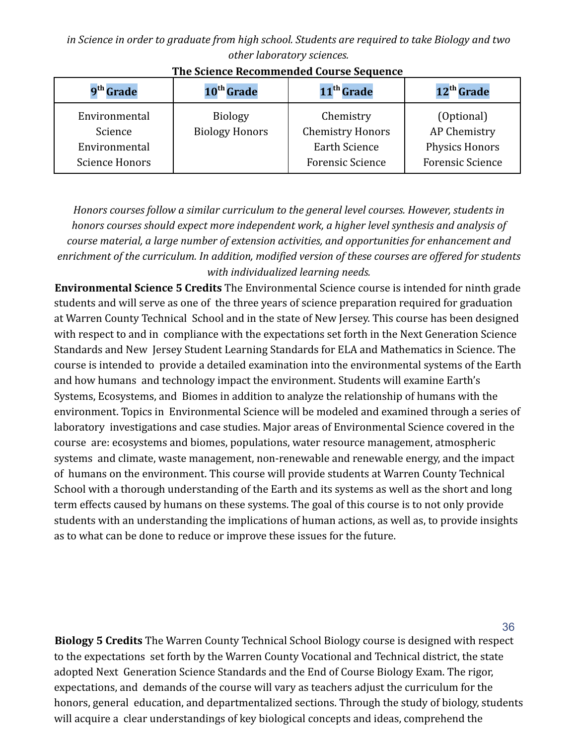*in Science in order to graduate from high school. Students are required to take Biology and two other laboratory sciences.*

**The Science Recommended Course Sequence**

| 9th Grade | 10th Grade | 11th Grade | 12th Grade |
|---|---|---|---|
| Environmental Science<br>Environmental Science Honors | Biology<br>Biology Honors | Chemistry<br>Chemistry Honors<br>Earth Science<br>Forensic Science | (Optional)<br>AP Chemistry<br>Physics Honors<br>Forensic Science |

*Honors courses follow a similar curriculum to the general level courses. However, students in honors courses should expect more independent work, a higher level synthesis and analysis of course material, a large number of extension activities, and opportunities for enhancement and enrichment of the curriculum. In addition, modified version of these courses are offered for students with individualized learning needs.*

**Environmental Science 5 Credits** The Environmental Science course is intended for ninth grade students and will serve as one of the three years of science preparation required for graduation at Warren County Technical School and in the state of New Jersey. This course has been designed with respect to and in compliance with the expectations set forth in the Next Generation Science Standards and New Jersey Student Learning Standards for ELA and Mathematics in Science. The course is intended to provide a detailed examination into the environmental systems of the Earth and how humans and technology impact the environment. Students will examine Earth's Systems, Ecosystems, and Biomes in addition to analyze the relationship of humans with the environment. Topics in Environmental Science will be modeled and examined through a series of laboratory investigations and case studies. Major areas of Environmental Science covered in the course are: ecosystems and biomes, populations, water resource management, atmospheric systems and climate, waste management, non-renewable and renewable energy, and the impact of humans on the environment. This course will provide students at Warren County Technical School with a thorough understanding of the Earth and its systems as well as the short and long term effects caused by humans on these systems. The goal of this course is to not only provide students with an understanding the implications of human actions, as well as, to provide insights as to what can be done to reduce or improve these issues for the future.

**Biology 5 Credits** The Warren County Technical School Biology course is designed with respect to the expectations set forth by the Warren County Vocational and Technical district, the state adopted Next Generation Science Standards and the End of Course Biology Exam. The rigor, expectations, and demands of the course will vary as teachers adjust the curriculum for the honors, general education, and departmentalized sections. Through the study of biology, students will acquire a clear understandings of key biological concepts and ideas, comprehend the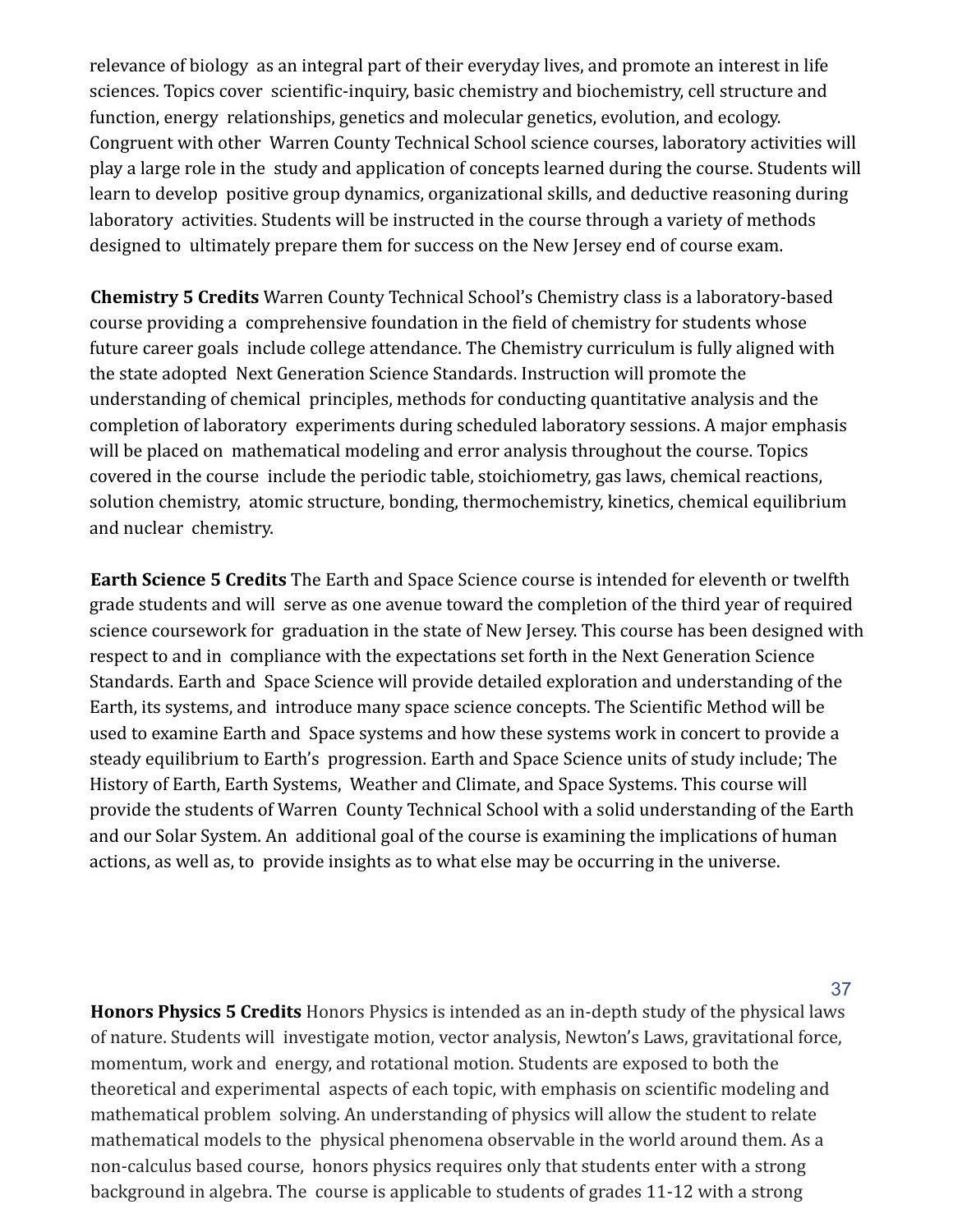relevance of biology as an integral part of their everyday lives, and promote an interest in life sciences. Topics cover scientific-inquiry, basic chemistry and biochemistry, cell structure and function, energy relationships, genetics and molecular genetics, evolution, and ecology. Congruent with other Warren County Technical School science courses, laboratory activities will play a large role in the study and application of concepts learned during the course. Students will learn to develop positive group dynamics, organizational skills, and deductive reasoning during laboratory activities. Students will be instructed in the course through a variety of methods designed to ultimately prepare them for success on the New Jersey end of course exam.

**Chemistry 5 Credits** Warren County Technical School's Chemistry class is a laboratory-based course providing a comprehensive foundation in the field of chemistry for students whose future career goals include college attendance. The Chemistry curriculum is fully aligned with the state adopted Next Generation Science Standards. Instruction will promote the understanding of chemical principles, methods for conducting quantitative analysis and the completion of laboratory experiments during scheduled laboratory sessions. A major emphasis will be placed on mathematical modeling and error analysis throughout the course. Topics covered in the course include the periodic table, stoichiometry, gas laws, chemical reactions, solution chemistry, atomic structure, bonding, thermochemistry, kinetics, chemical equilibrium and nuclear chemistry.

**Earth Science 5 Credits** The Earth and Space Science course is intended for eleventh or twelfth grade students and will serve as one avenue toward the completion of the third year of required science coursework for graduation in the state of New Jersey. This course has been designed with respect to and in compliance with the expectations set forth in the Next Generation Science Standards. Earth and Space Science will provide detailed exploration and understanding of the Earth, its systems, and introduce many space science concepts. The Scientific Method will be used to examine Earth and Space systems and how these systems work in concert to provide a steady equilibrium to Earth's progression. Earth and Space Science units of study include; The History of Earth, Earth Systems, Weather and Climate, and Space Systems. This course will provide the students of Warren County Technical School with a solid understanding of the Earth and our Solar System. An additional goal of the course is examining the implications of human actions, as well as, to provide insights as to what else may be occurring in the universe.

**Honors Physics 5 Credits** Honors Physics is intended as an in-depth study of the physical laws of nature. Students will investigate motion, vector analysis, Newton's Laws, gravitational force, momentum, work and energy, and rotational motion. Students are exposed to both the theoretical and experimental aspects of each topic, with emphasis on scientific modeling and mathematical problem solving. An understanding of physics will allow the student to relate mathematical models to the physical phenomena observable in the world around them. As a non-calculus based course, honors physics requires only that students enter with a strong background in algebra. The course is applicable to students of grades 11-12 with a strong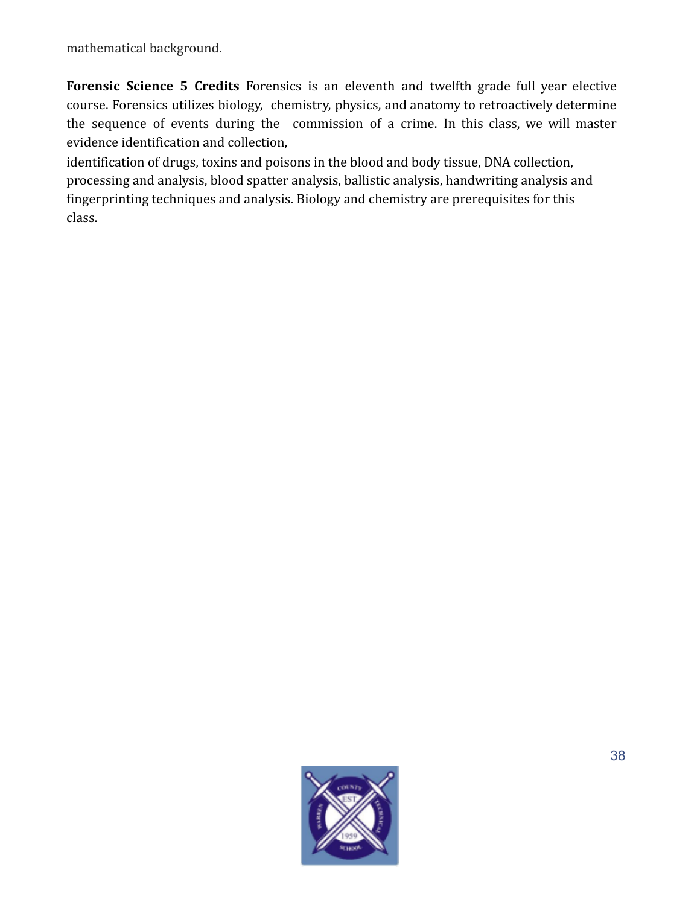mathematical background.

**Forensic Science 5 Credits** Forensics is an eleventh and twelfth grade full year elective course. Forensics utilizes biology, chemistry, physics, and anatomy to retroactively determine the sequence of events during the commission of a crime. In this class, we will master evidence identification and collection,
identification of drugs, toxins and poisons in the blood and body tissue, DNA collection, processing and analysis, blood spatter analysis, ballistic analysis, handwriting analysis and fingerprinting techniques and analysis. Biology and chemistry are prerequisites for this class.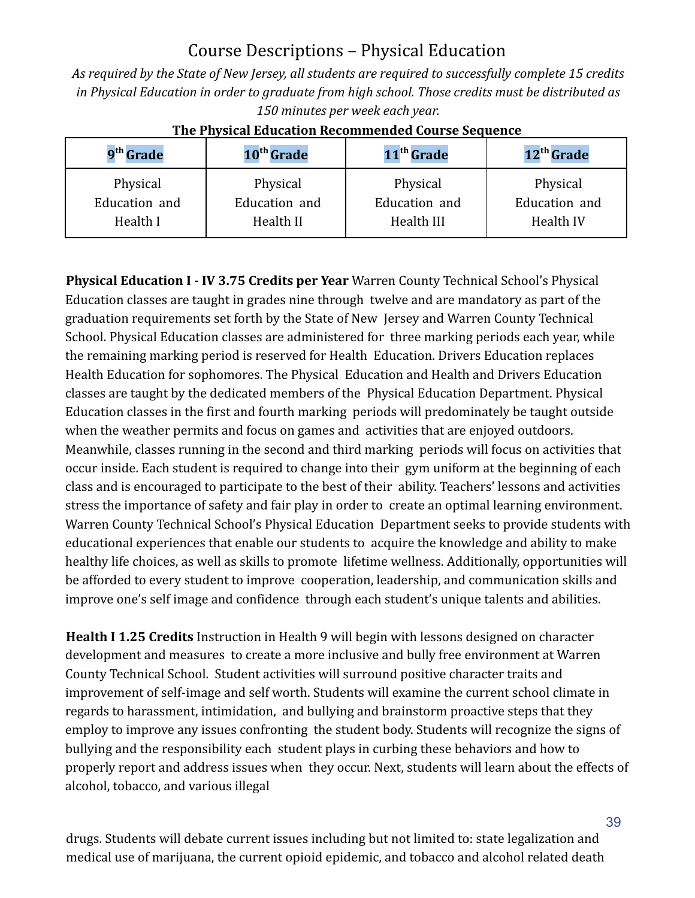# Course Descriptions – Physical Education

*As required by the State of New Jersey, all students are required to successfully complete 15 credits in Physical Education in order to graduate from high school. Those credits must be distributed as 150 minutes per week each year.*

**The Physical Education Recommended Course Sequence**

| 9th Grade | 10th Grade | 11th Grade | 12th Grade |
|---|---|---|---|
| Physical Education and Health I | Physical Education and Health II | Physical Education and Health III | Physical Education and Health IV |

**Physical Education I - IV 3.75 Credits per Year** Warren County Technical School's Physical Education classes are taught in grades nine through twelve and are mandatory as part of the graduation requirements set forth by the State of New Jersey and Warren County Technical School. Physical Education classes are administered for three marking periods each year, while the remaining marking period is reserved for Health Education. Drivers Education replaces Health Education for sophomores. The Physical Education and Health and Drivers Education classes are taught by the dedicated members of the Physical Education Department. Physical Education classes in the first and fourth marking periods will predominately be taught outside when the weather permits and focus on games and activities that are enjoyed outdoors. Meanwhile, classes running in the second and third marking periods will focus on activities that occur inside. Each student is required to change into their gym uniform at the beginning of each class and is encouraged to participate to the best of their ability. Teachers' lessons and activities stress the importance of safety and fair play in order to create an optimal learning environment. Warren County Technical School's Physical Education Department seeks to provide students with educational experiences that enable our students to acquire the knowledge and ability to make healthy life choices, as well as skills to promote lifetime wellness. Additionally, opportunities will be afforded to every student to improve cooperation, leadership, and communication skills and improve one's self image and confidence through each student's unique talents and abilities.

**Health I 1.25 Credits** Instruction in Health 9 will begin with lessons designed on character development and measures to create a more inclusive and bully free environment at Warren County Technical School. Student activities will surround positive character traits and improvement of self-image and self worth. Students will examine the current school climate in regards to harassment, intimidation, and bullying and brainstorm proactive steps that they employ to improve any issues confronting the student body. Students will recognize the signs of bullying and the responsibility each student plays in curbing these behaviors and how to properly report and address issues when they occur. Next, students will learn about the effects of alcohol, tobacco, and various illegal

drugs. Students will debate current issues including but not limited to: state legalization and medical use of marijuana, the current opioid epidemic, and tobacco and alcohol related death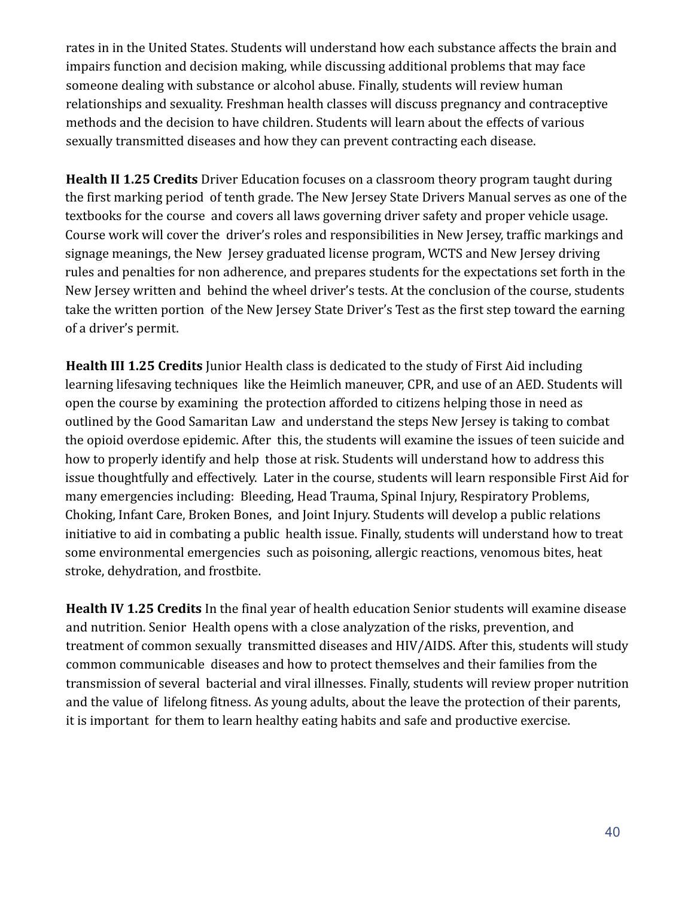rates in in the United States. Students will understand how each substance affects the brain and impairs function and decision making, while discussing additional problems that may face someone dealing with substance or alcohol abuse. Finally, students will review human relationships and sexuality. Freshman health classes will discuss pregnancy and contraceptive methods and the decision to have children. Students will learn about the effects of various sexually transmitted diseases and how they can prevent contracting each disease.

**Health II 1.25 Credits** Driver Education focuses on a classroom theory program taught during the first marking period of tenth grade. The New Jersey State Drivers Manual serves as one of the textbooks for the course and covers all laws governing driver safety and proper vehicle usage. Course work will cover the driver's roles and responsibilities in New Jersey, traffic markings and signage meanings, the New Jersey graduated license program, WCTS and New Jersey driving rules and penalties for non adherence, and prepares students for the expectations set forth in the New Jersey written and behind the wheel driver's tests. At the conclusion of the course, students take the written portion of the New Jersey State Driver's Test as the first step toward the earning of a driver's permit.

**Health III 1.25 Credits** Junior Health class is dedicated to the study of First Aid including learning lifesaving techniques like the Heimlich maneuver, CPR, and use of an AED. Students will open the course by examining the protection afforded to citizens helping those in need as outlined by the Good Samaritan Law and understand the steps New Jersey is taking to combat the opioid overdose epidemic. After this, the students will examine the issues of teen suicide and how to properly identify and help those at risk. Students will understand how to address this issue thoughtfully and effectively. Later in the course, students will learn responsible First Aid for many emergencies including: Bleeding, Head Trauma, Spinal Injury, Respiratory Problems, Choking, Infant Care, Broken Bones, and Joint Injury. Students will develop a public relations initiative to aid in combating a public health issue. Finally, students will understand how to treat some environmental emergencies such as poisoning, allergic reactions, venomous bites, heat stroke, dehydration, and frostbite.

**Health IV 1.25 Credits** In the final year of health education Senior students will examine disease and nutrition. Senior Health opens with a close analyzation of the risks, prevention, and treatment of common sexually transmitted diseases and HIV/AIDS. After this, students will study common communicable diseases and how to protect themselves and their families from the transmission of several bacterial and viral illnesses. Finally, students will review proper nutrition and the value of lifelong fitness. As young adults, about the leave the protection of their parents, it is important for them to learn healthy eating habits and safe and productive exercise.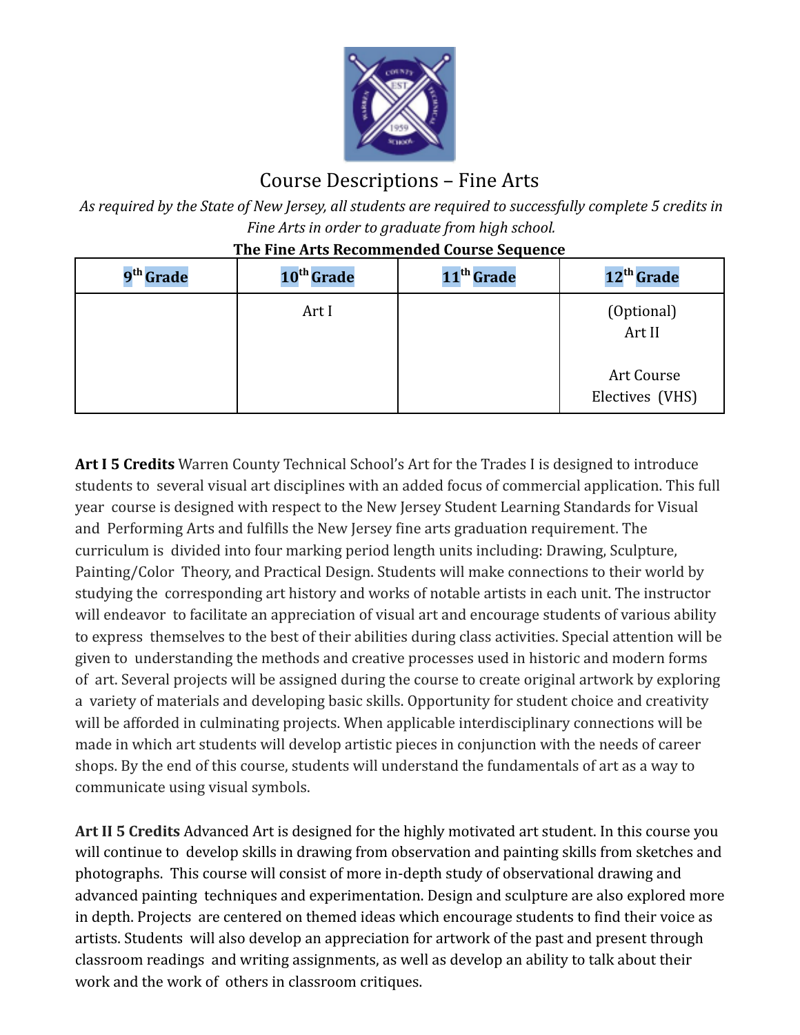# Course Descriptions – Fine Arts

*As required by the State of New Jersey, all students are required to successfully complete 5 credits in Fine Arts in order to graduate from high school.*

**The Fine Arts Recommended Course Sequence**

| 9th Grade | 10th Grade | 11th Grade | 12th Grade |
|---|---|---|---|
| | Art I | | (Optional) Art II<br><br>Art Course Electives (VHS) |

**Art I 5 Credits** Warren County Technical School's Art for the Trades I is designed to introduce students to several visual art disciplines with an added focus of commercial application. This full year course is designed with respect to the New Jersey Student Learning Standards for Visual and Performing Arts and fulfills the New Jersey fine arts graduation requirement. The curriculum is divided into four marking period length units including: Drawing, Sculpture, Painting/Color Theory, and Practical Design. Students will make connections to their world by studying the corresponding art history and works of notable artists in each unit. The instructor will endeavor to facilitate an appreciation of visual art and encourage students of various ability to express themselves to the best of their abilities during class activities. Special attention will be given to understanding the methods and creative processes used in historic and modern forms of art. Several projects will be assigned during the course to create original artwork by exploring a variety of materials and developing basic skills. Opportunity for student choice and creativity will be afforded in culminating projects. When applicable interdisciplinary connections will be made in which art students will develop artistic pieces in conjunction with the needs of career shops. By the end of this course, students will understand the fundamentals of art as a way to communicate using visual symbols.

**Art II 5 Credits** Advanced Art is designed for the highly motivated art student. In this course you will continue to develop skills in drawing from observation and painting skills from sketches and photographs. This course will consist of more in-depth study of observational drawing and advanced painting techniques and experimentation. Design and sculpture are also explored more in depth. Projects are centered on themed ideas which encourage students to find their voice as artists. Students will also develop an appreciation for artwork of the past and present through classroom readings and writing assignments, as well as develop an ability to talk about their work and the work of others in classroom critiques.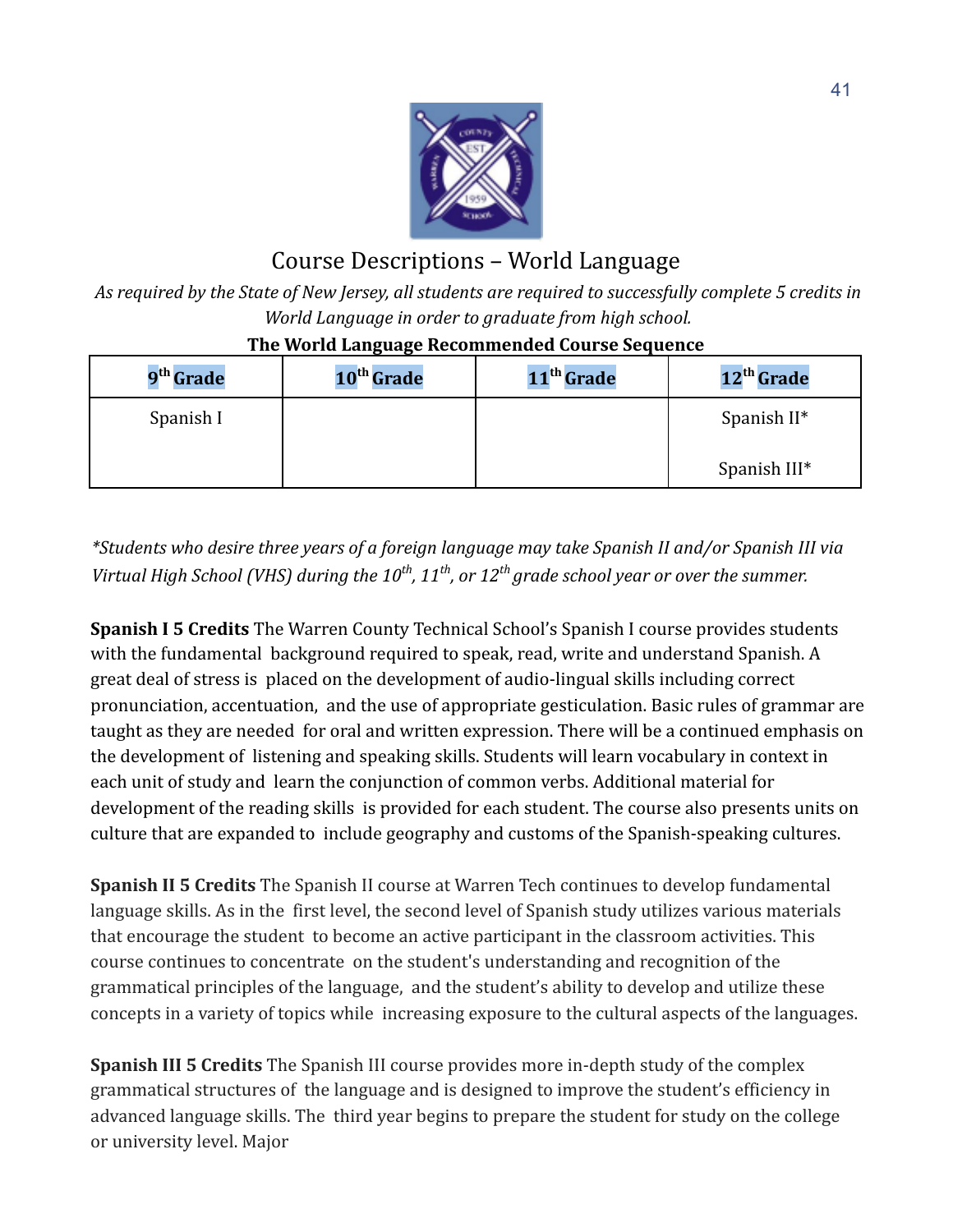## Course Descriptions – World Language

*As required by the State of New Jersey, all students are required to successfully complete 5 credits in World Language in order to graduate from high school.*

**The World Language Recommended Course Sequence**

| 9th Grade | 10th Grade | 11th Grade | 12th Grade |
|---|---|---|---|
| Spanish I | | | Spanish II*<br><br>Spanish III* |

**Students who desire three years of a foreign language may take Spanish II and/or Spanish III via Virtual High School (VHS) during the 10th, 11th, or 12th grade school year or over the summer.*

**Spanish I 5 Credits** The Warren County Technical School's Spanish I course provides students with the fundamental background required to speak, read, write and understand Spanish. A great deal of stress is placed on the development of audio-lingual skills including correct pronunciation, accentuation, and the use of appropriate gesticulation. Basic rules of grammar are taught as they are needed for oral and written expression. There will be a continued emphasis on the development of listening and speaking skills. Students will learn vocabulary in context in each unit of study and learn the conjunction of common verbs. Additional material for development of the reading skills is provided for each student. The course also presents units on culture that are expanded to include geography and customs of the Spanish-speaking cultures.

**Spanish II 5 Credits** The Spanish II course at Warren Tech continues to develop fundamental language skills. As in the first level, the second level of Spanish study utilizes various materials that encourage the student to become an active participant in the classroom activities. This course continues to concentrate on the student's understanding and recognition of the grammatical principles of the language, and the student's ability to develop and utilize these concepts in a variety of topics while increasing exposure to the cultural aspects of the languages.

**Spanish III 5 Credits** The Spanish III course provides more in-depth study of the complex grammatical structures of the language and is designed to improve the student's efficiency in advanced language skills. The third year begins to prepare the student for study on the college or university level. Major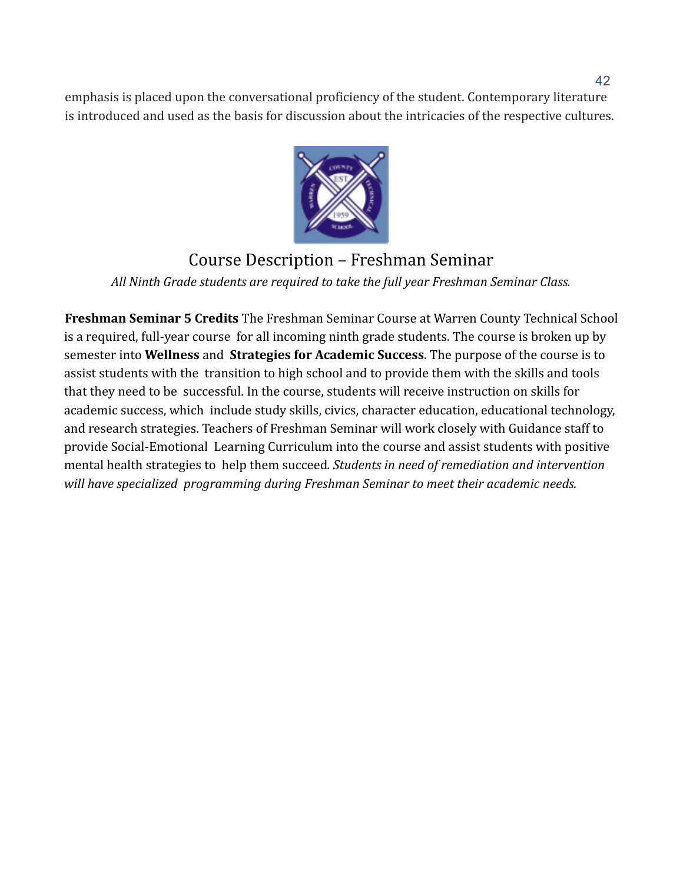emphasis is placed upon the conversational proficiency of the student. Contemporary literature is introduced and used as the basis for discussion about the intricacies of the respective cultures.

## Course Description – Freshman Seminar

*All Ninth Grade students are required to take the full year Freshman Seminar Class.*

**Freshman Seminar 5 Credits** The Freshman Seminar Course at Warren County Technical School is a required, full-year course for all incoming ninth grade students. The course is broken up by semester into **Wellness** and **Strategies for Academic Success**. The purpose of the course is to assist students with the transition to high school and to provide them with the skills and tools that they need to be successful. In the course, students will receive instruction on skills for academic success, which include study skills, civics, character education, educational technology, and research strategies. Teachers of Freshman Seminar will work closely with Guidance staff to provide Social-Emotional Learning Curriculum into the course and assist students with positive mental health strategies to help them succeed*. Students in need of remediation and intervention will have specialized programming during Freshman Seminar to meet their academic needs.*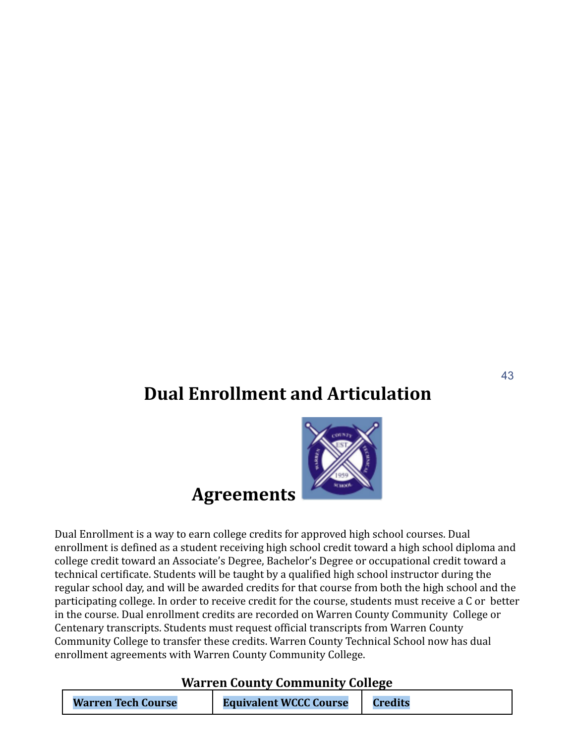# Dual Enrollment and Articulation Agreements

Dual Enrollment is a way to earn college credits for approved high school courses. Dual enrollment is defined as a student receiving high school credit toward a high school diploma and college credit toward an Associate's Degree, Bachelor's Degree or occupational credit toward a technical certificate. Students will be taught by a qualified high school instructor during the regular school day, and will be awarded credits for that course from both the high school and the participating college. In order to receive credit for the course, students must receive a C or better in the course. Dual enrollment credits are recorded on Warren County Community College or Centenary transcripts. Students must request official transcripts from Warren County Community College to transfer these credits. Warren County Technical School now has dual enrollment agreements with Warren County Community College.

**Warren County Community College**

| Warren Tech Course | Equivalent WCCC Course | Credits |
|---|---|---|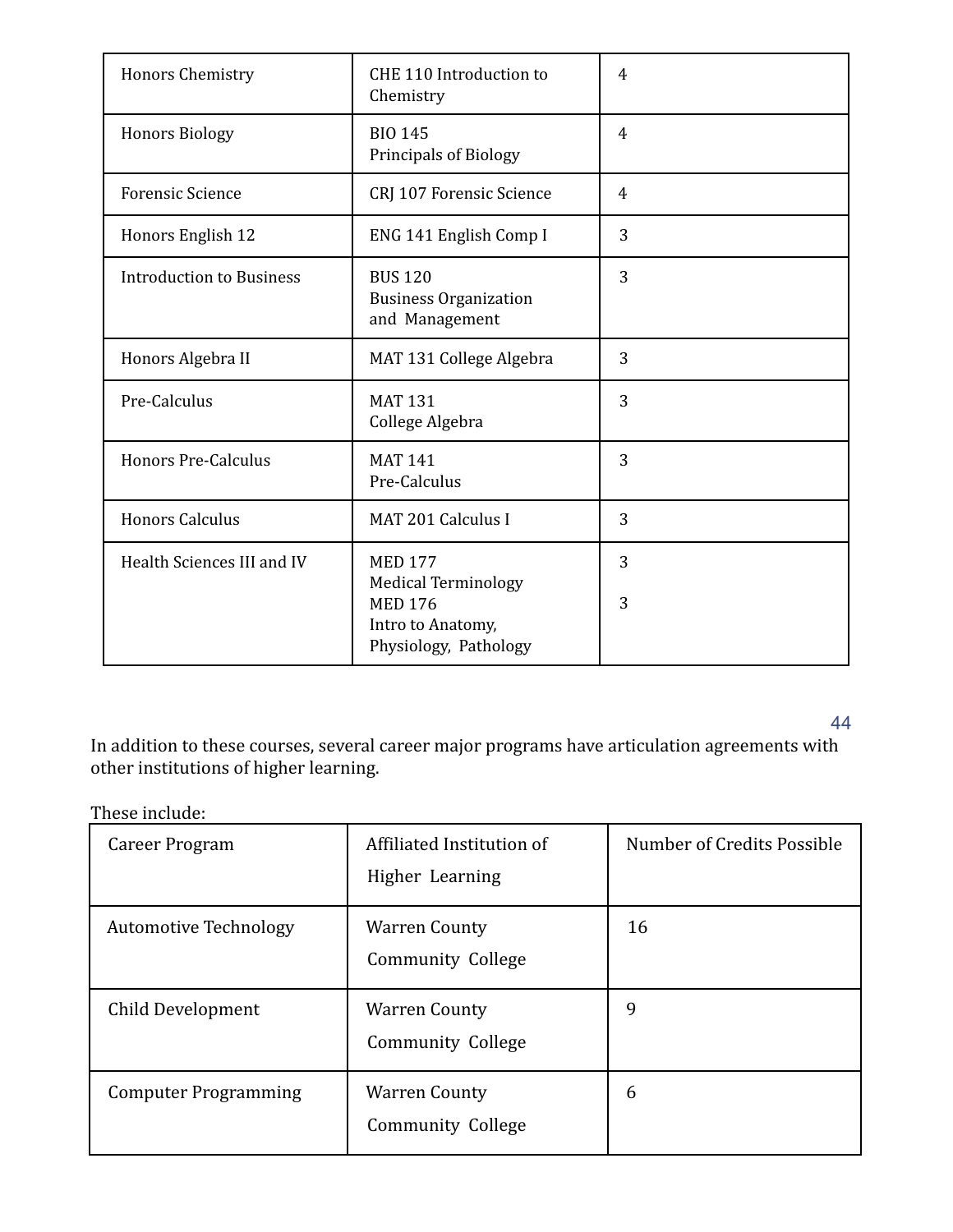| Honors Chemistry | CHE 110 Introduction to Chemistry | 4 |
|---|---|---|
| Honors Biology | BIO 145 Principals of Biology | 4 |
| Forensic Science | CRJ 107 Forensic Science | 4 |
| Honors English 12 | ENG 141 English Comp I | 3 |
| Introduction to Business | BUS 120 Business Organization and Management | 3 |
| Honors Algebra II | MAT 131 College Algebra | 3 |
| Pre-Calculus | MAT 131 College Algebra | 3 |
| Honors Pre-Calculus | MAT 141 Pre-Calculus | 3 |
| Honors Calculus | MAT 201 Calculus I | 3 |
| Health Sciences III and IV | MED 177 Medical Terminology<br>MED 176 Intro to Anatomy, Physiology, Pathology | 3<br>3 |

In addition to these courses, several career major programs have articulation agreements with other institutions of higher learning.

These include:

| Career Program | Affiliated Institution of Higher Learning | Number of Credits Possible |
|---|---|---|
| Automotive Technology | Warren County Community College | 16 |
| Child Development | Warren County Community College | 9 |
| Computer Programming | Warren County Community College | 6 |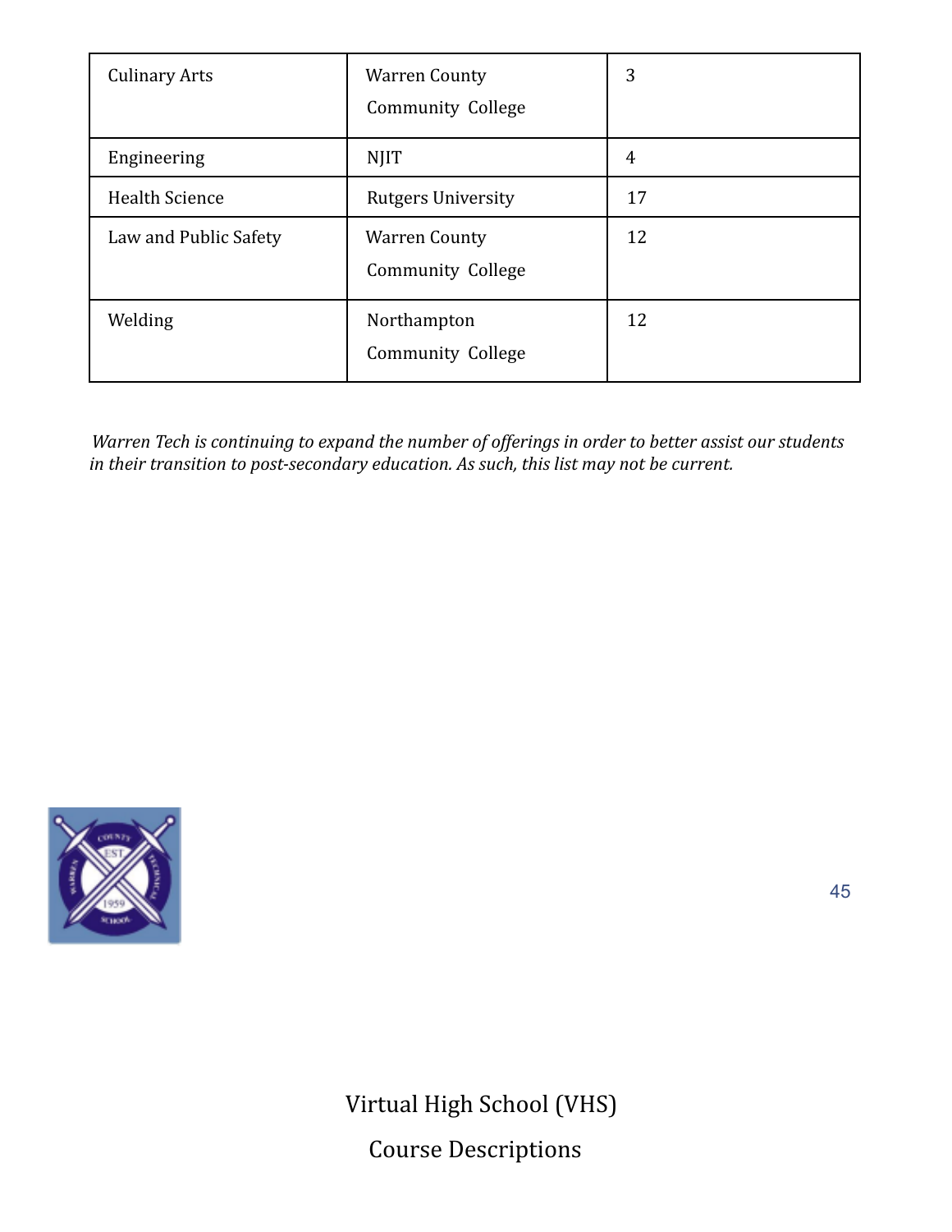| Culinary Arts | Warren County Community College | 3 |
|---|---|---|
| Engineering | NJIT | 4 |
| Health Science | Rutgers University | 17 |
| Law and Public Safety | Warren County Community College | 12 |
| Welding | Northampton Community College | 12 |

*Warren Tech is continuing to expand the number of offerings in order to better assist our students in their transition to post-secondary education. As such, this list may not be current.*

# Virtual High School (VHS)

# Course Descriptions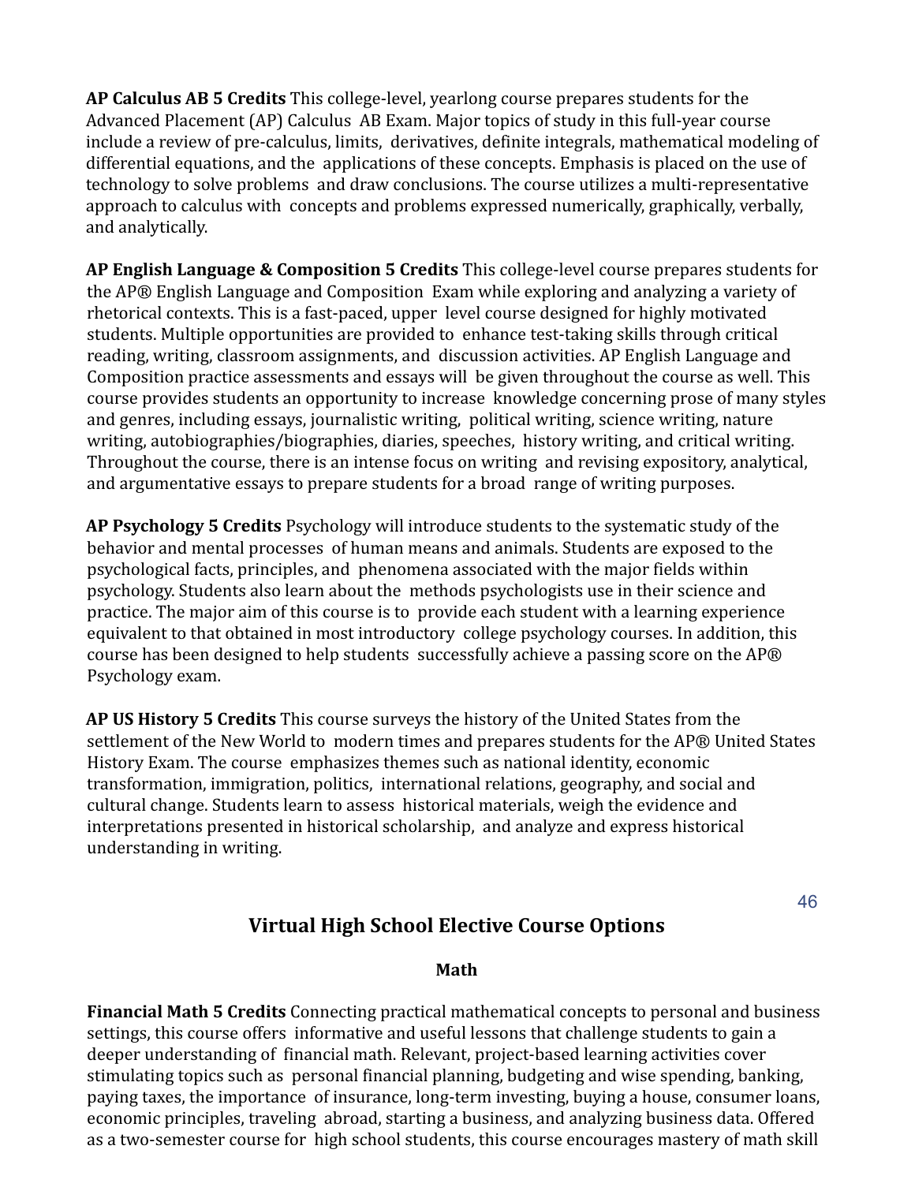**AP Calculus AB 5 Credits** This college-level, yearlong course prepares students for the Advanced Placement (AP) Calculus AB Exam. Major topics of study in this full-year course include a review of pre-calculus, limits, derivatives, definite integrals, mathematical modeling of differential equations, and the applications of these concepts. Emphasis is placed on the use of technology to solve problems and draw conclusions. The course utilizes a multi-representative approach to calculus with concepts and problems expressed numerically, graphically, verbally, and analytically.

**AP English Language & Composition 5 Credits** This college-level course prepares students for the AP® English Language and Composition Exam while exploring and analyzing a variety of rhetorical contexts. This is a fast-paced, upper level course designed for highly motivated students. Multiple opportunities are provided to enhance test-taking skills through critical reading, writing, classroom assignments, and discussion activities. AP English Language and Composition practice assessments and essays will be given throughout the course as well. This course provides students an opportunity to increase knowledge concerning prose of many styles and genres, including essays, journalistic writing, political writing, science writing, nature writing, autobiographies/biographies, diaries, speeches, history writing, and critical writing. Throughout the course, there is an intense focus on writing and revising expository, analytical, and argumentative essays to prepare students for a broad range of writing purposes.

**AP Psychology 5 Credits** Psychology will introduce students to the systematic study of the behavior and mental processes of human means and animals. Students are exposed to the psychological facts, principles, and phenomena associated with the major fields within psychology. Students also learn about the methods psychologists use in their science and practice. The major aim of this course is to provide each student with a learning experience equivalent to that obtained in most introductory college psychology courses. In addition, this course has been designed to help students successfully achieve a passing score on the AP® Psychology exam.

**AP US History 5 Credits** This course surveys the history of the United States from the settlement of the New World to modern times and prepares students for the AP® United States History Exam. The course emphasizes themes such as national identity, economic transformation, immigration, politics, international relations, geography, and social and cultural change. Students learn to assess historical materials, weigh the evidence and interpretations presented in historical scholarship, and analyze and express historical understanding in writing.

## Virtual High School Elective Course Options

### Math

**Financial Math 5 Credits** Connecting practical mathematical concepts to personal and business settings, this course offers informative and useful lessons that challenge students to gain a deeper understanding of financial math. Relevant, project-based learning activities cover stimulating topics such as personal financial planning, budgeting and wise spending, banking, paying taxes, the importance of insurance, long-term investing, buying a house, consumer loans, economic principles, traveling abroad, starting a business, and analyzing business data. Offered as a two-semester course for high school students, this course encourages mastery of math skill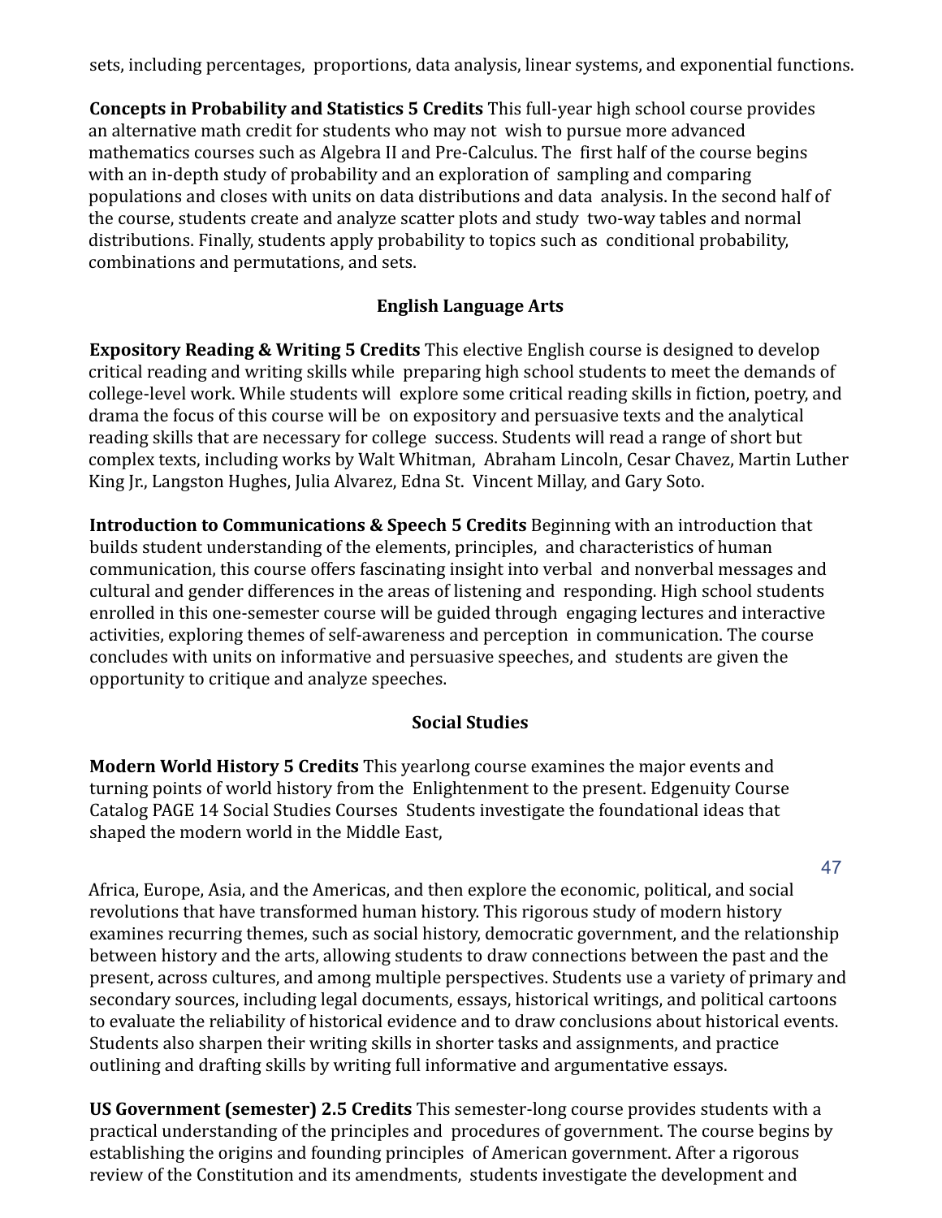sets, including percentages, proportions, data analysis, linear systems, and exponential functions.

**Concepts in Probability and Statistics 5 Credits** This full-year high school course provides an alternative math credit for students who may not wish to pursue more advanced mathematics courses such as Algebra II and Pre-Calculus. The first half of the course begins with an in-depth study of probability and an exploration of sampling and comparing populations and closes with units on data distributions and data analysis. In the second half of the course, students create and analyze scatter plots and study two-way tables and normal distributions. Finally, students apply probability to topics such as conditional probability, combinations and permutations, and sets.

## English Language Arts

**Expository Reading & Writing 5 Credits** This elective English course is designed to develop critical reading and writing skills while preparing high school students to meet the demands of college-level work. While students will explore some critical reading skills in fiction, poetry, and drama the focus of this course will be on expository and persuasive texts and the analytical reading skills that are necessary for college success. Students will read a range of short but complex texts, including works by Walt Whitman, Abraham Lincoln, Cesar Chavez, Martin Luther King Jr., Langston Hughes, Julia Alvarez, Edna St. Vincent Millay, and Gary Soto.

**Introduction to Communications & Speech 5 Credits** Beginning with an introduction that builds student understanding of the elements, principles, and characteristics of human communication, this course offers fascinating insight into verbal and nonverbal messages and cultural and gender differences in the areas of listening and responding. High school students enrolled in this one-semester course will be guided through engaging lectures and interactive activities, exploring themes of self-awareness and perception in communication. The course concludes with units on informative and persuasive speeches, and students are given the opportunity to critique and analyze speeches.

## Social Studies

**Modern World History 5 Credits** This yearlong course examines the major events and turning points of world history from the Enlightenment to the present. Edgenuity Course Catalog PAGE 14 Social Studies Courses Students investigate the foundational ideas that shaped the modern world in the Middle East,

Africa, Europe, Asia, and the Americas, and then explore the economic, political, and social revolutions that have transformed human history. This rigorous study of modern history examines recurring themes, such as social history, democratic government, and the relationship between history and the arts, allowing students to draw connections between the past and the present, across cultures, and among multiple perspectives. Students use a variety of primary and secondary sources, including legal documents, essays, historical writings, and political cartoons to evaluate the reliability of historical evidence and to draw conclusions about historical events. Students also sharpen their writing skills in shorter tasks and assignments, and practice outlining and drafting skills by writing full informative and argumentative essays.

**US Government (semester) 2.5 Credits** This semester-long course provides students with a practical understanding of the principles and procedures of government. The course begins by establishing the origins and founding principles of American government. After a rigorous review of the Constitution and its amendments, students investigate the development and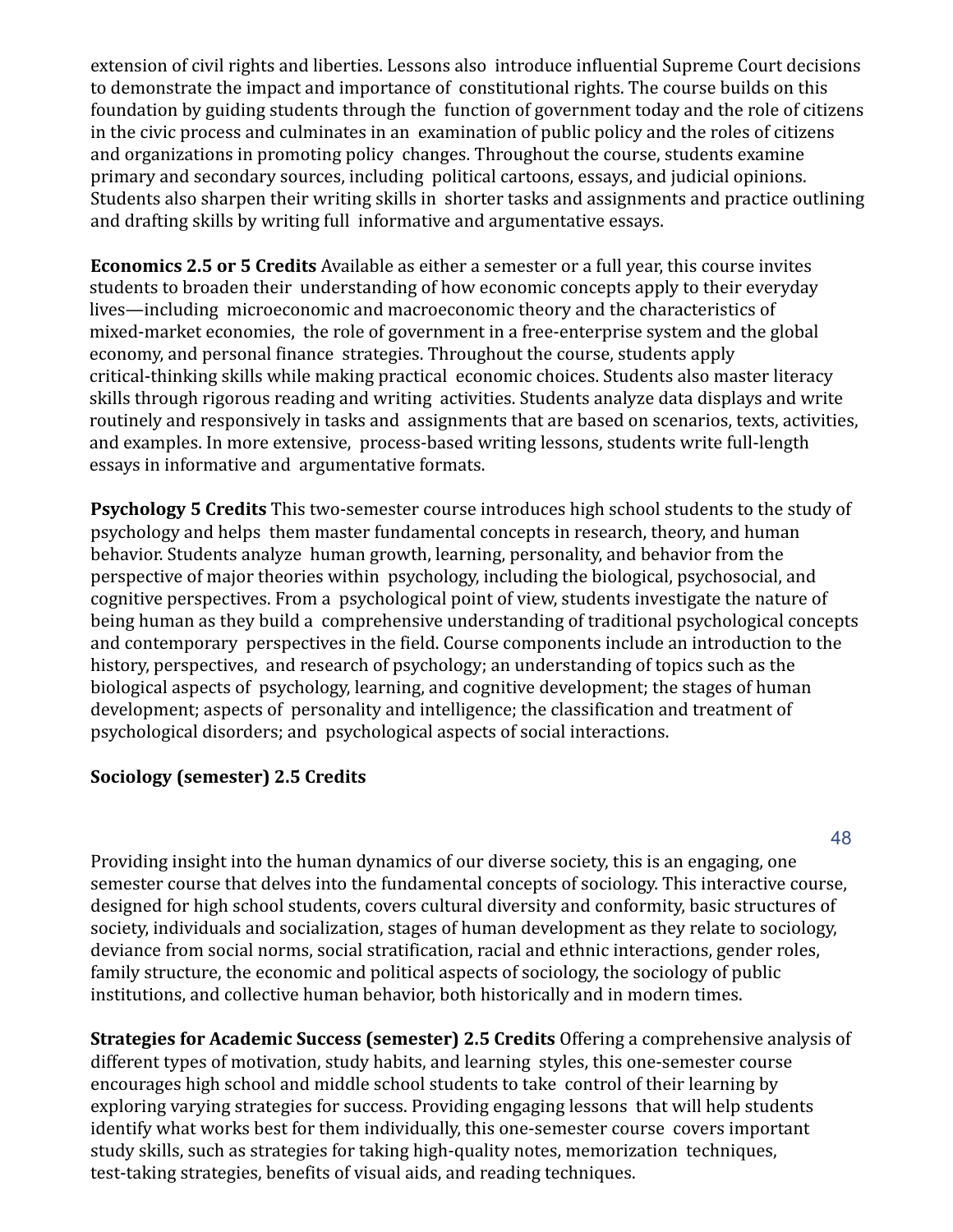extension of civil rights and liberties. Lessons also introduce influential Supreme Court decisions to demonstrate the impact and importance of constitutional rights. The course builds on this foundation by guiding students through the function of government today and the role of citizens in the civic process and culminates in an examination of public policy and the roles of citizens and organizations in promoting policy changes. Throughout the course, students examine primary and secondary sources, including political cartoons, essays, and judicial opinions. Students also sharpen their writing skills in shorter tasks and assignments and practice outlining and drafting skills by writing full informative and argumentative essays.

**Economics 2.5 or 5 Credits** Available as either a semester or a full year, this course invites students to broaden their understanding of how economic concepts apply to their everyday lives—including microeconomic and macroeconomic theory and the characteristics of mixed-market economies, the role of government in a free-enterprise system and the global economy, and personal finance strategies. Throughout the course, students apply critical-thinking skills while making practical economic choices. Students also master literacy skills through rigorous reading and writing activities. Students analyze data displays and write routinely and responsively in tasks and assignments that are based on scenarios, texts, activities, and examples. In more extensive, process-based writing lessons, students write full-length essays in informative and argumentative formats.

**Psychology 5 Credits** This two-semester course introduces high school students to the study of psychology and helps them master fundamental concepts in research, theory, and human behavior. Students analyze human growth, learning, personality, and behavior from the perspective of major theories within psychology, including the biological, psychosocial, and cognitive perspectives. From a psychological point of view, students investigate the nature of being human as they build a comprehensive understanding of traditional psychological concepts and contemporary perspectives in the field. Course components include an introduction to the history, perspectives, and research of psychology; an understanding of topics such as the biological aspects of psychology, learning, and cognitive development; the stages of human development; aspects of personality and intelligence; the classification and treatment of psychological disorders; and psychological aspects of social interactions.

**Sociology (semester) 2.5 Credits**

Providing insight into the human dynamics of our diverse society, this is an engaging, one semester course that delves into the fundamental concepts of sociology. This interactive course, designed for high school students, covers cultural diversity and conformity, basic structures of society, individuals and socialization, stages of human development as they relate to sociology, deviance from social norms, social stratification, racial and ethnic interactions, gender roles, family structure, the economic and political aspects of sociology, the sociology of public institutions, and collective human behavior, both historically and in modern times.

**Strategies for Academic Success (semester) 2.5 Credits** Offering a comprehensive analysis of different types of motivation, study habits, and learning styles, this one-semester course encourages high school and middle school students to take control of their learning by exploring varying strategies for success. Providing engaging lessons that will help students identify what works best for them individually, this one-semester course covers important study skills, such as strategies for taking high-quality notes, memorization techniques, test-taking strategies, benefits of visual aids, and reading techniques.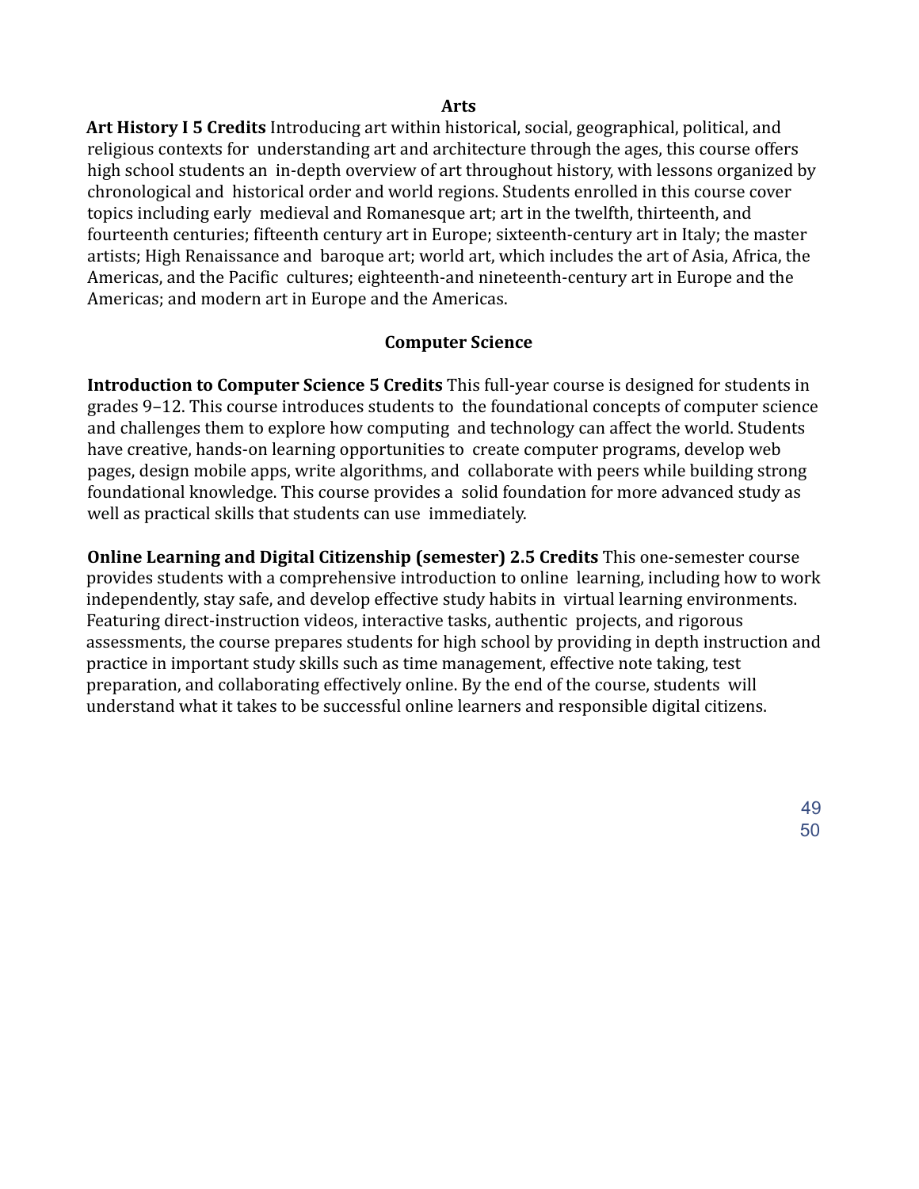## Arts

**Art History I 5 Credits** Introducing art within historical, social, geographical, political, and religious contexts for understanding art and architecture through the ages, this course offers high school students an in-depth overview of art throughout history, with lessons organized by chronological and historical order and world regions. Students enrolled in this course cover topics including early medieval and Romanesque art; art in the twelfth, thirteenth, and fourteenth centuries; fifteenth century art in Europe; sixteenth-century art in Italy; the master artists; High Renaissance and baroque art; world art, which includes the art of Asia, Africa, the Americas, and the Pacific cultures; eighteenth-and nineteenth-century art in Europe and the Americas; and modern art in Europe and the Americas.

## Computer Science

**Introduction to Computer Science 5 Credits** This full-year course is designed for students in grades 9–12. This course introduces students to the foundational concepts of computer science and challenges them to explore how computing and technology can affect the world. Students have creative, hands-on learning opportunities to create computer programs, develop web pages, design mobile apps, write algorithms, and collaborate with peers while building strong foundational knowledge. This course provides a solid foundation for more advanced study as well as practical skills that students can use immediately.

**Online Learning and Digital Citizenship (semester) 2.5 Credits** This one-semester course provides students with a comprehensive introduction to online learning, including how to work independently, stay safe, and develop effective study habits in virtual learning environments. Featuring direct-instruction videos, interactive tasks, authentic projects, and rigorous assessments, the course prepares students for high school by providing in depth instruction and practice in important study skills such as time management, effective note taking, test preparation, and collaborating effectively online. By the end of the course, students will understand what it takes to be successful online learners and responsible digital citizens.